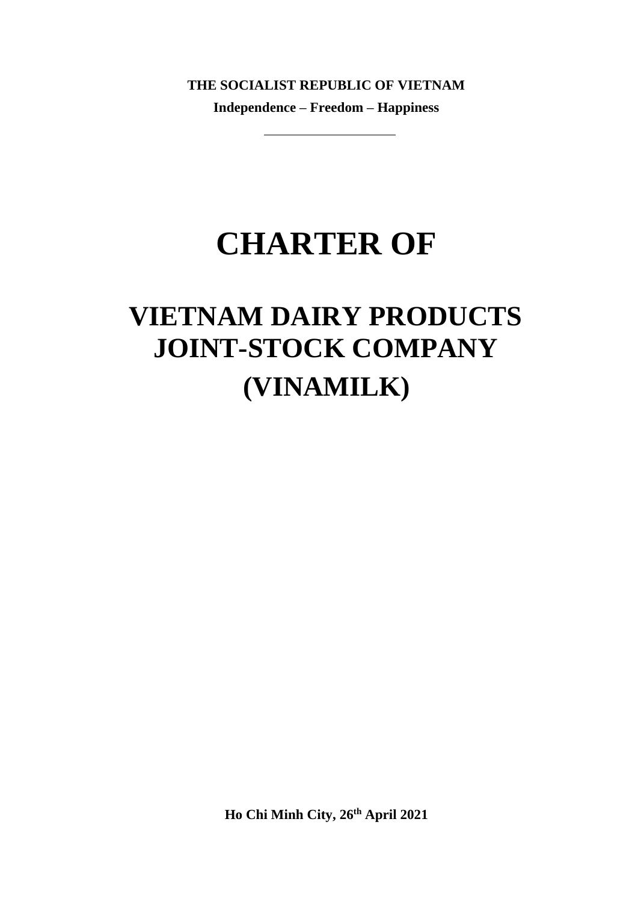**THE SOCIALIST REPUBLIC OF VIETNAM**

**Independence – Freedom – Happiness**

---

# CHARTER OF

# VIETNAM DAIRY PRODUCTS JOINT-STOCK COMPANY

# (VINAMILK)

**Ho Chi Minh City, 26th April 2021**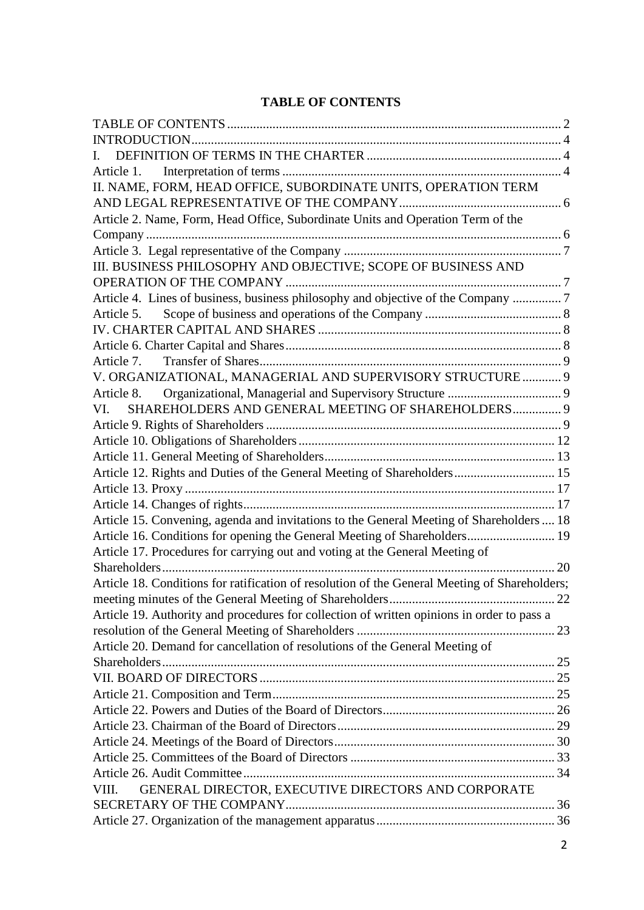# TABLE OF CONTENTS

TABLE OF CONTENTS ........................................................................................................ 2
INTRODUCTION.................................................................................................................. 4
I. DEFINITION OF TERMS IN THE CHARTER ........................................................... 4
Article 1. Interpretation of terms ..................................................................................... 4
II. NAME, FORM, HEAD OFFICE, SUBORDINATE UNITS, OPERATION TERM AND LEGAL REPRESENTATIVE OF THE COMPANY.................................................. 6
Article 2. Name, Form, Head Office, Subordinate Units and Operation Term of the Company ................................................................................................................................ 6
Article 3. Legal representative of the Company ................................................................... 7
III. BUSINESS PHILOSOPHY AND OBJECTIVE; SCOPE OF BUSINESS AND OPERATION OF THE COMPANY .................................................................................... 7
Article 4. Lines of business, business philosophy and objective of the Company ............... 7
Article 5. Scope of business and operations of the Company .......................................... 8
IV. CHARTER CAPITAL AND SHARES ........................................................................... 8
Article 6. Charter Capital and Shares..................................................................................... 8
Article 7. Transfer of Shares............................................................................................. 9
V. ORGANIZATIONAL, MANAGERIAL AND SUPERVISORY STRUCTURE ............ 9
Article 8. Organizational, Managerial and Supervisory Structure ................................... 9
VI. SHAREHOLDERS AND GENERAL MEETING OF SHAREHOLDERS............... 9
Article 9. Rights of Shareholders ........................................................................................... 9
Article 10. Obligations of Shareholders ............................................................................... 12
Article 11. General Meeting of Shareholders....................................................................... 13
Article 12. Rights and Duties of the General Meeting of Shareholders............................... 15
Article 13. Proxy .................................................................................................................. 17
Article 14. Changes of rights................................................................................................ 17
Article 15. Convening, agenda and invitations to the General Meeting of Shareholders .... 18
Article 16. Conditions for opening the General Meeting of Shareholders........................... 19
Article 17. Procedures for carrying out and voting at the General Meeting of Shareholders........................................................................................................................ 20
Article 18. Conditions for ratification of resolution of the General Meeting of Shareholders; meeting minutes of the General Meeting of Shareholders................................................... 22
Article 19. Authority and procedures for collection of written opinions in order to pass a resolution of the General Meeting of Shareholders ............................................................ 23
Article 20. Demand for cancellation of resolutions of the General Meeting of Shareholders........................................................................................................................ 25
VII. BOARD OF DIRECTORS ........................................................................................... 25
Article 21. Composition and Term....................................................................................... 25
Article 22. Powers and Duties of the Board of Directors..................................................... 26
Article 23. Chairman of the Board of Directors................................................................... 29
Article 24. Meetings of the Board of Directors.................................................................... 30
Article 25. Committees of the Board of Directors ............................................................... 33
Article 26. Audit Committee................................................................................................ 34
VIII. GENERAL DIRECTOR, EXECUTIVE DIRECTORS AND CORPORATE SECRETARY OF THE COMPANY.................................................................................. 36
Article 27. Organization of the management apparatus....................................................... 36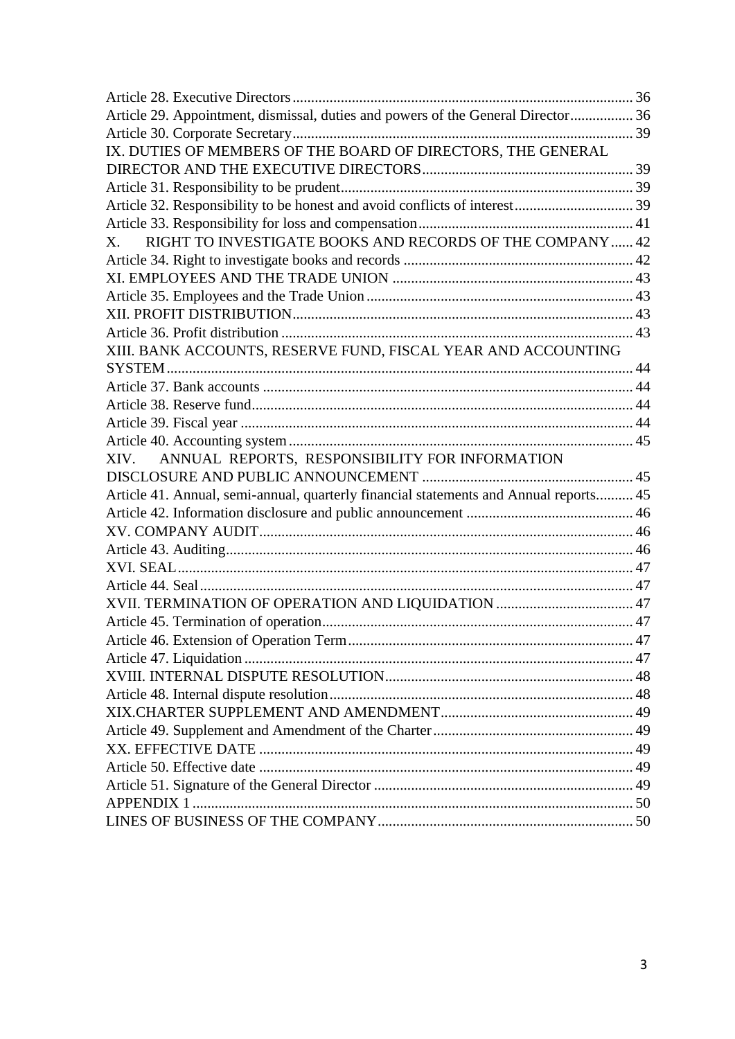Article 28. Executive Directors ........................................................................................ 36
Article 29. Appointment, dismissal, duties and powers of the General Director ................. 36
Article 30. Corporate Secretary ........................................................................................ 39
IX. DUTIES OF MEMBERS OF THE BOARD OF DIRECTORS, THE GENERAL DIRECTOR AND THE EXECUTIVE DIRECTORS ......................................................... 39
Article 31. Responsibility to be prudent .............................................................................. 39
Article 32. Responsibility to be honest and avoid conflicts of interest ................................ 39
Article 33. Responsibility for loss and compensation .......................................................... 41
X. RIGHT TO INVESTIGATE BOOKS AND RECORDS OF THE COMPANY ...... 42
Article 34. Right to investigate books and records ............................................................. 42
XI. EMPLOYEES AND THE TRADE UNION ................................................................ 43
Article 35. Employees and the Trade Union ....................................................................... 43
XII. PROFIT DISTRIBUTION ........................................................................................... 43
Article 36. Profit distribution .............................................................................................. 43
XIII. BANK ACCOUNTS, RESERVE FUND, FISCAL YEAR AND ACCOUNTING SYSTEM ............................................................................................................................ 44
Article 37. Bank accounts ................................................................................................... 44
Article 38. Reserve fund ...................................................................................................... 44
Article 39. Fiscal year ......................................................................................................... 44
Article 40. Accounting system ............................................................................................ 45
XIV. ANNUAL REPORTS, RESPONSIBILITY FOR INFORMATION DISCLOSURE AND PUBLIC ANNOUNCEMENT ........................................................ 45
Article 41. Annual, semi-annual, quarterly financial statements and Annual reports .......... 45
Article 42. Information disclosure and public announcement ............................................ 46
XV. COMPANY AUDIT .................................................................................................... 46
Article 43. Auditing ............................................................................................................. 46
XVI. SEAL ......................................................................................................................... 47
Article 44. Seal .................................................................................................................... 47
XVII. TERMINATION OF OPERATION AND LIQUIDATION ..................................... 47
Article 45. Termination of operation ................................................................................... 47
Article 46. Extension of Operation Term ............................................................................ 47
Article 47. Liquidation ........................................................................................................ 47
XVIII. INTERNAL DISPUTE RESOLUTION .................................................................. 48
Article 48. Internal dispute resolution ................................................................................. 48
XIX.CHARTER SUPPLEMENT AND AMENDMENT ................................................... 49
Article 49. Supplement and Amendment of the Charter ..................................................... 49
XX. EFFECTIVE DATE .................................................................................................... 49
Article 50. Effective date .................................................................................................... 49
Article 51. Signature of the General Director ..................................................................... 49
APPENDIX 1 ...................................................................................................................... 50
LINES OF BUSINESS OF THE COMPANY .................................................................... 50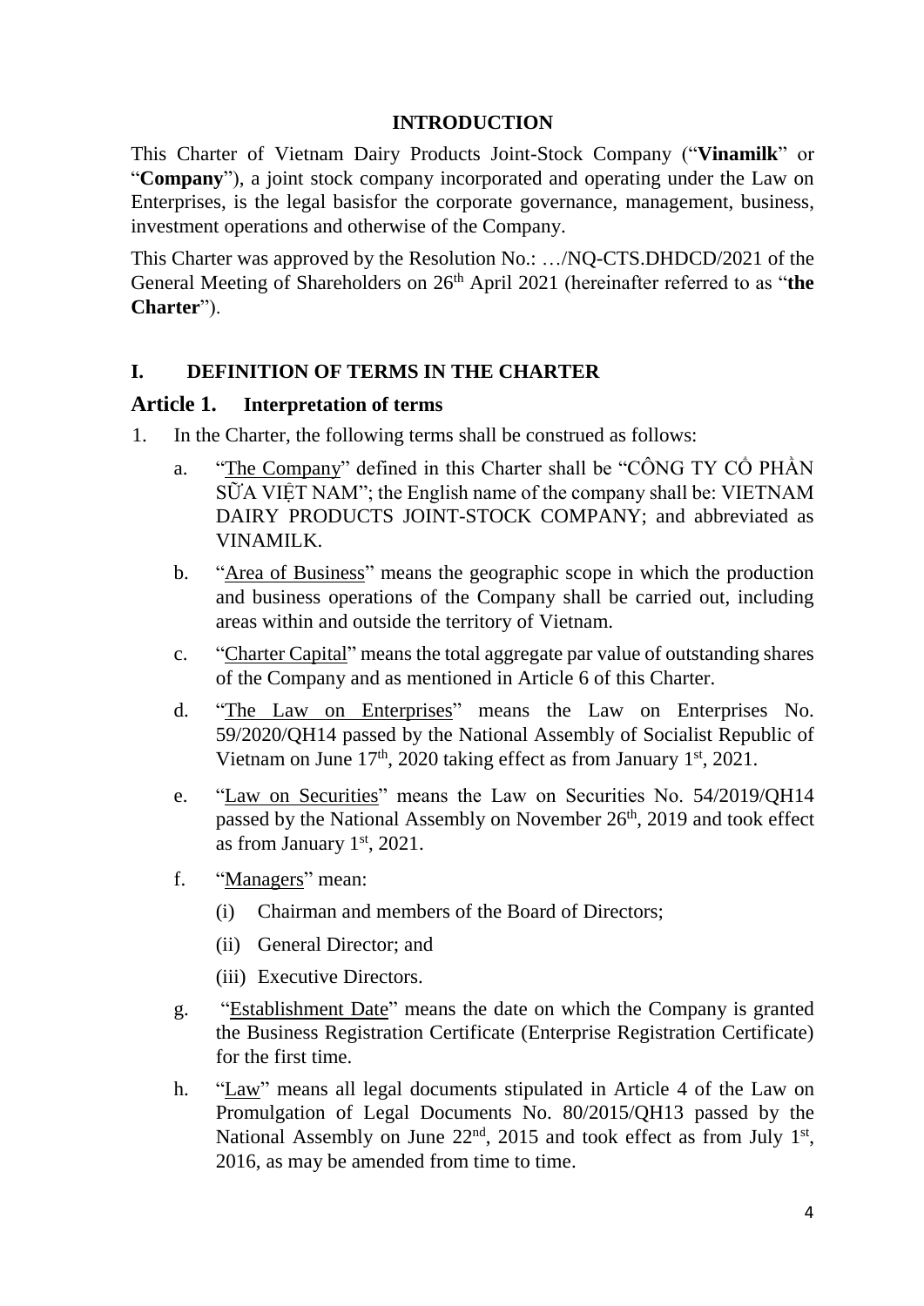# INTRODUCTION

This Charter of Vietnam Dairy Products Joint-Stock Company ("**Vinamilk**" or "**Company**"), a joint stock company incorporated and operating under the Law on Enterprises, is the legal basisfor the corporate governance, management, business, investment operations and otherwise of the Company.

This Charter was approved by the Resolution No.: …/NQ-CTS.DHDCD/2021 of the General Meeting of Shareholders on 26th April 2021 (hereinafter referred to as "**the Charter**").

## I. DEFINITION OF TERMS IN THE CHARTER

### Article 1. Interpretation of terms

1. In the Charter, the following terms shall be construed as follows:

   a. "The Company" defined in this Charter shall be "CÔNG TY CỔ PHẦN SỮA VIỆT NAM"; the English name of the company shall be: VIETNAM DAIRY PRODUCTS JOINT-STOCK COMPANY; and abbreviated as VINAMILK.

   b. "Area of Business" means the geographic scope in which the production and business operations of the Company shall be carried out, including areas within and outside the territory of Vietnam.

   c. "Charter Capital" means the total aggregate par value of outstanding shares of the Company and as mentioned in Article 6 of this Charter.

   d. "The Law on Enterprises" means the Law on Enterprises No. 59/2020/QH14 passed by the National Assembly of Socialist Republic of Vietnam on June 17th, 2020 taking effect as from January 1st, 2021.

   e. "Law on Securities" means the Law on Securities No. 54/2019/QH14 passed by the National Assembly on November 26th, 2019 and took effect as from January 1st, 2021.

   f. "Managers" mean:

      (i) Chairman and members of the Board of Directors;

      (ii) General Director; and

      (iii) Executive Directors.

   g. "Establishment Date" means the date on which the Company is granted the Business Registration Certificate (Enterprise Registration Certificate) for the first time.

   h. "Law" means all legal documents stipulated in Article 4 of the Law on Promulgation of Legal Documents No. 80/2015/QH13 passed by the National Assembly on June 22nd, 2015 and took effect as from July 1st, 2016, as may be amended from time to time.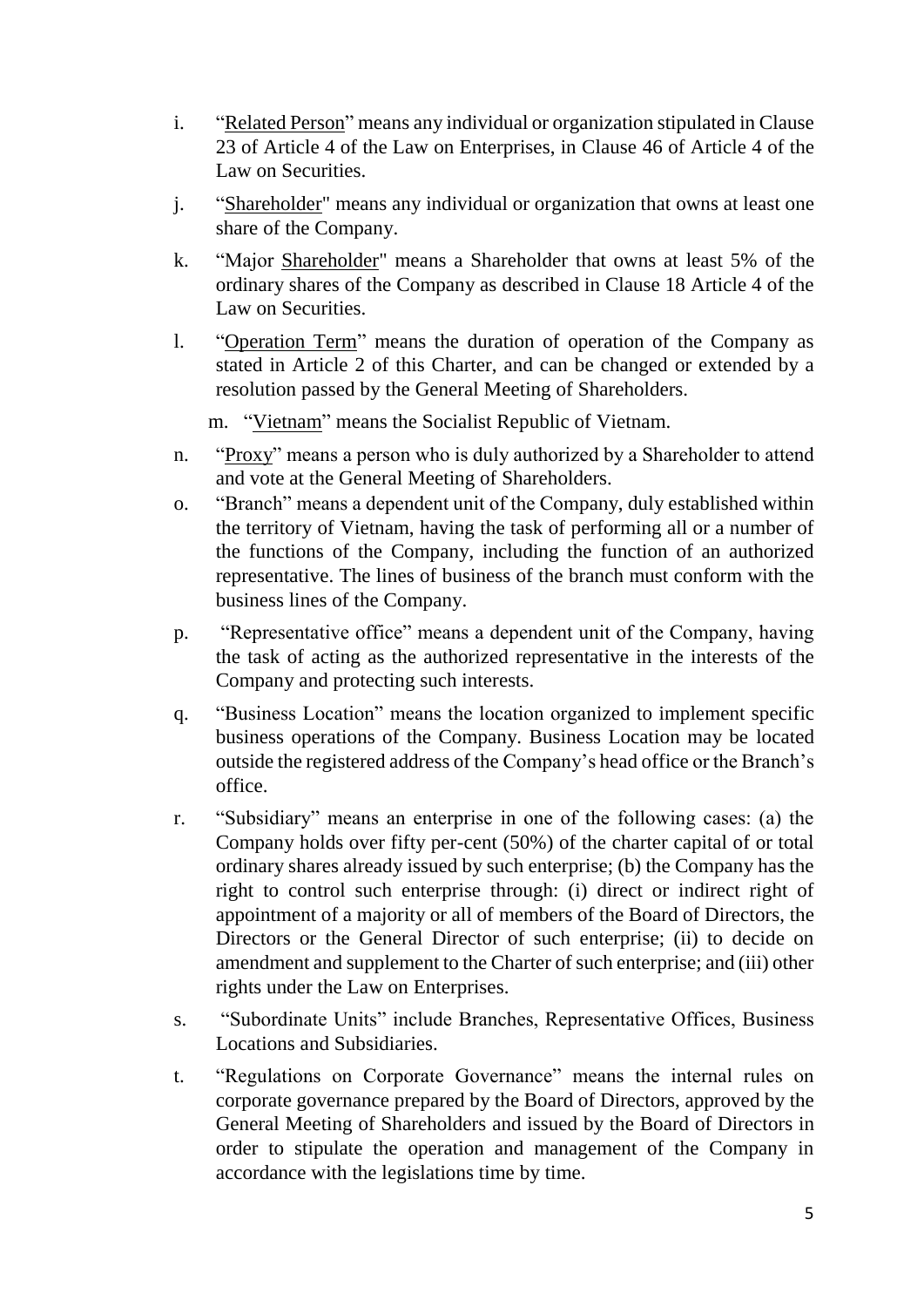i. "Related Person" means any individual or organization stipulated in Clause 23 of Article 4 of the Law on Enterprises, in Clause 46 of Article 4 of the Law on Securities.

j. "Shareholder" means any individual or organization that owns at least one share of the Company.

k. "Major Shareholder" means a Shareholder that owns at least 5% of the ordinary shares of the Company as described in Clause 18 Article 4 of the Law on Securities.

l. "Operation Term" means the duration of operation of the Company as stated in Article 2 of this Charter, and can be changed or extended by a resolution passed by the General Meeting of Shareholders.

m. "Vietnam" means the Socialist Republic of Vietnam.

n. "Proxy" means a person who is duly authorized by a Shareholder to attend and vote at the General Meeting of Shareholders.

o. "Branch" means a dependent unit of the Company, duly established within the territory of Vietnam, having the task of performing all or a number of the functions of the Company, including the function of an authorized representative. The lines of business of the branch must conform with the business lines of the Company.

p. "Representative office" means a dependent unit of the Company, having the task of acting as the authorized representative in the interests of the Company and protecting such interests.

q. "Business Location" means the location organized to implement specific business operations of the Company. Business Location may be located outside the registered address of the Company's head office or the Branch's office.

r. "Subsidiary" means an enterprise in one of the following cases: (a) the Company holds over fifty per-cent (50%) of the charter capital of or total ordinary shares already issued by such enterprise; (b) the Company has the right to control such enterprise through: (i) direct or indirect right of appointment of a majority or all of members of the Board of Directors, the Directors or the General Director of such enterprise; (ii) to decide on amendment and supplement to the Charter of such enterprise; and (iii) other rights under the Law on Enterprises.

s. "Subordinate Units" include Branches, Representative Offices, Business Locations and Subsidiaries.

t. "Regulations on Corporate Governance" means the internal rules on corporate governance prepared by the Board of Directors, approved by the General Meeting of Shareholders and issued by the Board of Directors in order to stipulate the operation and management of the Company in accordance with the legislations time by time.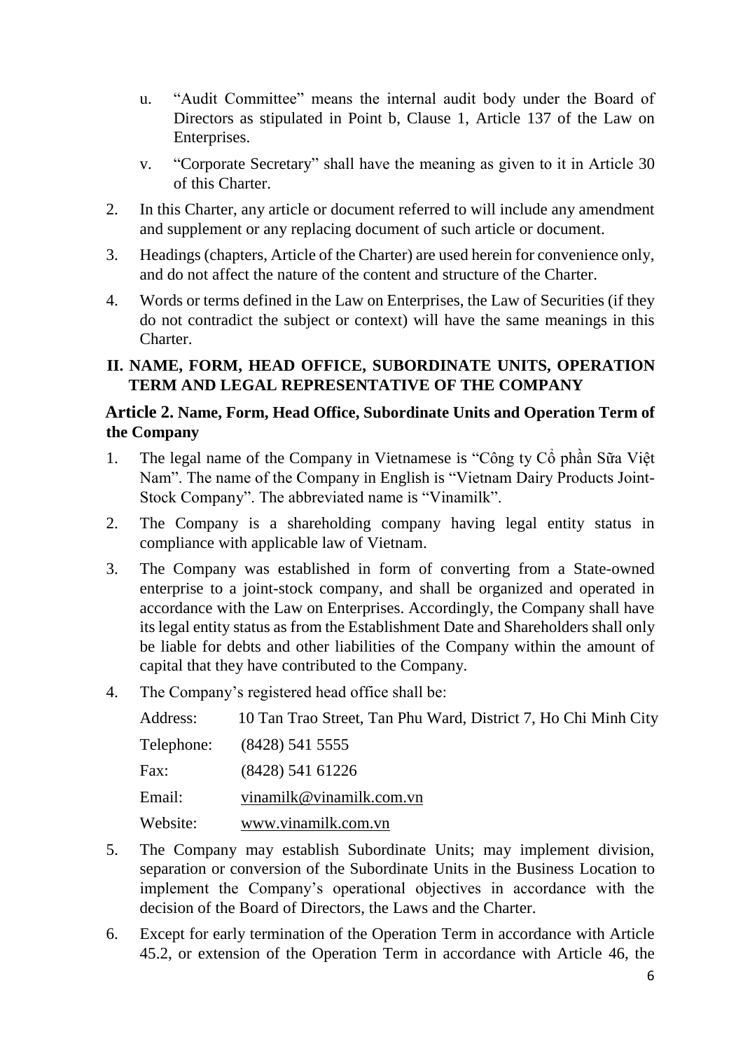u. "Audit Committee" means the internal audit body under the Board of Directors as stipulated in Point b, Clause 1, Article 137 of the Law on Enterprises.

v. "Corporate Secretary" shall have the meaning as given to it in Article 30 of this Charter.

2. In this Charter, any article or document referred to will include any amendment and supplement or any replacing document of such article or document.

3. Headings (chapters, Article of the Charter) are used herein for convenience only, and do not affect the nature of the content and structure of the Charter.

4. Words or terms defined in the Law on Enterprises, the Law of Securities (if they do not contradict the subject or context) will have the same meanings in this Charter.

## II. NAME, FORM, HEAD OFFICE, SUBORDINATE UNITS, OPERATION TERM AND LEGAL REPRESENTATIVE OF THE COMPANY

### Article 2. Name, Form, Head Office, Subordinate Units and Operation Term of the Company

1. The legal name of the Company in Vietnamese is "Công ty Cổ phần Sữa Việt Nam". The name of the Company in English is "Vietnam Dairy Products Joint-Stock Company". The abbreviated name is "Vinamilk".

2. The Company is a shareholding company having legal entity status in compliance with applicable law of Vietnam.

3. The Company was established in form of converting from a State-owned enterprise to a joint-stock company, and shall be organized and operated in accordance with the Law on Enterprises. Accordingly, the Company shall have its legal entity status as from the Establishment Date and Shareholders shall only be liable for debts and other liabilities of the Company within the amount of capital that they have contributed to the Company.

4. The Company's registered head office shall be:

   Address: 10 Tan Trao Street, Tan Phu Ward, District 7, Ho Chi Minh City

   Telephone: (8428) 541 5555

   Fax: (8428) 541 61226

   Email: vinamilk@vinamilk.com.vn

   Website: www.vinamilk.com.vn

5. The Company may establish Subordinate Units; may implement division, separation or conversion of the Subordinate Units in the Business Location to implement the Company's operational objectives in accordance with the decision of the Board of Directors, the Laws and the Charter.

6. Except for early termination of the Operation Term in accordance with Article 45.2, or extension of the Operation Term in accordance with Article 46, the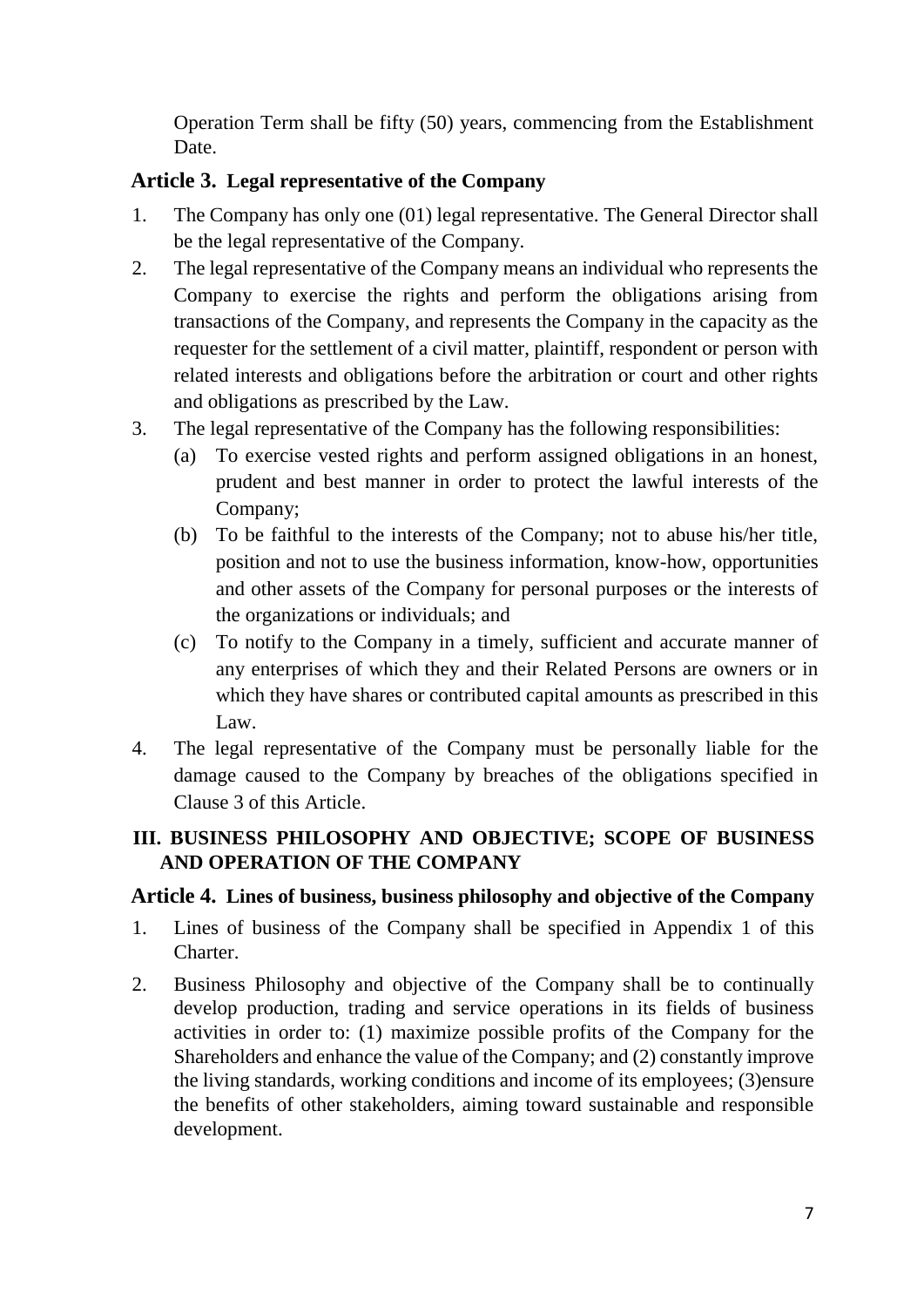Operation Term shall be fifty (50) years, commencing from the Establishment Date.

## Article 3. Legal representative of the Company

1. The Company has only one (01) legal representative. The General Director shall be the legal representative of the Company.
2. The legal representative of the Company means an individual who represents the Company to exercise the rights and perform the obligations arising from transactions of the Company, and represents the Company in the capacity as the requester for the settlement of a civil matter, plaintiff, respondent or person with related interests and obligations before the arbitration or court and other rights and obligations as prescribed by the Law.
3. The legal representative of the Company has the following responsibilities:
   (a) To exercise vested rights and perform assigned obligations in an honest, prudent and best manner in order to protect the lawful interests of the Company;
   (b) To be faithful to the interests of the Company; not to abuse his/her title, position and not to use the business information, know-how, opportunities and other assets of the Company for personal purposes or the interests of the organizations or individuals; and
   (c) To notify to the Company in a timely, sufficient and accurate manner of any enterprises of which they and their Related Persons are owners or in which they have shares or contributed capital amounts as prescribed in this Law.
4. The legal representative of the Company must be personally liable for the damage caused to the Company by breaches of the obligations specified in Clause 3 of this Article.

# III. BUSINESS PHILOSOPHY AND OBJECTIVE; SCOPE OF BUSINESS AND OPERATION OF THE COMPANY

## Article 4. Lines of business, business philosophy and objective of the Company

1. Lines of business of the Company shall be specified in Appendix 1 of this Charter.
2. Business Philosophy and objective of the Company shall be to continually develop production, trading and service operations in its fields of business activities in order to: (1) maximize possible profits of the Company for the Shareholders and enhance the value of the Company; and (2) constantly improve the living standards, working conditions and income of its employees; (3)ensure the benefits of other stakeholders, aiming toward sustainable and responsible development.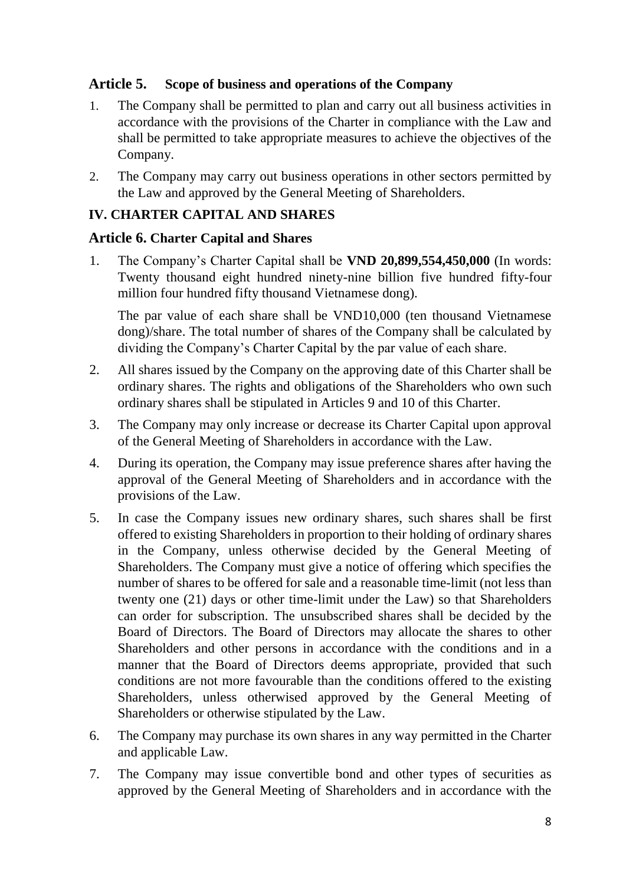## Article 5. Scope of business and operations of the Company

1. The Company shall be permitted to plan and carry out all business activities in accordance with the provisions of the Charter in compliance with the Law and shall be permitted to take appropriate measures to achieve the objectives of the Company.
2. The Company may carry out business operations in other sectors permitted by the Law and approved by the General Meeting of Shareholders.

# IV. CHARTER CAPITAL AND SHARES

## Article 6. Charter Capital and Shares

1. The Company's Charter Capital shall be **VND 20,899,554,450,000** (In words: Twenty thousand eight hundred ninety-nine billion five hundred fifty-four million four hundred fifty thousand Vietnamese dong).

   The par value of each share shall be VND10,000 (ten thousand Vietnamese dong)/share. The total number of shares of the Company shall be calculated by dividing the Company's Charter Capital by the par value of each share.

2. All shares issued by the Company on the approving date of this Charter shall be ordinary shares. The rights and obligations of the Shareholders who own such ordinary shares shall be stipulated in Articles 9 and 10 of this Charter.
3. The Company may only increase or decrease its Charter Capital upon approval of the General Meeting of Shareholders in accordance with the Law.
4. During its operation, the Company may issue preference shares after having the approval of the General Meeting of Shareholders and in accordance with the provisions of the Law.
5. In case the Company issues new ordinary shares, such shares shall be first offered to existing Shareholders in proportion to their holding of ordinary shares in the Company, unless otherwise decided by the General Meeting of Shareholders. The Company must give a notice of offering which specifies the number of shares to be offered for sale and a reasonable time-limit (not less than twenty one (21) days or other time-limit under the Law) so that Shareholders can order for subscription. The unsubscribed shares shall be decided by the Board of Directors. The Board of Directors may allocate the shares to other Shareholders and other persons in accordance with the conditions and in a manner that the Board of Directors deems appropriate, provided that such conditions are not more favourable than the conditions offered to the existing Shareholders, unless otherwised approved by the General Meeting of Shareholders or otherwise stipulated by the Law.
6. The Company may purchase its own shares in any way permitted in the Charter and applicable Law.
7. The Company may issue convertible bond and other types of securities as approved by the General Meeting of Shareholders and in accordance with the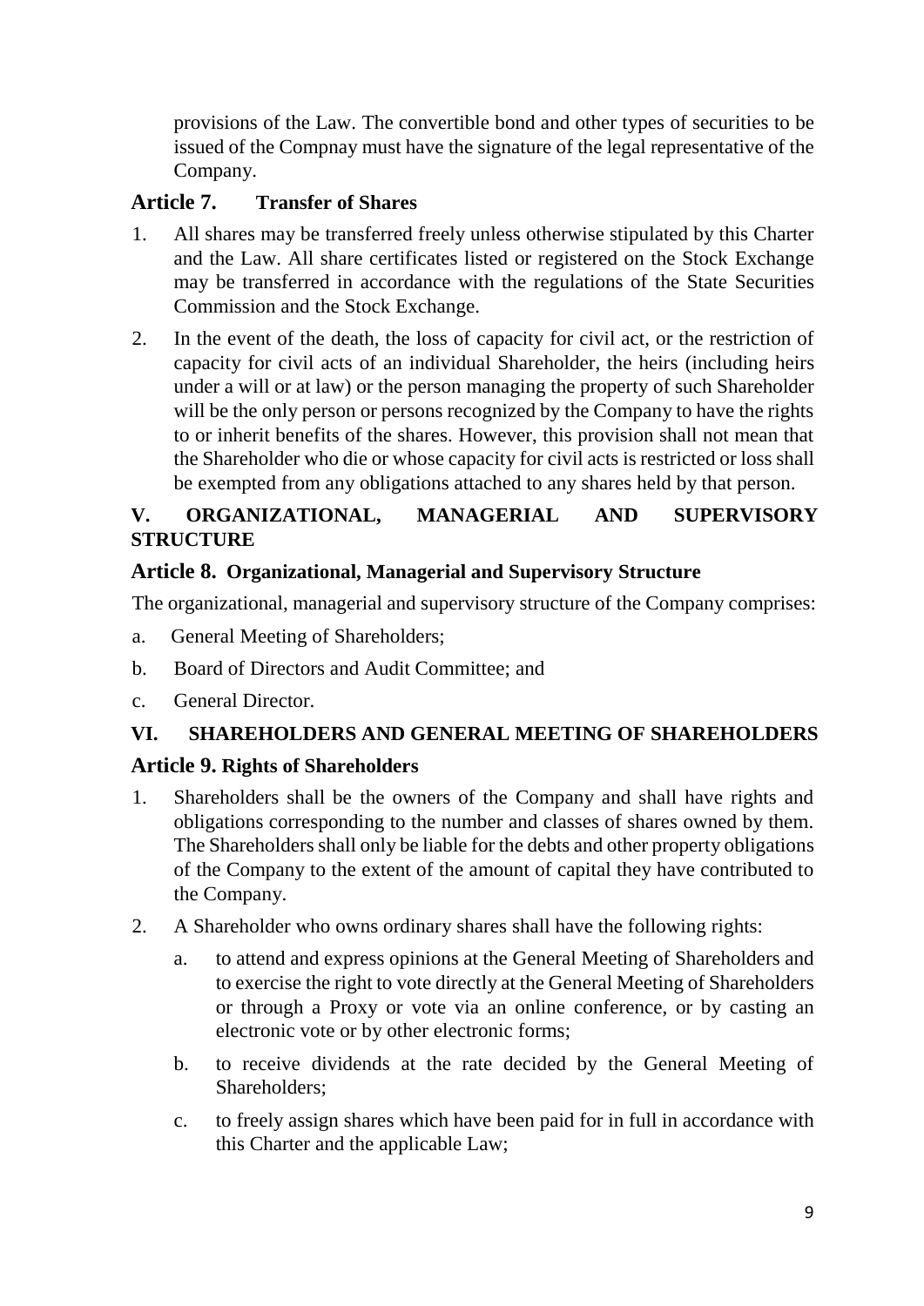provisions of the Law. The convertible bond and other types of securities to be issued of the Compnay must have the signature of the legal representative of the Company.

### Article 7. Transfer of Shares

1. All shares may be transferred freely unless otherwise stipulated by this Charter and the Law. All share certificates listed or registered on the Stock Exchange may be transferred in accordance with the regulations of the State Securities Commission and the Stock Exchange.
2. In the event of the death, the loss of capacity for civil act, or the restriction of capacity for civil acts of an individual Shareholder, the heirs (including heirs under a will or at law) or the person managing the property of such Shareholder will be the only person or persons recognized by the Company to have the rights to or inherit benefits of the shares. However, this provision shall not mean that the Shareholder who die or whose capacity for civil acts is restricted or loss shall be exempted from any obligations attached to any shares held by that person.

## V. ORGANIZATIONAL, MANAGERIAL AND SUPERVISORY STRUCTURE

### Article 8. Organizational, Managerial and Supervisory Structure

The organizational, managerial and supervisory structure of the Company comprises:

a. General Meeting of Shareholders;

b. Board of Directors and Audit Committee; and

c. General Director.

## VI. SHAREHOLDERS AND GENERAL MEETING OF SHAREHOLDERS

### Article 9. Rights of Shareholders

1. Shareholders shall be the owners of the Company and shall have rights and obligations corresponding to the number and classes of shares owned by them. The Shareholders shall only be liable for the debts and other property obligations of the Company to the extent of the amount of capital they have contributed to the Company.
2. A Shareholder who owns ordinary shares shall have the following rights:
   a. to attend and express opinions at the General Meeting of Shareholders and to exercise the right to vote directly at the General Meeting of Shareholders or through a Proxy or vote via an online conference, or by casting an electronic vote or by other electronic forms;
   
   b. to receive dividends at the rate decided by the General Meeting of Shareholders;
   
   c. to freely assign shares which have been paid for in full in accordance with this Charter and the applicable Law;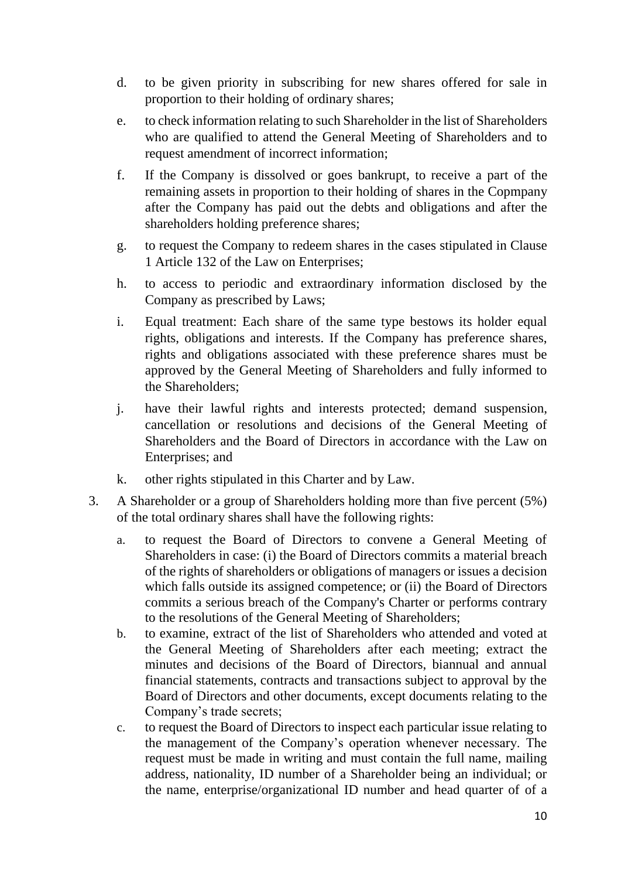d. to be given priority in subscribing for new shares offered for sale in proportion to their holding of ordinary shares;

e. to check information relating to such Shareholder in the list of Shareholders who are qualified to attend the General Meeting of Shareholders and to request amendment of incorrect information;

f. If the Company is dissolved or goes bankrupt, to receive a part of the remaining assets in proportion to their holding of shares in the Copmpany after the Company has paid out the debts and obligations and after the shareholders holding preference shares;

g. to request the Company to redeem shares in the cases stipulated in Clause 1 Article 132 of the Law on Enterprises;

h. to access to periodic and extraordinary information disclosed by the Company as prescribed by Laws;

i. Equal treatment: Each share of the same type bestows its holder equal rights, obligations and interests. If the Company has preference shares, rights and obligations associated with these preference shares must be approved by the General Meeting of Shareholders and fully informed to the Shareholders;

j. have their lawful rights and interests protected; demand suspension, cancellation or resolutions and decisions of the General Meeting of Shareholders and the Board of Directors in accordance with the Law on Enterprises; and

k. other rights stipulated in this Charter and by Law.

3. A Shareholder or a group of Shareholders holding more than five percent (5%) of the total ordinary shares shall have the following rights:

   a. to request the Board of Directors to convene a General Meeting of Shareholders in case: (i) the Board of Directors commits a material breach of the rights of shareholders or obligations of managers or issues a decision which falls outside its assigned competence; or (ii) the Board of Directors commits a serious breach of the Company's Charter or performs contrary to the resolutions of the General Meeting of Shareholders;

   b. to examine, extract of the list of Shareholders who attended and voted at the General Meeting of Shareholders after each meeting; extract the minutes and decisions of the Board of Directors, biannual and annual financial statements, contracts and transactions subject to approval by the Board of Directors and other documents, except documents relating to the Company's trade secrets;

   c. to request the Board of Directors to inspect each particular issue relating to the management of the Company's operation whenever necessary. The request must be made in writing and must contain the full name, mailing address, nationality, ID number of a Shareholder being an individual; or the name, enterprise/organizational ID number and head quarter of of a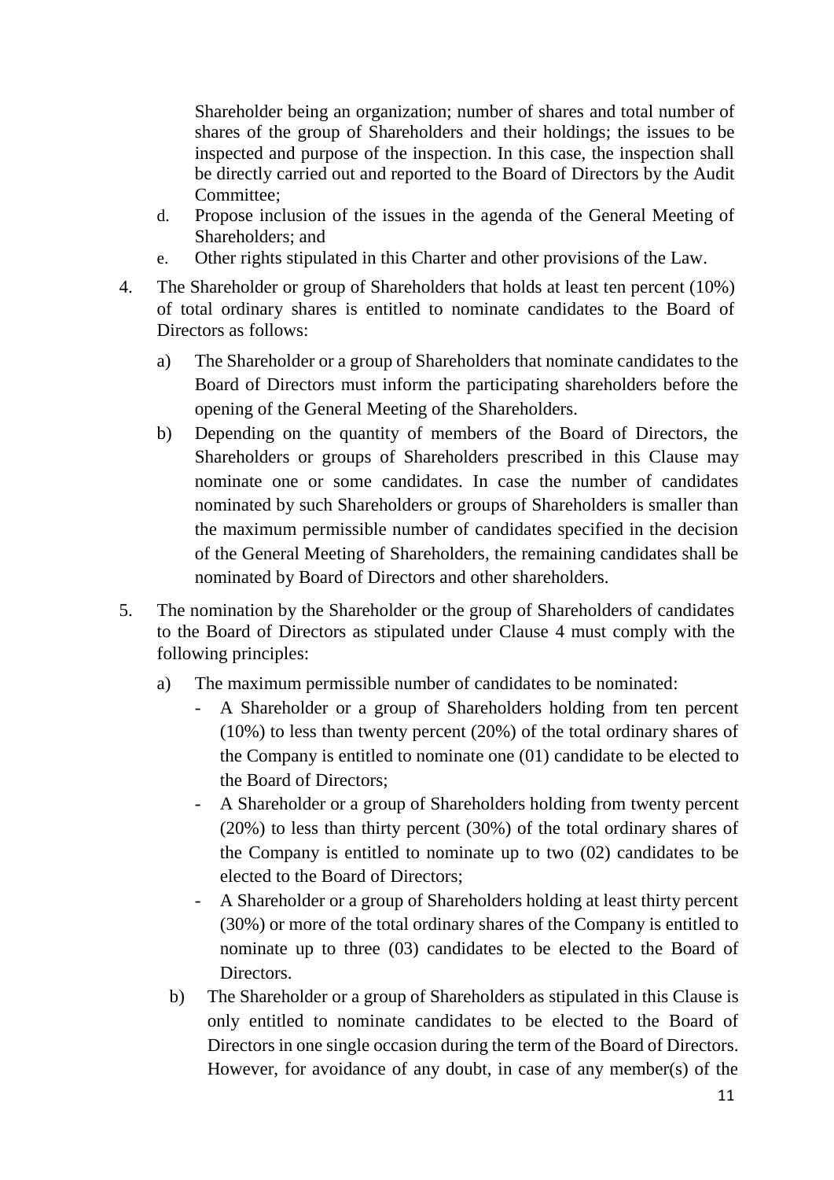Shareholder being an organization; number of shares and total number of shares of the group of Shareholders and their holdings; the issues to be inspected and purpose of the inspection. In this case, the inspection shall be directly carried out and reported to the Board of Directors by the Audit Committee;

d. Propose inclusion of the issues in the agenda of the General Meeting of Shareholders; and

e. Other rights stipulated in this Charter and other provisions of the Law.

4. The Shareholder or group of Shareholders that holds at least ten percent (10%) of total ordinary shares is entitled to nominate candidates to the Board of Directors as follows:

   a) The Shareholder or a group of Shareholders that nominate candidates to the Board of Directors must inform the participating shareholders before the opening of the General Meeting of the Shareholders.

   b) Depending on the quantity of members of the Board of Directors, the Shareholders or groups of Shareholders prescribed in this Clause may nominate one or some candidates. In case the number of candidates nominated by such Shareholders or groups of Shareholders is smaller than the maximum permissible number of candidates specified in the decision of the General Meeting of Shareholders, the remaining candidates shall be nominated by Board of Directors and other shareholders.

5. The nomination by the Shareholder or the group of Shareholders of candidates to the Board of Directors as stipulated under Clause 4 must comply with the following principles:

   a) The maximum permissible number of candidates to be nominated:

      - A Shareholder or a group of Shareholders holding from ten percent (10%) to less than twenty percent (20%) of the total ordinary shares of the Company is entitled to nominate one (01) candidate to be elected to the Board of Directors;
      - A Shareholder or a group of Shareholders holding from twenty percent (20%) to less than thirty percent (30%) of the total ordinary shares of the Company is entitled to nominate up to two (02) candidates to be elected to the Board of Directors;
      - A Shareholder or a group of Shareholders holding at least thirty percent (30%) or more of the total ordinary shares of the Company is entitled to nominate up to three (03) candidates to be elected to the Board of Directors.

   b) The Shareholder or a group of Shareholders as stipulated in this Clause is only entitled to nominate candidates to be elected to the Board of Directors in one single occasion during the term of the Board of Directors. However, for avoidance of any doubt, in case of any member(s) of the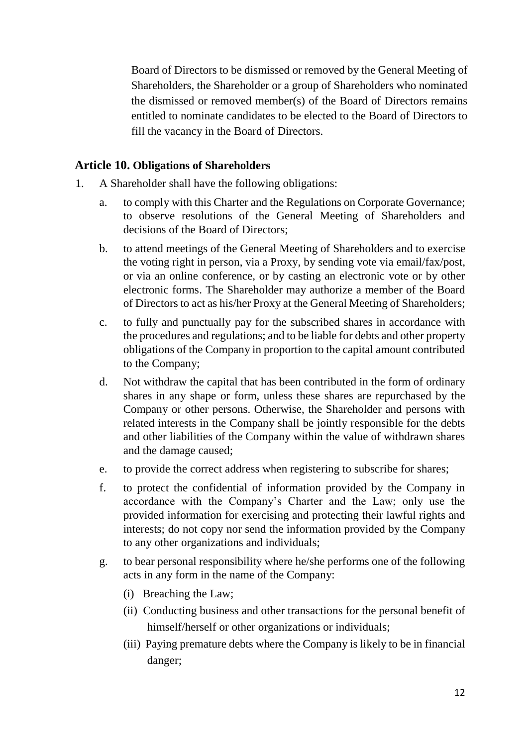Board of Directors to be dismissed or removed by the General Meeting of Shareholders, the Shareholder or a group of Shareholders who nominated the dismissed or removed member(s) of the Board of Directors remains entitled to nominate candidates to be elected to the Board of Directors to fill the vacancy in the Board of Directors.

## Article 10. Obligations of Shareholders

1. A Shareholder shall have the following obligations:

    a. to comply with this Charter and the Regulations on Corporate Governance; to observe resolutions of the General Meeting of Shareholders and decisions of the Board of Directors;

    b. to attend meetings of the General Meeting of Shareholders and to exercise the voting right in person, via a Proxy, by sending vote via email/fax/post, or via an online conference, or by casting an electronic vote or by other electronic forms. The Shareholder may authorize a member of the Board of Directors to act as his/her Proxy at the General Meeting of Shareholders;

    c. to fully and punctually pay for the subscribed shares in accordance with the procedures and regulations; and to be liable for debts and other property obligations of the Company in proportion to the capital amount contributed to the Company;

    d. Not withdraw the capital that has been contributed in the form of ordinary shares in any shape or form, unless these shares are repurchased by the Company or other persons. Otherwise, the Shareholder and persons with related interests in the Company shall be jointly responsible for the debts and other liabilities of the Company within the value of withdrawn shares and the damage caused;

    e. to provide the correct address when registering to subscribe for shares;

    f. to protect the confidential of information provided by the Company in accordance with the Company's Charter and the Law; only use the provided information for exercising and protecting their lawful rights and interests; do not copy nor send the information provided by the Company to any other organizations and individuals;

    g. to bear personal responsibility where he/she performs one of the following acts in any form in the name of the Company:

        (i) Breaching the Law;

        (ii) Conducting business and other transactions for the personal benefit of himself/herself or other organizations or individuals;

        (iii) Paying premature debts where the Company is likely to be in financial danger;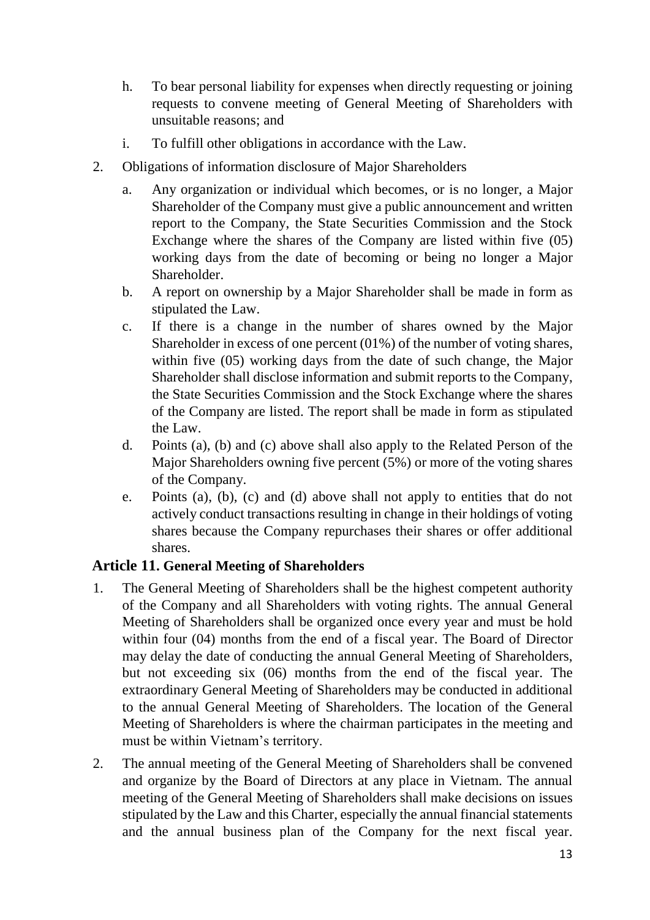h. To bear personal liability for expenses when directly requesting or joining requests to convene meeting of General Meeting of Shareholders with unsuitable reasons; and

i. To fulfill other obligations in accordance with the Law.

2. Obligations of information disclosure of Major Shareholders

   a. Any organization or individual which becomes, or is no longer, a Major Shareholder of the Company must give a public announcement and written report to the Company, the State Securities Commission and the Stock Exchange where the shares of the Company are listed within five (05) working days from the date of becoming or being no longer a Major Shareholder.

   b. A report on ownership by a Major Shareholder shall be made in form as stipulated the Law.

   c. If there is a change in the number of shares owned by the Major Shareholder in excess of one percent (01%) of the number of voting shares, within five (05) working days from the date of such change, the Major Shareholder shall disclose information and submit reports to the Company, the State Securities Commission and the Stock Exchange where the shares of the Company are listed. The report shall be made in form as stipulated the Law.

   d. Points (a), (b) and (c) above shall also apply to the Related Person of the Major Shareholders owning five percent (5%) or more of the voting shares of the Company.

   e. Points (a), (b), (c) and (d) above shall not apply to entities that do not actively conduct transactions resulting in change in their holdings of voting shares because the Company repurchases their shares or offer additional shares.

## Article 11. General Meeting of Shareholders

1. The General Meeting of Shareholders shall be the highest competent authority of the Company and all Shareholders with voting rights. The annual General Meeting of Shareholders shall be organized once every year and must be hold within four (04) months from the end of a fiscal year. The Board of Director may delay the date of conducting the annual General Meeting of Shareholders, but not exceeding six (06) months from the end of the fiscal year. The extraordinary General Meeting of Shareholders may be conducted in additional to the annual General Meeting of Shareholders. The location of the General Meeting of Shareholders is where the chairman participates in the meeting and must be within Vietnam's territory.

2. The annual meeting of the General Meeting of Shareholders shall be convened and organize by the Board of Directors at any place in Vietnam. The annual meeting of the General Meeting of Shareholders shall make decisions on issues stipulated by the Law and this Charter, especially the annual financial statements and the annual business plan of the Company for the next fiscal year.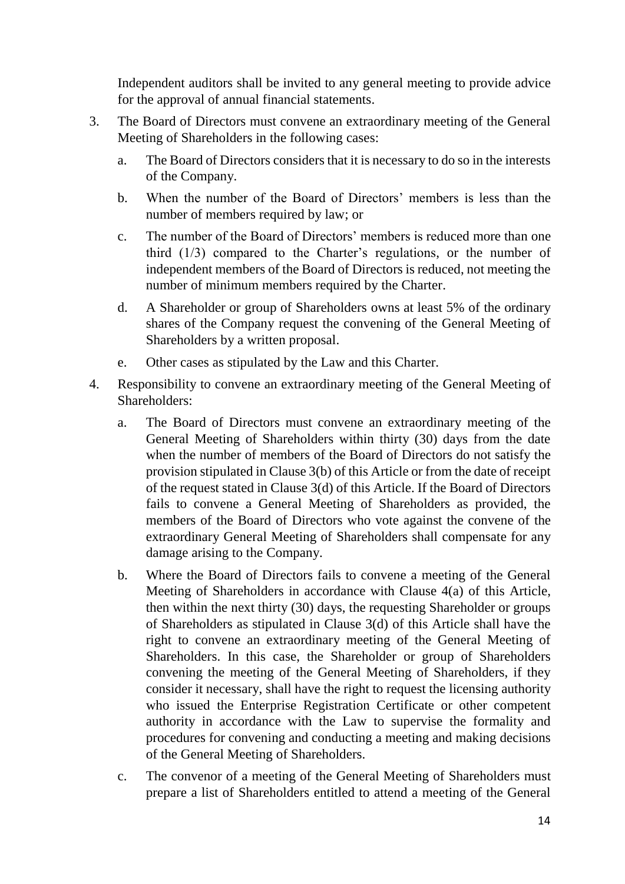Independent auditors shall be invited to any general meeting to provide advice for the approval of annual financial statements.

3. The Board of Directors must convene an extraordinary meeting of the General Meeting of Shareholders in the following cases:

   a. The Board of Directors considers that it is necessary to do so in the interests of the Company.

   b. When the number of the Board of Directors' members is less than the number of members required by law; or

   c. The number of the Board of Directors' members is reduced more than one third (1/3) compared to the Charter's regulations, or the number of independent members of the Board of Directors is reduced, not meeting the number of minimum members required by the Charter.

   d. A Shareholder or group of Shareholders owns at least 5% of the ordinary shares of the Company request the convening of the General Meeting of Shareholders by a written proposal.

   e. Other cases as stipulated by the Law and this Charter.

4. Responsibility to convene an extraordinary meeting of the General Meeting of Shareholders:

   a. The Board of Directors must convene an extraordinary meeting of the General Meeting of Shareholders within thirty (30) days from the date when the number of members of the Board of Directors do not satisfy the provision stipulated in Clause 3(b) of this Article or from the date of receipt of the request stated in Clause 3(d) of this Article. If the Board of Directors fails to convene a General Meeting of Shareholders as provided, the members of the Board of Directors who vote against the convene of the extraordinary General Meeting of Shareholders shall compensate for any damage arising to the Company.

   b. Where the Board of Directors fails to convene a meeting of the General Meeting of Shareholders in accordance with Clause 4(a) of this Article, then within the next thirty (30) days, the requesting Shareholder or groups of Shareholders as stipulated in Clause 3(d) of this Article shall have the right to convene an extraordinary meeting of the General Meeting of Shareholders. In this case, the Shareholder or group of Shareholders convening the meeting of the General Meeting of Shareholders, if they consider it necessary, shall have the right to request the licensing authority who issued the Enterprise Registration Certificate or other competent authority in accordance with the Law to supervise the formality and procedures for convening and conducting a meeting and making decisions of the General Meeting of Shareholders.

   c. The convenor of a meeting of the General Meeting of Shareholders must prepare a list of Shareholders entitled to attend a meeting of the General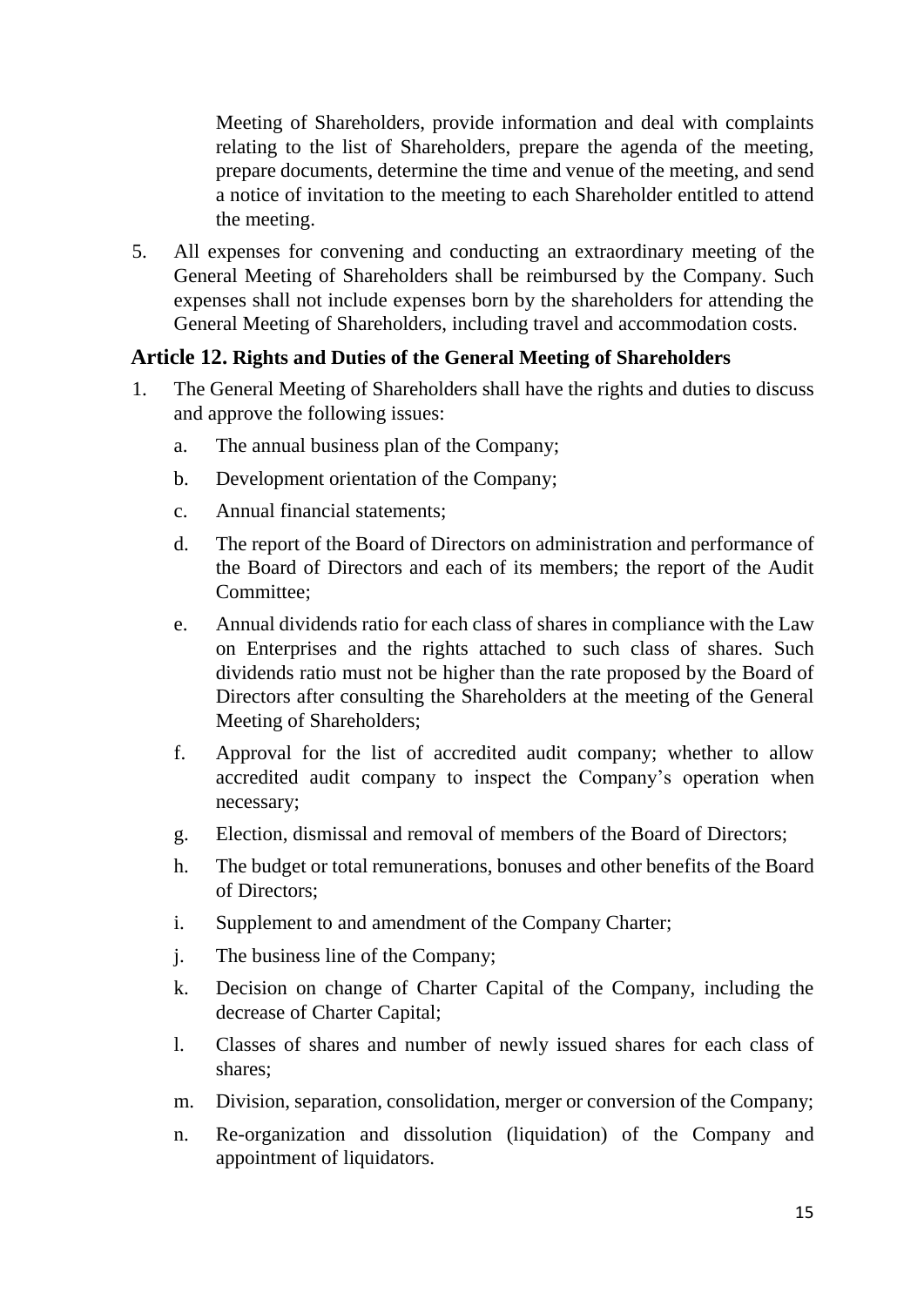Meeting of Shareholders, provide information and deal with complaints relating to the list of Shareholders, prepare the agenda of the meeting, prepare documents, determine the time and venue of the meeting, and send a notice of invitation to the meeting to each Shareholder entitled to attend the meeting.

5. All expenses for convening and conducting an extraordinary meeting of the General Meeting of Shareholders shall be reimbursed by the Company. Such expenses shall not include expenses born by the shareholders for attending the General Meeting of Shareholders, including travel and accommodation costs.

### Article 12. Rights and Duties of the General Meeting of Shareholders

1. The General Meeting of Shareholders shall have the rights and duties to discuss and approve the following issues:

    a. The annual business plan of the Company;

    b. Development orientation of the Company;

    c. Annual financial statements;

    d. The report of the Board of Directors on administration and performance of the Board of Directors and each of its members; the report of the Audit Committee;

    e. Annual dividends ratio for each class of shares in compliance with the Law on Enterprises and the rights attached to such class of shares. Such dividends ratio must not be higher than the rate proposed by the Board of Directors after consulting the Shareholders at the meeting of the General Meeting of Shareholders;

    f. Approval for the list of accredited audit company; whether to allow accredited audit company to inspect the Company's operation when necessary;

    g. Election, dismissal and removal of members of the Board of Directors;

    h. The budget or total remunerations, bonuses and other benefits of the Board of Directors;

    i. Supplement to and amendment of the Company Charter;

    j. The business line of the Company;

    k. Decision on change of Charter Capital of the Company, including the decrease of Charter Capital;

    l. Classes of shares and number of newly issued shares for each class of shares;

    m. Division, separation, consolidation, merger or conversion of the Company;

    n. Re-organization and dissolution (liquidation) of the Company and appointment of liquidators.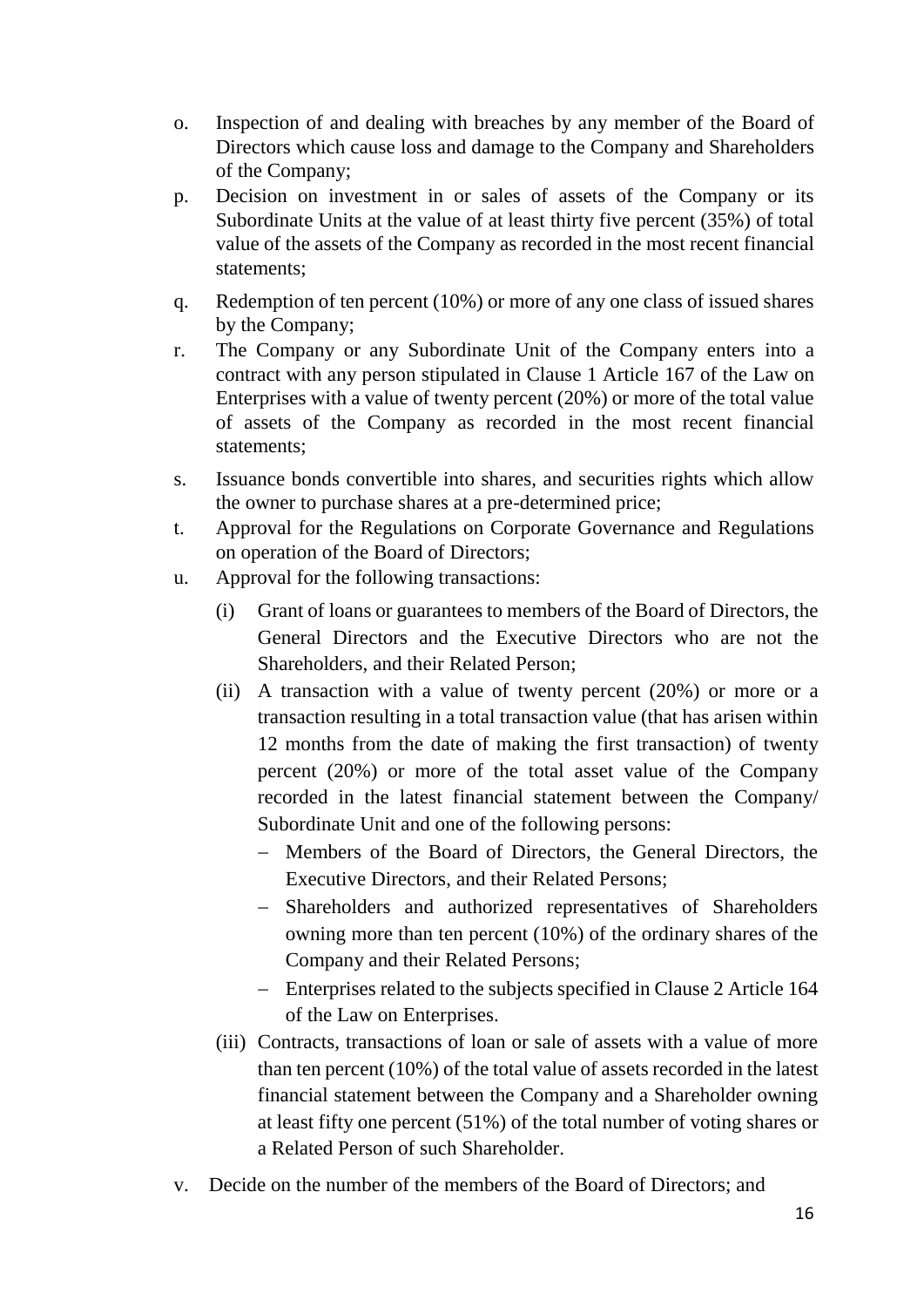o. Inspection of and dealing with breaches by any member of the Board of Directors which cause loss and damage to the Company and Shareholders of the Company;

p. Decision on investment in or sales of assets of the Company or its Subordinate Units at the value of at least thirty five percent (35%) of total value of the assets of the Company as recorded in the most recent financial statements;

q. Redemption of ten percent (10%) or more of any one class of issued shares by the Company;

r. The Company or any Subordinate Unit of the Company enters into a contract with any person stipulated in Clause 1 Article 167 of the Law on Enterprises with a value of twenty percent (20%) or more of the total value of assets of the Company as recorded in the most recent financial statements;

s. Issuance bonds convertible into shares, and securities rights which allow the owner to purchase shares at a pre-determined price;

t. Approval for the Regulations on Corporate Governance and Regulations on operation of the Board of Directors;

u. Approval for the following transactions:

   (i) Grant of loans or guarantees to members of the Board of Directors, the General Directors and the Executive Directors who are not the Shareholders, and their Related Person;

   (ii) A transaction with a value of twenty percent (20%) or more or a transaction resulting in a total transaction value (that has arisen within 12 months from the date of making the first transaction) of twenty percent (20%) or more of the total asset value of the Company recorded in the latest financial statement between the Company/ Subordinate Unit and one of the following persons:

   - Members of the Board of Directors, the General Directors, the Executive Directors, and their Related Persons;
   - Shareholders and authorized representatives of Shareholders owning more than ten percent (10%) of the ordinary shares of the Company and their Related Persons;
   - Enterprises related to the subjects specified in Clause 2 Article 164 of the Law on Enterprises.

   (iii) Contracts, transactions of loan or sale of assets with a value of more than ten percent (10%) of the total value of assets recorded in the latest financial statement between the Company and a Shareholder owning at least fifty one percent (51%) of the total number of voting shares or a Related Person of such Shareholder.

v. Decide on the number of the members of the Board of Directors; and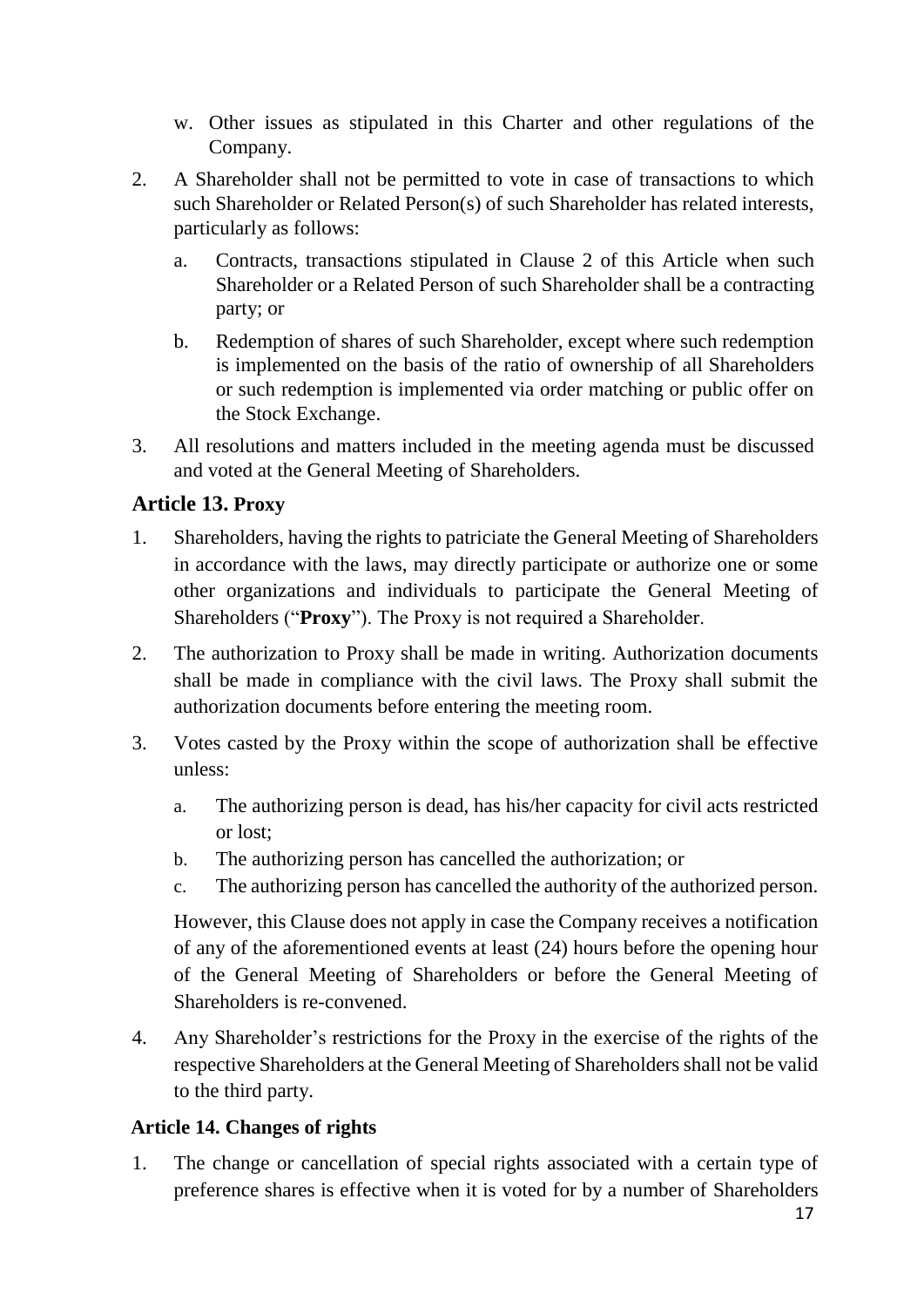w. Other issues as stipulated in this Charter and other regulations of the Company.

2. A Shareholder shall not be permitted to vote in case of transactions to which such Shareholder or Related Person(s) of such Shareholder has related interests, particularly as follows:

   a. Contracts, transactions stipulated in Clause 2 of this Article when such Shareholder or a Related Person of such Shareholder shall be a contracting party; or

   b. Redemption of shares of such Shareholder, except where such redemption is implemented on the basis of the ratio of ownership of all Shareholders or such redemption is implemented via order matching or public offer on the Stock Exchange.

3. All resolutions and matters included in the meeting agenda must be discussed and voted at the General Meeting of Shareholders.

## Article 13. Proxy

1. Shareholders, having the rights to patriciate the General Meeting of Shareholders in accordance with the laws, may directly participate or authorize one or some other organizations and individuals to participate the General Meeting of Shareholders ("**Proxy**"). The Proxy is not required a Shareholder.

2. The authorization to Proxy shall be made in writing. Authorization documents shall be made in compliance with the civil laws. The Proxy shall submit the authorization documents before entering the meeting room.

3. Votes casted by the Proxy within the scope of authorization shall be effective unless:

   a. The authorizing person is dead, has his/her capacity for civil acts restricted or lost;

   b. The authorizing person has cancelled the authorization; or

   c. The authorizing person has cancelled the authority of the authorized person.

   However, this Clause does not apply in case the Company receives a notification of any of the aforementioned events at least (24) hours before the opening hour of the General Meeting of Shareholders or before the General Meeting of Shareholders is re-convened.

4. Any Shareholder's restrictions for the Proxy in the exercise of the rights of the respective Shareholders at the General Meeting of Shareholders shall not be valid to the third party.

## Article 14. Changes of rights

1. The change or cancellation of special rights associated with a certain type of preference shares is effective when it is voted for by a number of Shareholders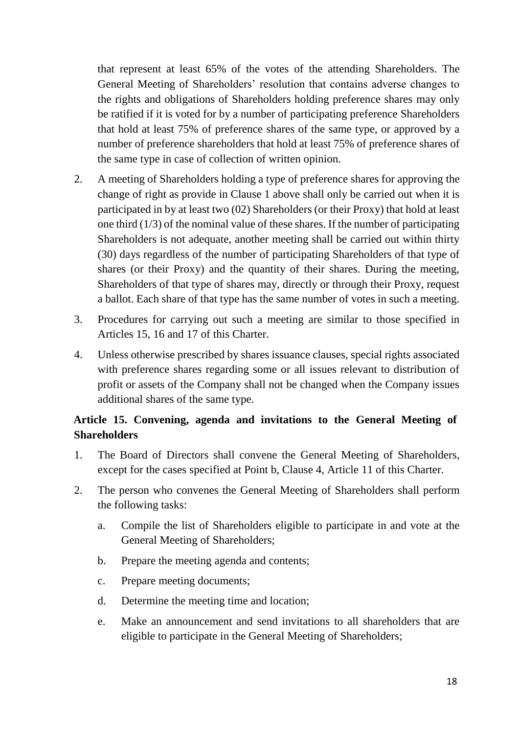that represent at least 65% of the votes of the attending Shareholders. The General Meeting of Shareholders' resolution that contains adverse changes to the rights and obligations of Shareholders holding preference shares may only be ratified if it is voted for by a number of participating preference Shareholders that hold at least 75% of preference shares of the same type, or approved by a number of preference shareholders that hold at least 75% of preference shares of the same type in case of collection of written opinion.

2. A meeting of Shareholders holding a type of preference shares for approving the change of right as provide in Clause 1 above shall only be carried out when it is participated in by at least two (02) Shareholders (or their Proxy) that hold at least one third (1/3) of the nominal value of these shares. If the number of participating Shareholders is not adequate, another meeting shall be carried out within thirty (30) days regardless of the number of participating Shareholders of that type of shares (or their Proxy) and the quantity of their shares. During the meeting, Shareholders of that type of shares may, directly or through their Proxy, request a ballot. Each share of that type has the same number of votes in such a meeting.

3. Procedures for carrying out such a meeting are similar to those specified in Articles 15, 16 and 17 of this Charter.

4. Unless otherwise prescribed by shares issuance clauses, special rights associated with preference shares regarding some or all issues relevant to distribution of profit or assets of the Company shall not be changed when the Company issues additional shares of the same type.

### Article 15. Convening, agenda and invitations to the General Meeting of Shareholders

1. The Board of Directors shall convene the General Meeting of Shareholders, except for the cases specified at Point b, Clause 4, Article 11 of this Charter.

2. The person who convenes the General Meeting of Shareholders shall perform the following tasks:

   a. Compile the list of Shareholders eligible to participate in and vote at the General Meeting of Shareholders;

   b. Prepare the meeting agenda and contents;

   c. Prepare meeting documents;

   d. Determine the meeting time and location;

   e. Make an announcement and send invitations to all shareholders that are eligible to participate in the General Meeting of Shareholders;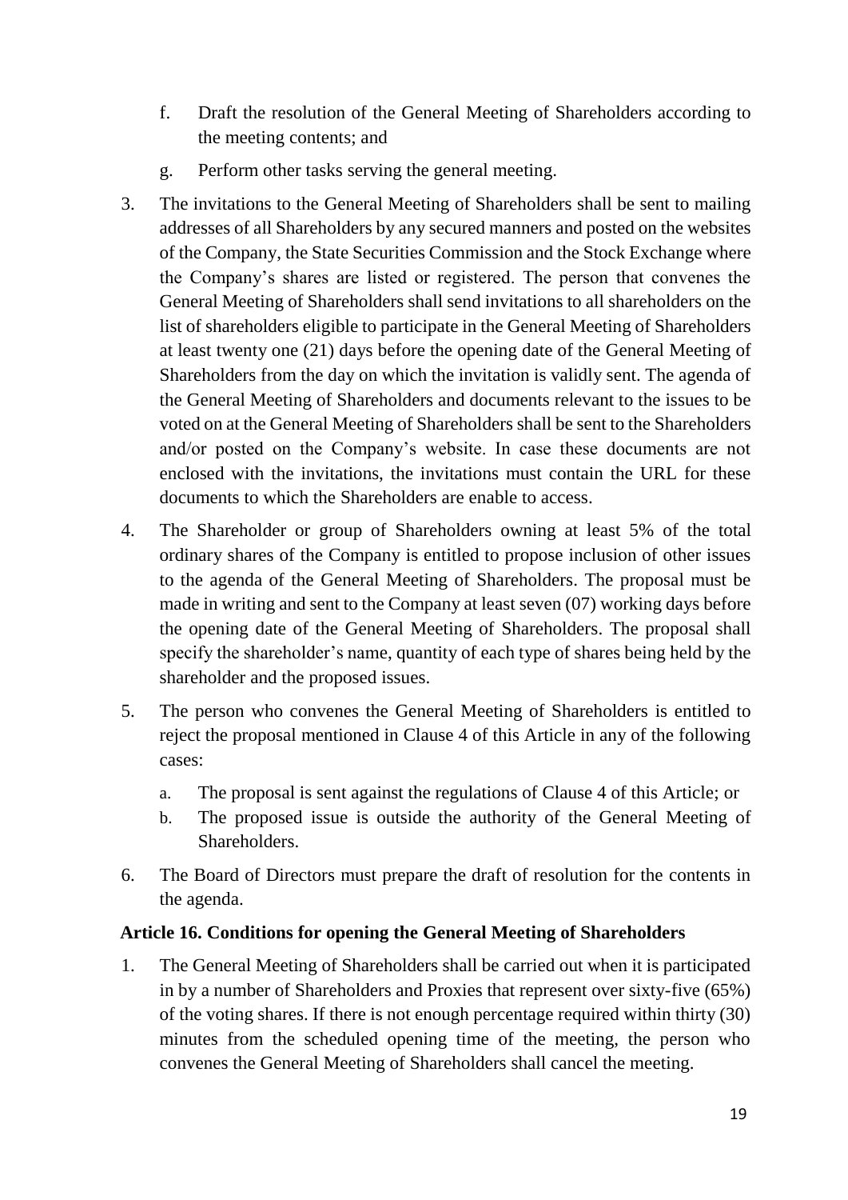f. Draft the resolution of the General Meeting of Shareholders according to the meeting contents; and

g. Perform other tasks serving the general meeting.

3. The invitations to the General Meeting of Shareholders shall be sent to mailing addresses of all Shareholders by any secured manners and posted on the websites of the Company, the State Securities Commission and the Stock Exchange where the Company's shares are listed or registered. The person that convenes the General Meeting of Shareholders shall send invitations to all shareholders on the list of shareholders eligible to participate in the General Meeting of Shareholders at least twenty one (21) days before the opening date of the General Meeting of Shareholders from the day on which the invitation is validly sent. The agenda of the General Meeting of Shareholders and documents relevant to the issues to be voted on at the General Meeting of Shareholders shall be sent to the Shareholders and/or posted on the Company's website. In case these documents are not enclosed with the invitations, the invitations must contain the URL for these documents to which the Shareholders are enable to access.

4. The Shareholder or group of Shareholders owning at least 5% of the total ordinary shares of the Company is entitled to propose inclusion of other issues to the agenda of the General Meeting of Shareholders. The proposal must be made in writing and sent to the Company at least seven (07) working days before the opening date of the General Meeting of Shareholders. The proposal shall specify the shareholder's name, quantity of each type of shares being held by the shareholder and the proposed issues.

5. The person who convenes the General Meeting of Shareholders is entitled to reject the proposal mentioned in Clause 4 of this Article in any of the following cases:

   a. The proposal is sent against the regulations of Clause 4 of this Article; or
   b. The proposed issue is outside the authority of the General Meeting of Shareholders.

6. The Board of Directors must prepare the draft of resolution for the contents in the agenda.

### Article 16. Conditions for opening the General Meeting of Shareholders

1. The General Meeting of Shareholders shall be carried out when it is participated in by a number of Shareholders and Proxies that represent over sixty-five (65%) of the voting shares. If there is not enough percentage required within thirty (30) minutes from the scheduled opening time of the meeting, the person who convenes the General Meeting of Shareholders shall cancel the meeting.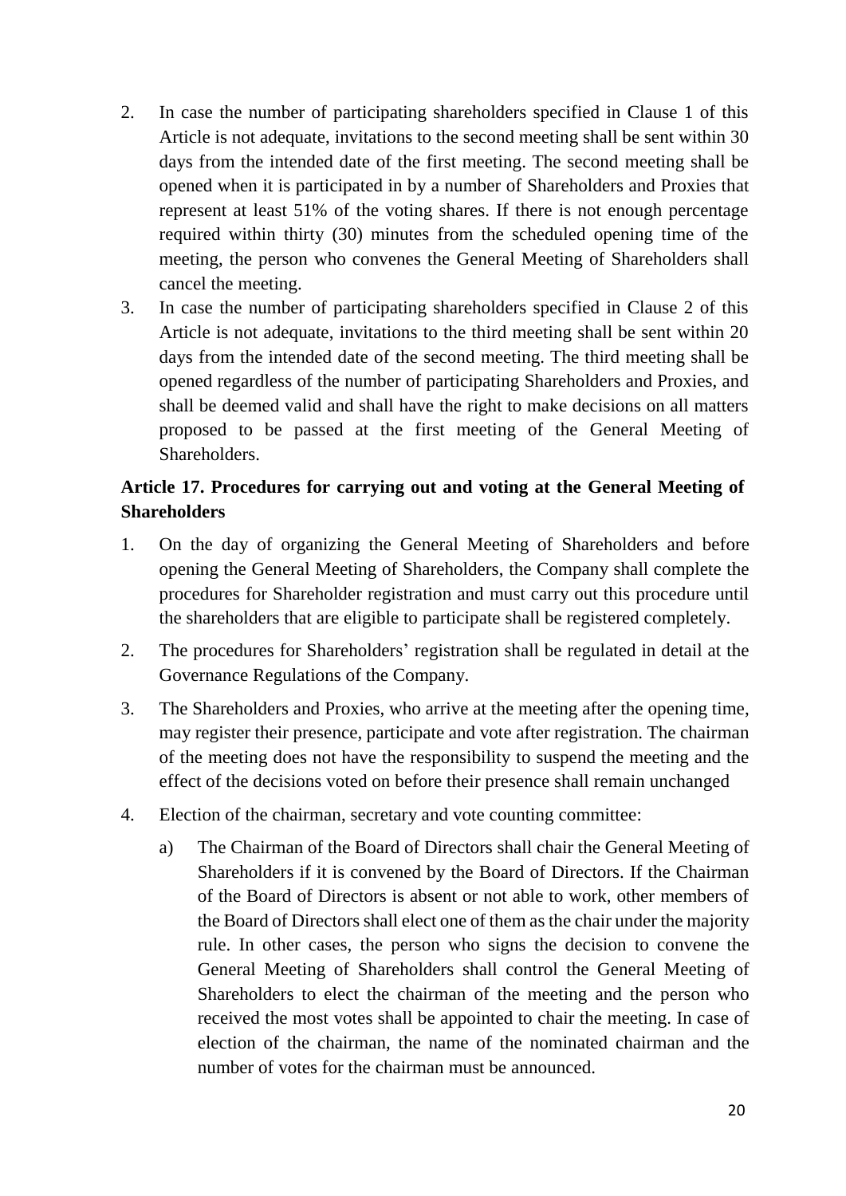2. In case the number of participating shareholders specified in Clause 1 of this Article is not adequate, invitations to the second meeting shall be sent within 30 days from the intended date of the first meeting. The second meeting shall be opened when it is participated in by a number of Shareholders and Proxies that represent at least 51% of the voting shares. If there is not enough percentage required within thirty (30) minutes from the scheduled opening time of the meeting, the person who convenes the General Meeting of Shareholders shall cancel the meeting.
3. In case the number of participating shareholders specified in Clause 2 of this Article is not adequate, invitations to the third meeting shall be sent within 20 days from the intended date of the second meeting. The third meeting shall be opened regardless of the number of participating Shareholders and Proxies, and shall be deemed valid and shall have the right to make decisions on all matters proposed to be passed at the first meeting of the General Meeting of Shareholders.

### Article 17. Procedures for carrying out and voting at the General Meeting of Shareholders

1. On the day of organizing the General Meeting of Shareholders and before opening the General Meeting of Shareholders, the Company shall complete the procedures for Shareholder registration and must carry out this procedure until the shareholders that are eligible to participate shall be registered completely.
2. The procedures for Shareholders' registration shall be regulated in detail at the Governance Regulations of the Company.
3. The Shareholders and Proxies, who arrive at the meeting after the opening time, may register their presence, participate and vote after registration. The chairman of the meeting does not have the responsibility to suspend the meeting and the effect of the decisions voted on before their presence shall remain unchanged
4. Election of the chairman, secretary and vote counting committee:
   a) The Chairman of the Board of Directors shall chair the General Meeting of Shareholders if it is convened by the Board of Directors. If the Chairman of the Board of Directors is absent or not able to work, other members of the Board of Directors shall elect one of them as the chair under the majority rule. In other cases, the person who signs the decision to convene the General Meeting of Shareholders shall control the General Meeting of Shareholders to elect the chairman of the meeting and the person who received the most votes shall be appointed to chair the meeting. In case of election of the chairman, the name of the nominated chairman and the number of votes for the chairman must be announced.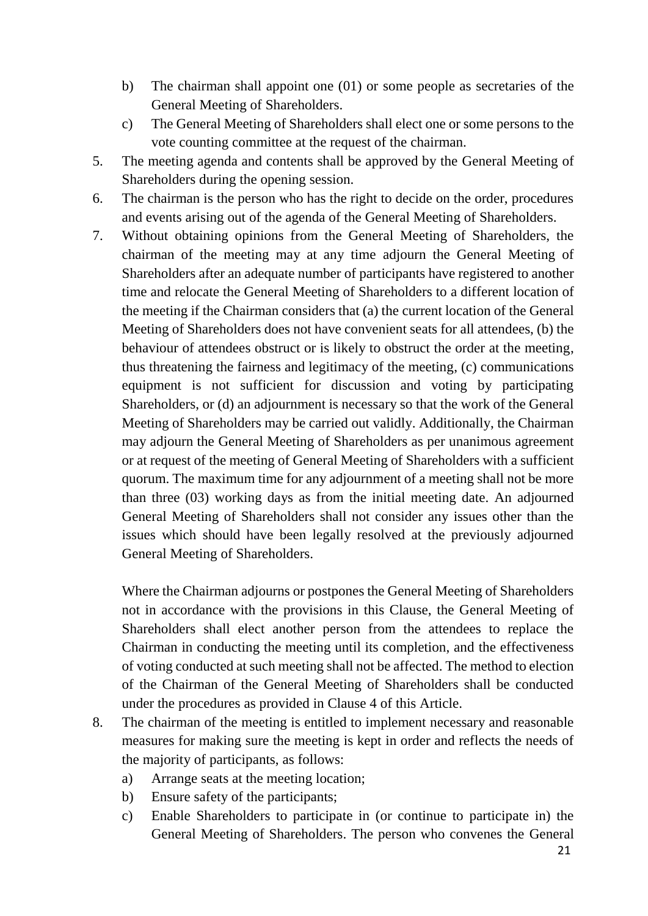b) The chairman shall appoint one (01) or some people as secretaries of the General Meeting of Shareholders.

c) The General Meeting of Shareholders shall elect one or some persons to the vote counting committee at the request of the chairman.

5. The meeting agenda and contents shall be approved by the General Meeting of Shareholders during the opening session.

6. The chairman is the person who has the right to decide on the order, procedures and events arising out of the agenda of the General Meeting of Shareholders.

7. Without obtaining opinions from the General Meeting of Shareholders, the chairman of the meeting may at any time adjourn the General Meeting of Shareholders after an adequate number of participants have registered to another time and relocate the General Meeting of Shareholders to a different location of the meeting if the Chairman considers that (a) the current location of the General Meeting of Shareholders does not have convenient seats for all attendees, (b) the behaviour of attendees obstruct or is likely to obstruct the order at the meeting, thus threatening the fairness and legitimacy of the meeting, (c) communications equipment is not sufficient for discussion and voting by participating Shareholders, or (d) an adjournment is necessary so that the work of the General Meeting of Shareholders may be carried out validly. Additionally, the Chairman may adjourn the General Meeting of Shareholders as per unanimous agreement or at request of the meeting of General Meeting of Shareholders with a sufficient quorum. The maximum time for any adjournment of a meeting shall not be more than three (03) working days as from the initial meeting date. An adjourned General Meeting of Shareholders shall not consider any issues other than the issues which should have been legally resolved at the previously adjourned General Meeting of Shareholders.

   Where the Chairman adjourns or postpones the General Meeting of Shareholders not in accordance with the provisions in this Clause, the General Meeting of Shareholders shall elect another person from the attendees to replace the Chairman in conducting the meeting until its completion, and the effectiveness of voting conducted at such meeting shall not be affected. The method to election of the Chairman of the General Meeting of Shareholders shall be conducted under the procedures as provided in Clause 4 of this Article.

8. The chairman of the meeting is entitled to implement necessary and reasonable measures for making sure the meeting is kept in order and reflects the needs of the majority of participants, as follows:

   a) Arrange seats at the meeting location;

   b) Ensure safety of the participants;

   c) Enable Shareholders to participate in (or continue to participate in) the General Meeting of Shareholders. The person who convenes the General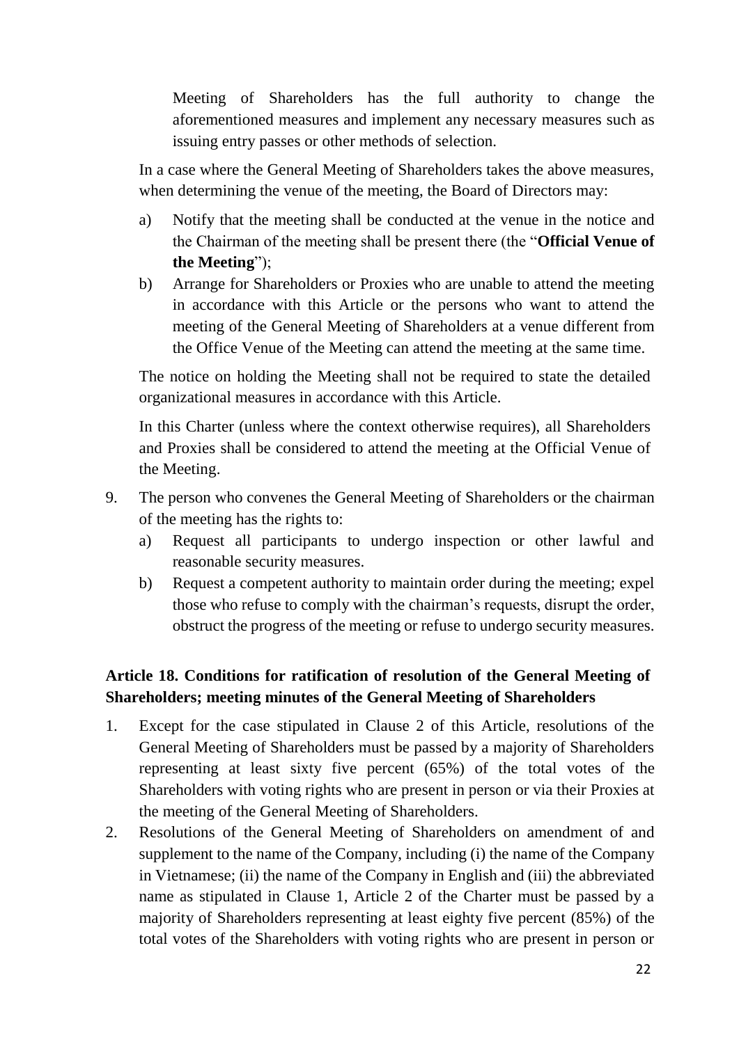Meeting of Shareholders has the full authority to change the aforementioned measures and implement any necessary measures such as issuing entry passes or other methods of selection.

In a case where the General Meeting of Shareholders takes the above measures, when determining the venue of the meeting, the Board of Directors may:

a) Notify that the meeting shall be conducted at the venue in the notice and the Chairman of the meeting shall be present there (the "**Official Venue of the Meeting**");

b) Arrange for Shareholders or Proxies who are unable to attend the meeting in accordance with this Article or the persons who want to attend the meeting of the General Meeting of Shareholders at a venue different from the Office Venue of the Meeting can attend the meeting at the same time.

The notice on holding the Meeting shall not be required to state the detailed organizational measures in accordance with this Article.

In this Charter (unless where the context otherwise requires), all Shareholders and Proxies shall be considered to attend the meeting at the Official Venue of the Meeting.

9. The person who convenes the General Meeting of Shareholders or the chairman of the meeting has the rights to:

   a) Request all participants to undergo inspection or other lawful and reasonable security measures.

   b) Request a competent authority to maintain order during the meeting; expel those who refuse to comply with the chairman's requests, disrupt the order, obstruct the progress of the meeting or refuse to undergo security measures.

### Article 18. Conditions for ratification of resolution of the General Meeting of Shareholders; meeting minutes of the General Meeting of Shareholders

1. Except for the case stipulated in Clause 2 of this Article, resolutions of the General Meeting of Shareholders must be passed by a majority of Shareholders representing at least sixty five percent (65%) of the total votes of the Shareholders with voting rights who are present in person or via their Proxies at the meeting of the General Meeting of Shareholders.

2. Resolutions of the General Meeting of Shareholders on amendment of and supplement to the name of the Company, including (i) the name of the Company in Vietnamese; (ii) the name of the Company in English and (iii) the abbreviated name as stipulated in Clause 1, Article 2 of the Charter must be passed by a majority of Shareholders representing at least eighty five percent (85%) of the total votes of the Shareholders with voting rights who are present in person or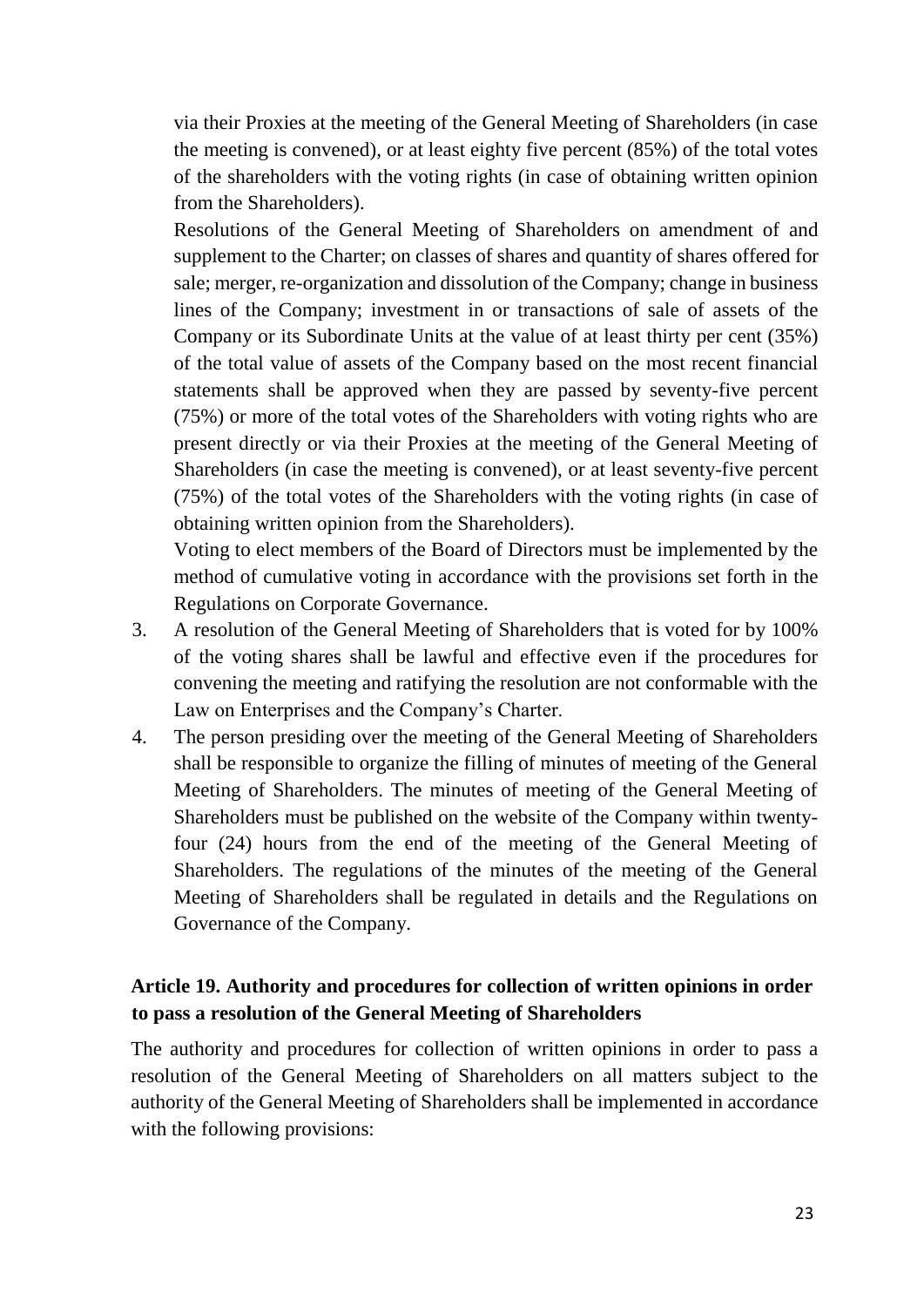via their Proxies at the meeting of the General Meeting of Shareholders (in case the meeting is convened), or at least eighty five percent (85%) of the total votes of the shareholders with the voting rights (in case of obtaining written opinion from the Shareholders).

Resolutions of the General Meeting of Shareholders on amendment of and supplement to the Charter; on classes of shares and quantity of shares offered for sale; merger, re-organization and dissolution of the Company; change in business lines of the Company; investment in or transactions of sale of assets of the Company or its Subordinate Units at the value of at least thirty per cent (35%) of the total value of assets of the Company based on the most recent financial statements shall be approved when they are passed by seventy-five percent (75%) or more of the total votes of the Shareholders with voting rights who are present directly or via their Proxies at the meeting of the General Meeting of Shareholders (in case the meeting is convened), or at least seventy-five percent (75%) of the total votes of the Shareholders with the voting rights (in case of obtaining written opinion from the Shareholders).

Voting to elect members of the Board of Directors must be implemented by the method of cumulative voting in accordance with the provisions set forth in the Regulations on Corporate Governance.

3. A resolution of the General Meeting of Shareholders that is voted for by 100% of the voting shares shall be lawful and effective even if the procedures for convening the meeting and ratifying the resolution are not conformable with the Law on Enterprises and the Company's Charter.
4. The person presiding over the meeting of the General Meeting of Shareholders shall be responsible to organize the filling of minutes of meeting of the General Meeting of Shareholders. The minutes of meeting of the General Meeting of Shareholders must be published on the website of the Company within twenty-four (24) hours from the end of the meeting of the General Meeting of Shareholders. The regulations of the minutes of the meeting of the General Meeting of Shareholders shall be regulated in details and the Regulations on Governance of the Company.

## Article 19. Authority and procedures for collection of written opinions in order to pass a resolution of the General Meeting of Shareholders

The authority and procedures for collection of written opinions in order to pass a resolution of the General Meeting of Shareholders on all matters subject to the authority of the General Meeting of Shareholders shall be implemented in accordance with the following provisions: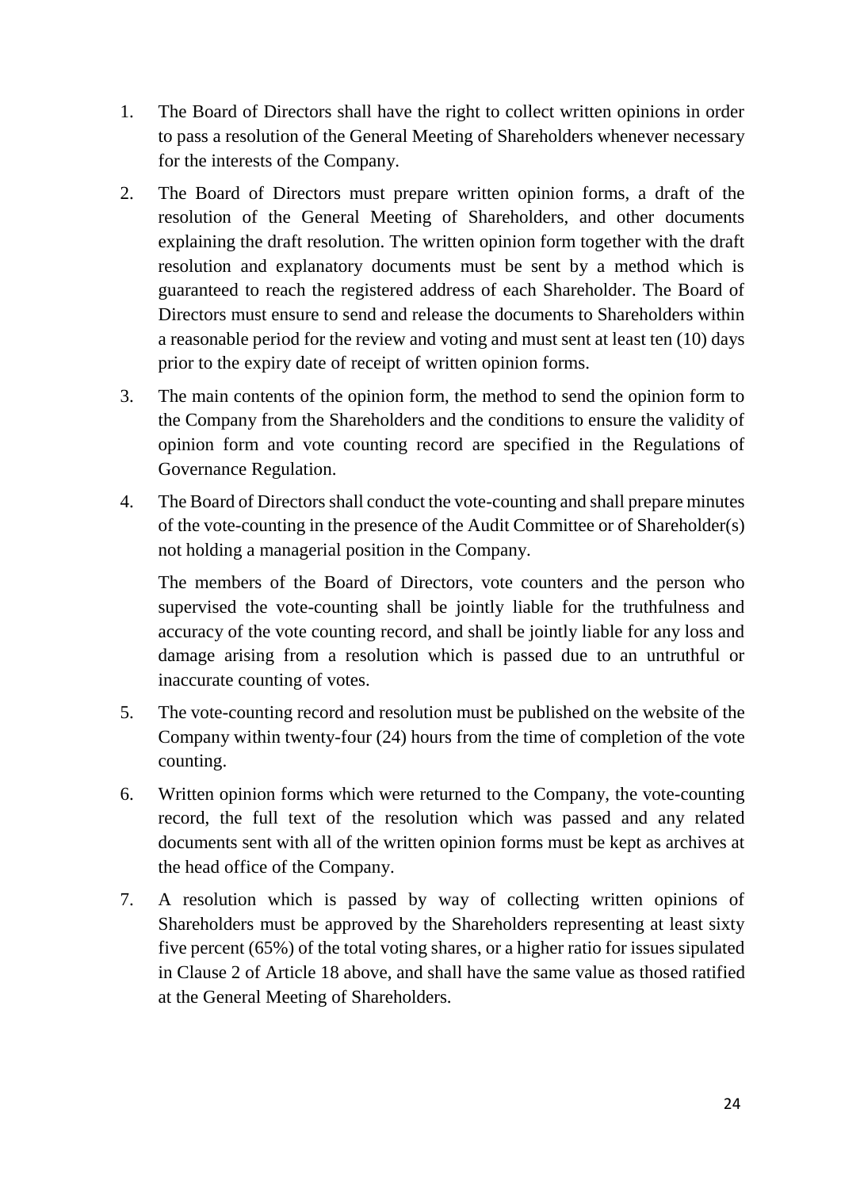1. The Board of Directors shall have the right to collect written opinions in order to pass a resolution of the General Meeting of Shareholders whenever necessary for the interests of the Company.

2. The Board of Directors must prepare written opinion forms, a draft of the resolution of the General Meeting of Shareholders, and other documents explaining the draft resolution. The written opinion form together with the draft resolution and explanatory documents must be sent by a method which is guaranteed to reach the registered address of each Shareholder. The Board of Directors must ensure to send and release the documents to Shareholders within a reasonable period for the review and voting and must sent at least ten (10) days prior to the expiry date of receipt of written opinion forms.

3. The main contents of the opinion form, the method to send the opinion form to the Company from the Shareholders and the conditions to ensure the validity of opinion form and vote counting record are specified in the Regulations of Governance Regulation.

4. The Board of Directors shall conduct the vote-counting and shall prepare minutes of the vote-counting in the presence of the Audit Committee or of Shareholder(s) not holding a managerial position in the Company.

   The members of the Board of Directors, vote counters and the person who supervised the vote-counting shall be jointly liable for the truthfulness and accuracy of the vote counting record, and shall be jointly liable for any loss and damage arising from a resolution which is passed due to an untruthful or inaccurate counting of votes.

5. The vote-counting record and resolution must be published on the website of the Company within twenty-four (24) hours from the time of completion of the vote counting.

6. Written opinion forms which were returned to the Company, the vote-counting record, the full text of the resolution which was passed and any related documents sent with all of the written opinion forms must be kept as archives at the head office of the Company.

7. A resolution which is passed by way of collecting written opinions of Shareholders must be approved by the Shareholders representing at least sixty five percent (65%) of the total voting shares, or a higher ratio for issues sipulated in Clause 2 of Article 18 above, and shall have the same value as thosed ratified at the General Meeting of Shareholders.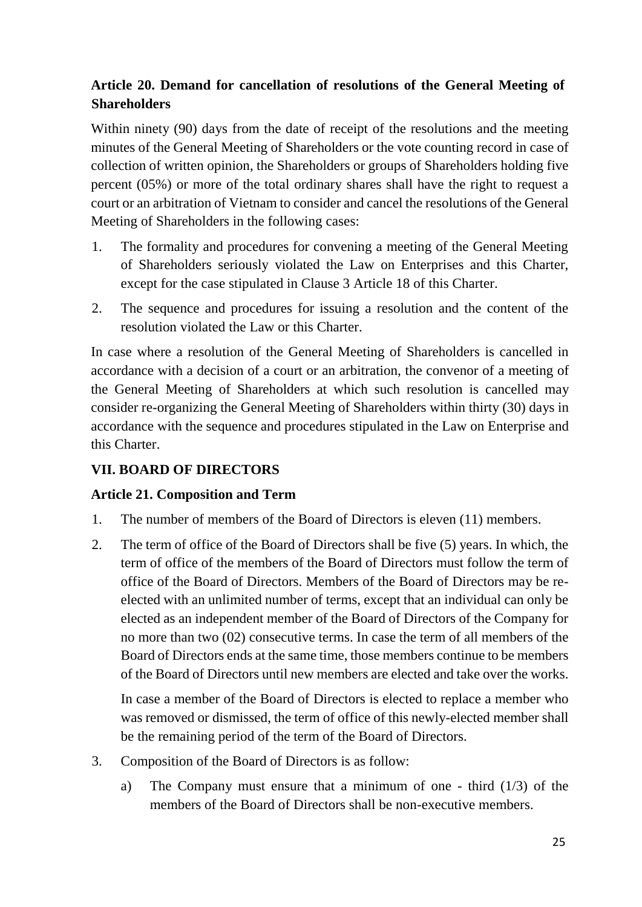### Article 20. Demand for cancellation of resolutions of the General Meeting of Shareholders

Within ninety (90) days from the date of receipt of the resolutions and the meeting minutes of the General Meeting of Shareholders or the vote counting record in case of collection of written opinion, the Shareholders or groups of Shareholders holding five percent (05%) or more of the total ordinary shares shall have the right to request a court or an arbitration of Vietnam to consider and cancel the resolutions of the General Meeting of Shareholders in the following cases:

1. The formality and procedures for convening a meeting of the General Meeting of Shareholders seriously violated the Law on Enterprises and this Charter, except for the case stipulated in Clause 3 Article 18 of this Charter.
2. The sequence and procedures for issuing a resolution and the content of the resolution violated the Law or this Charter.

In case where a resolution of the General Meeting of Shareholders is cancelled in accordance with a decision of a court or an arbitration, the convenor of a meeting of the General Meeting of Shareholders at which such resolution is cancelled may consider re-organizing the General Meeting of Shareholders within thirty (30) days in accordance with the sequence and procedures stipulated in the Law on Enterprise and this Charter.

## VII. BOARD OF DIRECTORS

### Article 21. Composition and Term

1. The number of members of the Board of Directors is eleven (11) members.
2. The term of office of the Board of Directors shall be five (5) years. In which, the term of office of the members of the Board of Directors must follow the term of office of the Board of Directors. Members of the Board of Directors may be re-elected with an unlimited number of terms, except that an individual can only be elected as an independent member of the Board of Directors of the Company for no more than two (02) consecutive terms. In case the term of all members of the Board of Directors ends at the same time, those members continue to be members of the Board of Directors until new members are elected and take over the works.

   In case a member of the Board of Directors is elected to replace a member who was removed or dismissed, the term of office of this newly-elected member shall be the remaining period of the term of the Board of Directors.

3. Composition of the Board of Directors is as follow:
   a) The Company must ensure that a minimum of one - third (1/3) of the members of the Board of Directors shall be non-executive members.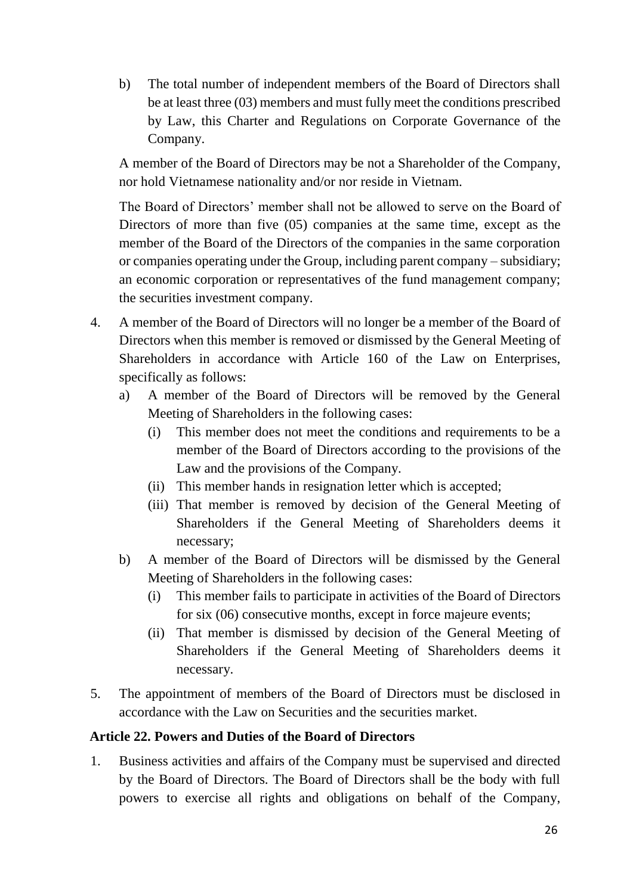b) The total number of independent members of the Board of Directors shall be at least three (03) members and must fully meet the conditions prescribed by Law, this Charter and Regulations on Corporate Governance of the Company.

A member of the Board of Directors may be not a Shareholder of the Company, nor hold Vietnamese nationality and/or nor reside in Vietnam.

The Board of Directors' member shall not be allowed to serve on the Board of Directors of more than five (05) companies at the same time, except as the member of the Board of the Directors of the companies in the same corporation or companies operating under the Group, including parent company – subsidiary; an economic corporation or representatives of the fund management company; the securities investment company.

4. A member of the Board of Directors will no longer be a member of the Board of Directors when this member is removed or dismissed by the General Meeting of Shareholders in accordance with Article 160 of the Law on Enterprises, specifically as follows:
   a) A member of the Board of Directors will be removed by the General Meeting of Shareholders in the following cases:
      (i) This member does not meet the conditions and requirements to be a member of the Board of Directors according to the provisions of the Law and the provisions of the Company.
      (ii) This member hands in resignation letter which is accepted;
      (iii) That member is removed by decision of the General Meeting of Shareholders if the General Meeting of Shareholders deems it necessary;
   b) A member of the Board of Directors will be dismissed by the General Meeting of Shareholders in the following cases:
      (i) This member fails to participate in activities of the Board of Directors for six (06) consecutive months, except in force majeure events;
      (ii) That member is dismissed by decision of the General Meeting of Shareholders if the General Meeting of Shareholders deems it necessary.
5. The appointment of members of the Board of Directors must be disclosed in accordance with the Law on Securities and the securities market.

**Article 22. Powers and Duties of the Board of Directors**

1. Business activities and affairs of the Company must be supervised and directed by the Board of Directors. The Board of Directors shall be the body with full powers to exercise all rights and obligations on behalf of the Company,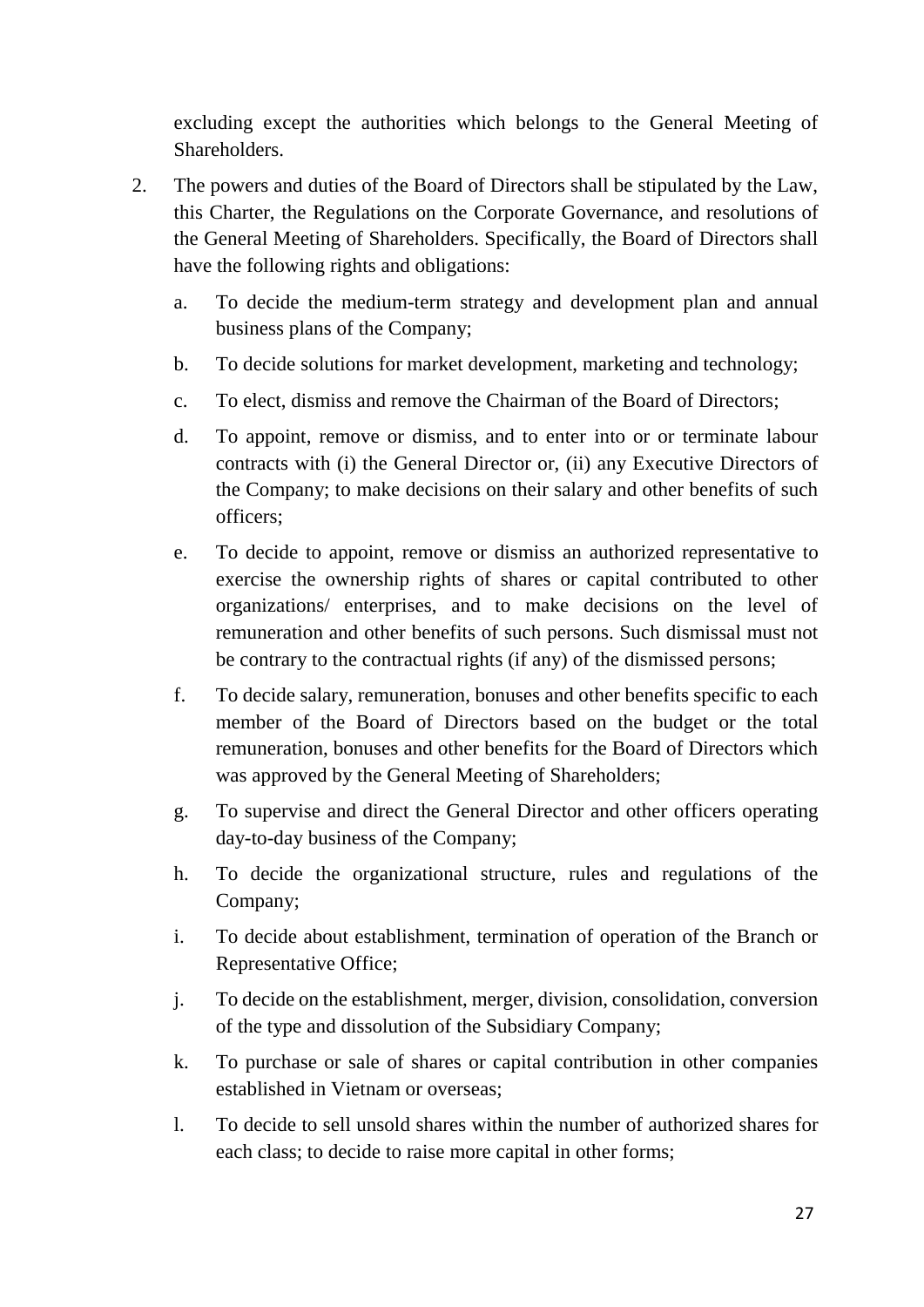excluding except the authorities which belongs to the General Meeting of Shareholders.

2. The powers and duties of the Board of Directors shall be stipulated by the Law, this Charter, the Regulations on the Corporate Governance, and resolutions of the General Meeting of Shareholders. Specifically, the Board of Directors shall have the following rights and obligations:

   a. To decide the medium-term strategy and development plan and annual business plans of the Company;

   b. To decide solutions for market development, marketing and technology;

   c. To elect, dismiss and remove the Chairman of the Board of Directors;

   d. To appoint, remove or dismiss, and to enter into or or terminate labour contracts with (i) the General Director or, (ii) any Executive Directors of the Company; to make decisions on their salary and other benefits of such officers;

   e. To decide to appoint, remove or dismiss an authorized representative to exercise the ownership rights of shares or capital contributed to other organizations/ enterprises, and to make decisions on the level of remuneration and other benefits of such persons. Such dismissal must not be contrary to the contractual rights (if any) of the dismissed persons;

   f. To decide salary, remuneration, bonuses and other benefits specific to each member of the Board of Directors based on the budget or the total remuneration, bonuses and other benefits for the Board of Directors which was approved by the General Meeting of Shareholders;

   g. To supervise and direct the General Director and other officers operating day-to-day business of the Company;

   h. To decide the organizational structure, rules and regulations of the Company;

   i. To decide about establishment, termination of operation of the Branch or Representative Office;

   j. To decide on the establishment, merger, division, consolidation, conversion of the type and dissolution of the Subsidiary Company;

   k. To purchase or sale of shares or capital contribution in other companies established in Vietnam or overseas;

   l. To decide to sell unsold shares within the number of authorized shares for each class; to decide to raise more capital in other forms;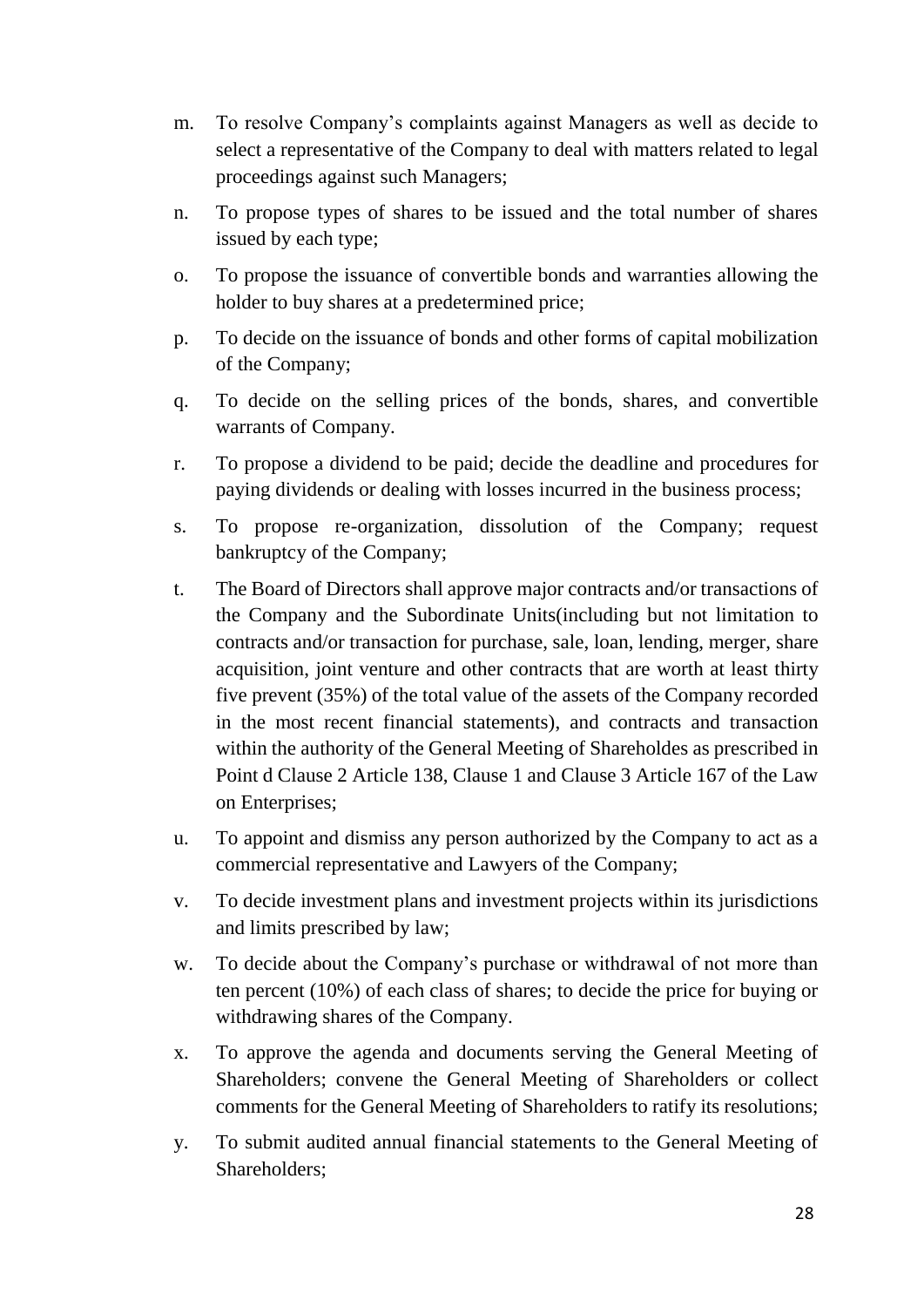m. To resolve Company's complaints against Managers as well as decide to select a representative of the Company to deal with matters related to legal proceedings against such Managers;

n. To propose types of shares to be issued and the total number of shares issued by each type;

o. To propose the issuance of convertible bonds and warranties allowing the holder to buy shares at a predetermined price;

p. To decide on the issuance of bonds and other forms of capital mobilization of the Company;

q. To decide on the selling prices of the bonds, shares, and convertible warrants of Company.

r. To propose a dividend to be paid; decide the deadline and procedures for paying dividends or dealing with losses incurred in the business process;

s. To propose re-organization, dissolution of the Company; request bankruptcy of the Company;

t. The Board of Directors shall approve major contracts and/or transactions of the Company and the Subordinate Units(including but not limitation to contracts and/or transaction for purchase, sale, loan, lending, merger, share acquisition, joint venture and other contracts that are worth at least thirty five prevent (35%) of the total value of the assets of the Company recorded in the most recent financial statements), and contracts and transaction within the authority of the General Meeting of Shareholdes as prescribed in Point d Clause 2 Article 138, Clause 1 and Clause 3 Article 167 of the Law on Enterprises;

u. To appoint and dismiss any person authorized by the Company to act as a commercial representative and Lawyers of the Company;

v. To decide investment plans and investment projects within its jurisdictions and limits prescribed by law;

w. To decide about the Company's purchase or withdrawal of not more than ten percent (10%) of each class of shares; to decide the price for buying or withdrawing shares of the Company.

x. To approve the agenda and documents serving the General Meeting of Shareholders; convene the General Meeting of Shareholders or collect comments for the General Meeting of Shareholders to ratify its resolutions;

y. To submit audited annual financial statements to the General Meeting of Shareholders;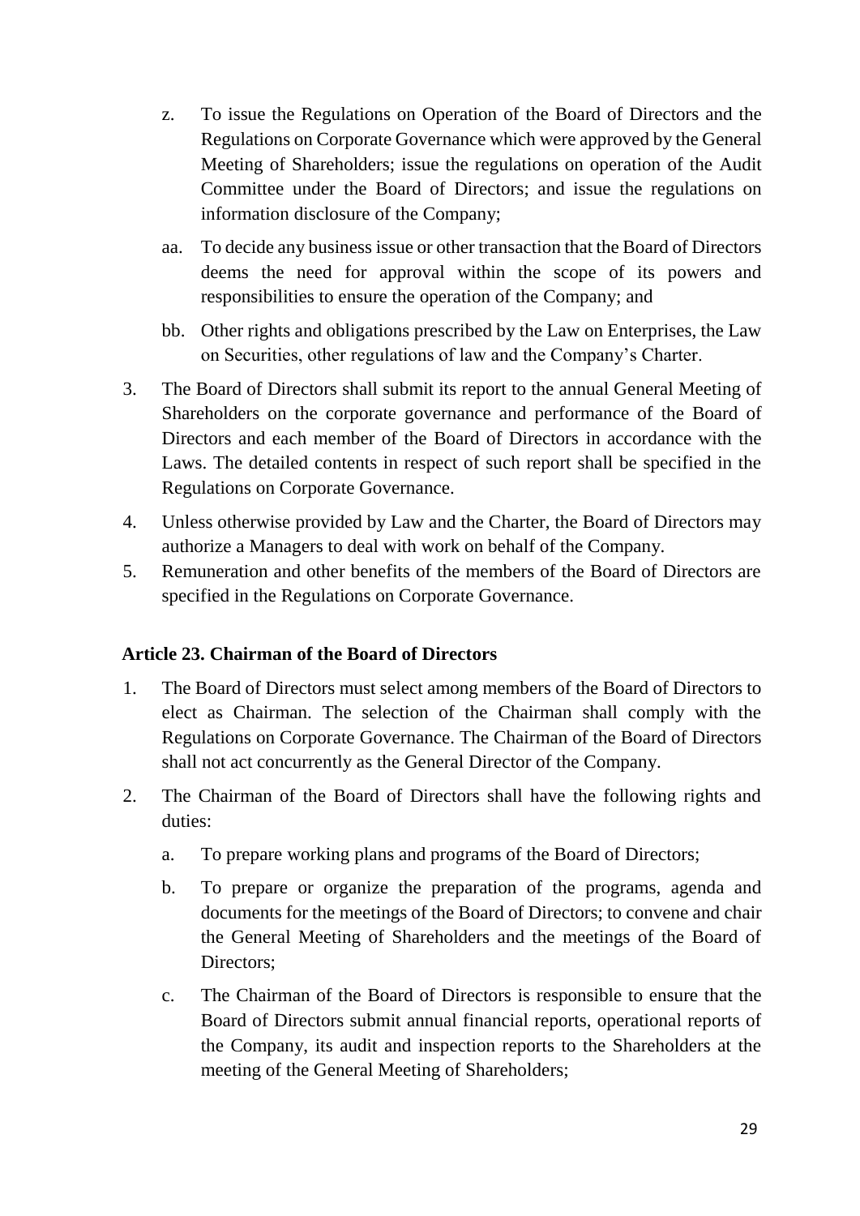z. To issue the Regulations on Operation of the Board of Directors and the Regulations on Corporate Governance which were approved by the General Meeting of Shareholders; issue the regulations on operation of the Audit Committee under the Board of Directors; and issue the regulations on information disclosure of the Company;

aa. To decide any business issue or other transaction that the Board of Directors deems the need for approval within the scope of its powers and responsibilities to ensure the operation of the Company; and

bb. Other rights and obligations prescribed by the Law on Enterprises, the Law on Securities, other regulations of law and the Company's Charter.

3. The Board of Directors shall submit its report to the annual General Meeting of Shareholders on the corporate governance and performance of the Board of Directors and each member of the Board of Directors in accordance with the Laws. The detailed contents in respect of such report shall be specified in the Regulations on Corporate Governance.

4. Unless otherwise provided by Law and the Charter, the Board of Directors may authorize a Managers to deal with work on behalf of the Company.

5. Remuneration and other benefits of the members of the Board of Directors are specified in the Regulations on Corporate Governance.

**Article 23. Chairman of the Board of Directors**

1. The Board of Directors must select among members of the Board of Directors to elect as Chairman. The selection of the Chairman shall comply with the Regulations on Corporate Governance. The Chairman of the Board of Directors shall not act concurrently as the General Director of the Company.

2. The Chairman of the Board of Directors shall have the following rights and duties:

   a. To prepare working plans and programs of the Board of Directors;

   b. To prepare or organize the preparation of the programs, agenda and documents for the meetings of the Board of Directors; to convene and chair the General Meeting of Shareholders and the meetings of the Board of Directors;

   c. The Chairman of the Board of Directors is responsible to ensure that the Board of Directors submit annual financial reports, operational reports of the Company, its audit and inspection reports to the Shareholders at the meeting of the General Meeting of Shareholders;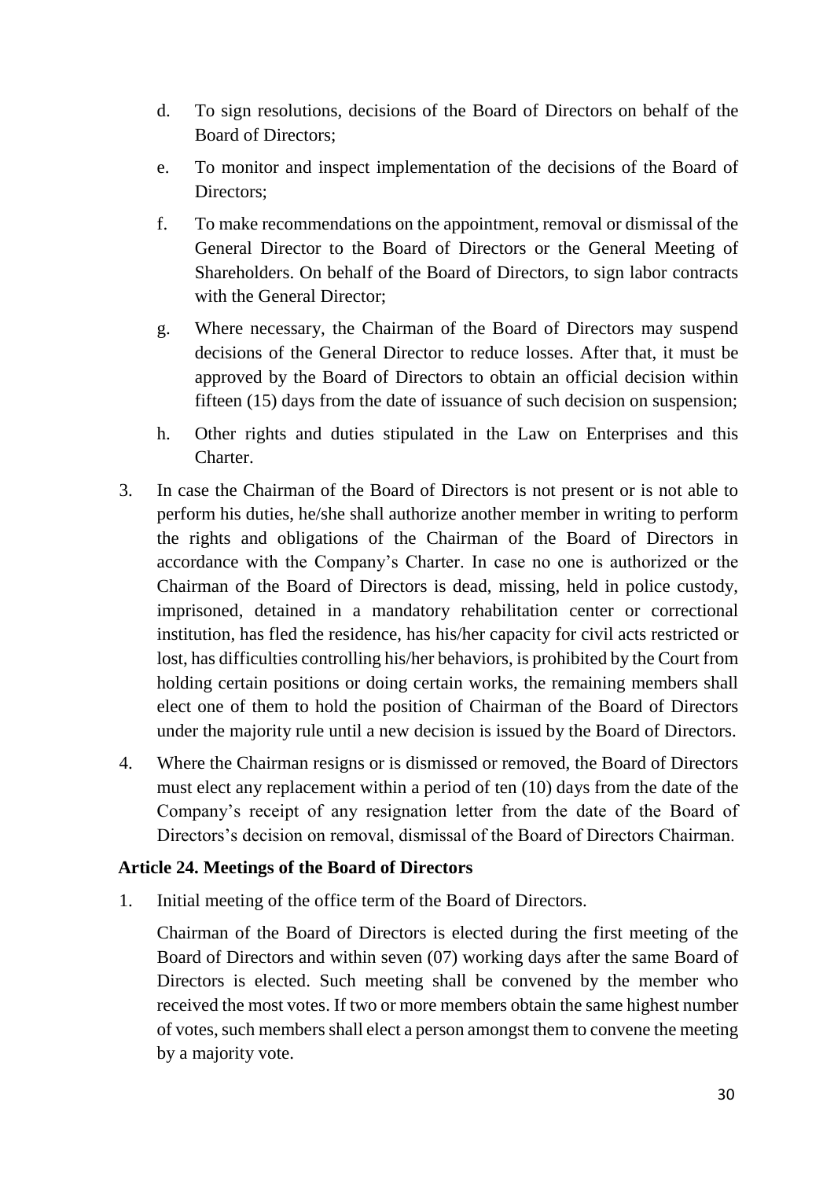d. To sign resolutions, decisions of the Board of Directors on behalf of the Board of Directors;

e. To monitor and inspect implementation of the decisions of the Board of Directors;

f. To make recommendations on the appointment, removal or dismissal of the General Director to the Board of Directors or the General Meeting of Shareholders. On behalf of the Board of Directors, to sign labor contracts with the General Director;

g. Where necessary, the Chairman of the Board of Directors may suspend decisions of the General Director to reduce losses. After that, it must be approved by the Board of Directors to obtain an official decision within fifteen (15) days from the date of issuance of such decision on suspension;

h. Other rights and duties stipulated in the Law on Enterprises and this Charter.

3. In case the Chairman of the Board of Directors is not present or is not able to perform his duties, he/she shall authorize another member in writing to perform the rights and obligations of the Chairman of the Board of Directors in accordance with the Company's Charter. In case no one is authorized or the Chairman of the Board of Directors is dead, missing, held in police custody, imprisoned, detained in a mandatory rehabilitation center or correctional institution, has fled the residence, has his/her capacity for civil acts restricted or lost, has difficulties controlling his/her behaviors, is prohibited by the Court from holding certain positions or doing certain works, the remaining members shall elect one of them to hold the position of Chairman of the Board of Directors under the majority rule until a new decision is issued by the Board of Directors.

4. Where the Chairman resigns or is dismissed or removed, the Board of Directors must elect any replacement within a period of ten (10) days from the date of the Company's receipt of any resignation letter from the date of the Board of Directors's decision on removal, dismissal of the Board of Directors Chairman.

### Article 24. Meetings of the Board of Directors

1. Initial meeting of the office term of the Board of Directors.

   Chairman of the Board of Directors is elected during the first meeting of the Board of Directors and within seven (07) working days after the same Board of Directors is elected. Such meeting shall be convened by the member who received the most votes. If two or more members obtain the same highest number of votes, such members shall elect a person amongst them to convene the meeting by a majority vote.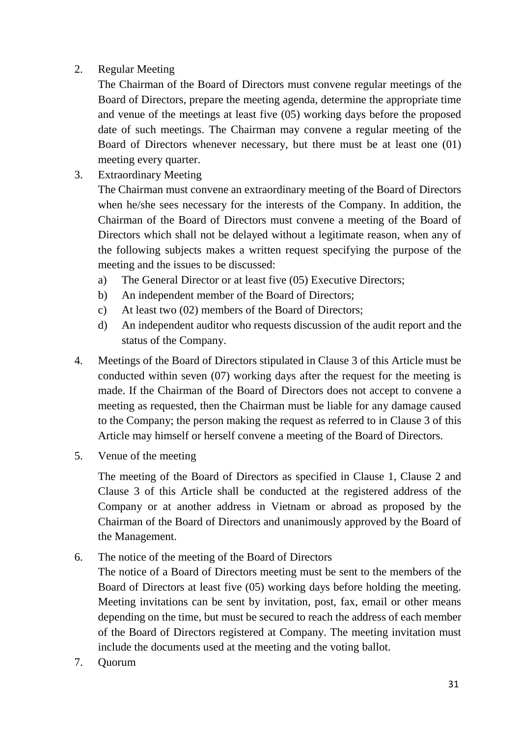2. Regular Meeting

   The Chairman of the Board of Directors must convene regular meetings of the Board of Directors, prepare the meeting agenda, determine the appropriate time and venue of the meetings at least five (05) working days before the proposed date of such meetings. The Chairman may convene a regular meeting of the Board of Directors whenever necessary, but there must be at least one (01) meeting every quarter.

3. Extraordinary Meeting

   The Chairman must convene an extraordinary meeting of the Board of Directors when he/she sees necessary for the interests of the Company. In addition, the Chairman of the Board of Directors must convene a meeting of the Board of Directors which shall not be delayed without a legitimate reason, when any of the following subjects makes a written request specifying the purpose of the meeting and the issues to be discussed:

   a) The General Director or at least five (05) Executive Directors;
   b) An independent member of the Board of Directors;
   c) At least two (02) members of the Board of Directors;
   d) An independent auditor who requests discussion of the audit report and the status of the Company.

4. Meetings of the Board of Directors stipulated in Clause 3 of this Article must be conducted within seven (07) working days after the request for the meeting is made. If the Chairman of the Board of Directors does not accept to convene a meeting as requested, then the Chairman must be liable for any damage caused to the Company; the person making the request as referred to in Clause 3 of this Article may himself or herself convene a meeting of the Board of Directors.

5. Venue of the meeting

   The meeting of the Board of Directors as specified in Clause 1, Clause 2 and Clause 3 of this Article shall be conducted at the registered address of the Company or at another address in Vietnam or abroad as proposed by the Chairman of the Board of Directors and unanimously approved by the Board of the Management.

6. The notice of the meeting of the Board of Directors

   The notice of a Board of Directors meeting must be sent to the members of the Board of Directors at least five (05) working days before holding the meeting. Meeting invitations can be sent by invitation, post, fax, email or other means depending on the time, but must be secured to reach the address of each member of the Board of Directors registered at Company. The meeting invitation must include the documents used at the meeting and the voting ballot.

7. Quorum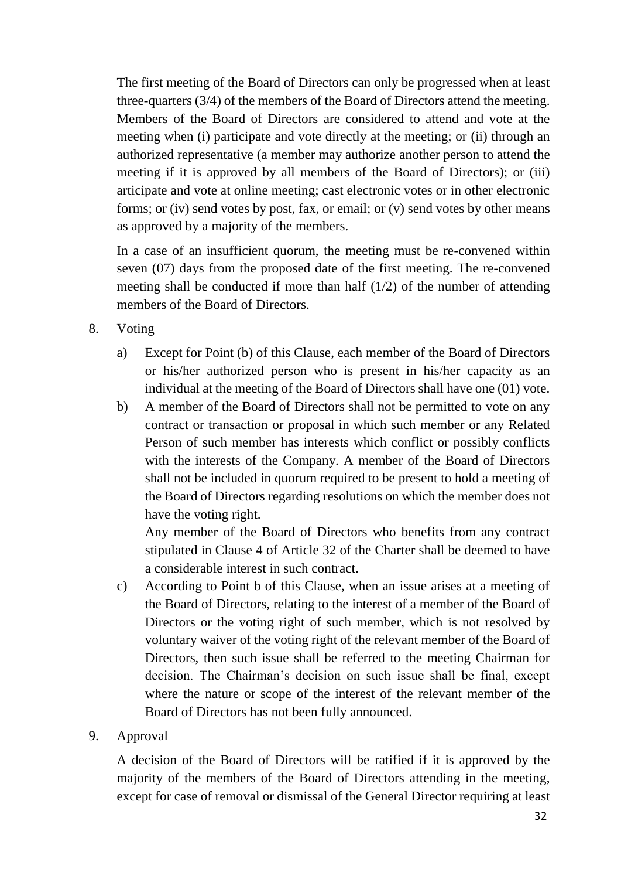The first meeting of the Board of Directors can only be progressed when at least three-quarters (3/4) of the members of the Board of Directors attend the meeting. Members of the Board of Directors are considered to attend and vote at the meeting when (i) participate and vote directly at the meeting; or (ii) through an authorized representative (a member may authorize another person to attend the meeting if it is approved by all members of the Board of Directors); or (iii) articipate and vote at online meeting; cast electronic votes or in other electronic forms; or (iv) send votes by post, fax, or email; or (v) send votes by other means as approved by a majority of the members.

In a case of an insufficient quorum, the meeting must be re-convened within seven (07) days from the proposed date of the first meeting. The re-convened meeting shall be conducted if more than half (1/2) of the number of attending members of the Board of Directors.

8. Voting

   a) Except for Point (b) of this Clause, each member of the Board of Directors or his/her authorized person who is present in his/her capacity as an individual at the meeting of the Board of Directors shall have one (01) vote.

   b) A member of the Board of Directors shall not be permitted to vote on any contract or transaction or proposal in which such member or any Related Person of such member has interests which conflict or possibly conflicts with the interests of the Company. A member of the Board of Directors shall not be included in quorum required to be present to hold a meeting of the Board of Directors regarding resolutions on which the member does not have the voting right.

      Any member of the Board of Directors who benefits from any contract stipulated in Clause 4 of Article 32 of the Charter shall be deemed to have a considerable interest in such contract.

   c) According to Point b of this Clause, when an issue arises at a meeting of the Board of Directors, relating to the interest of a member of the Board of Directors or the voting right of such member, which is not resolved by voluntary waiver of the voting right of the relevant member of the Board of Directors, then such issue shall be referred to the meeting Chairman for decision. The Chairman's decision on such issue shall be final, except where the nature or scope of the interest of the relevant member of the Board of Directors has not been fully announced.

9. Approval

   A decision of the Board of Directors will be ratified if it is approved by the majority of the members of the Board of Directors attending in the meeting, except for case of removal or dismissal of the General Director requiring at least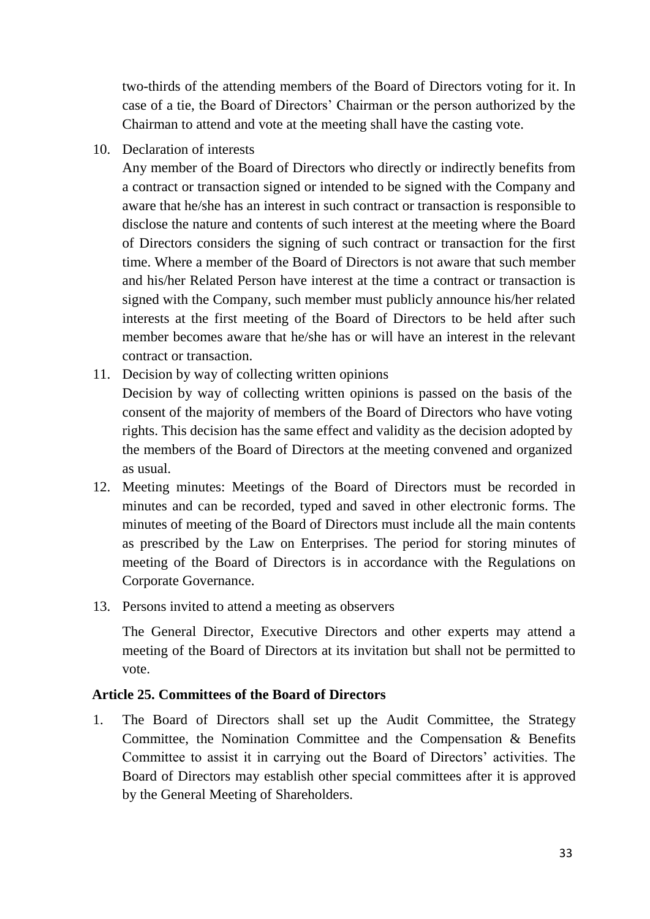two-thirds of the attending members of the Board of Directors voting for it. In case of a tie, the Board of Directors' Chairman or the person authorized by the Chairman to attend and vote at the meeting shall have the casting vote.

10. Declaration of interests

    Any member of the Board of Directors who directly or indirectly benefits from a contract or transaction signed or intended to be signed with the Company and aware that he/she has an interest in such contract or transaction is responsible to disclose the nature and contents of such interest at the meeting where the Board of Directors considers the signing of such contract or transaction for the first time. Where a member of the Board of Directors is not aware that such member and his/her Related Person have interest at the time a contract or transaction is signed with the Company, such member must publicly announce his/her related interests at the first meeting of the Board of Directors to be held after such member becomes aware that he/she has or will have an interest in the relevant contract or transaction.

11. Decision by way of collecting written opinions

    Decision by way of collecting written opinions is passed on the basis of the consent of the majority of members of the Board of Directors who have voting rights. This decision has the same effect and validity as the decision adopted by the members of the Board of Directors at the meeting convened and organized as usual.

12. Meeting minutes: Meetings of the Board of Directors must be recorded in minutes and can be recorded, typed and saved in other electronic forms. The minutes of meeting of the Board of Directors must include all the main contents as prescribed by the Law on Enterprises. The period for storing minutes of meeting of the Board of Directors is in accordance with the Regulations on Corporate Governance.

13. Persons invited to attend a meeting as observers

    The General Director, Executive Directors and other experts may attend a meeting of the Board of Directors at its invitation but shall not be permitted to vote.

**Article 25. Committees of the Board of Directors**

1. The Board of Directors shall set up the Audit Committee, the Strategy Committee, the Nomination Committee and the Compensation & Benefits Committee to assist it in carrying out the Board of Directors' activities. The Board of Directors may establish other special committees after it is approved by the General Meeting of Shareholders.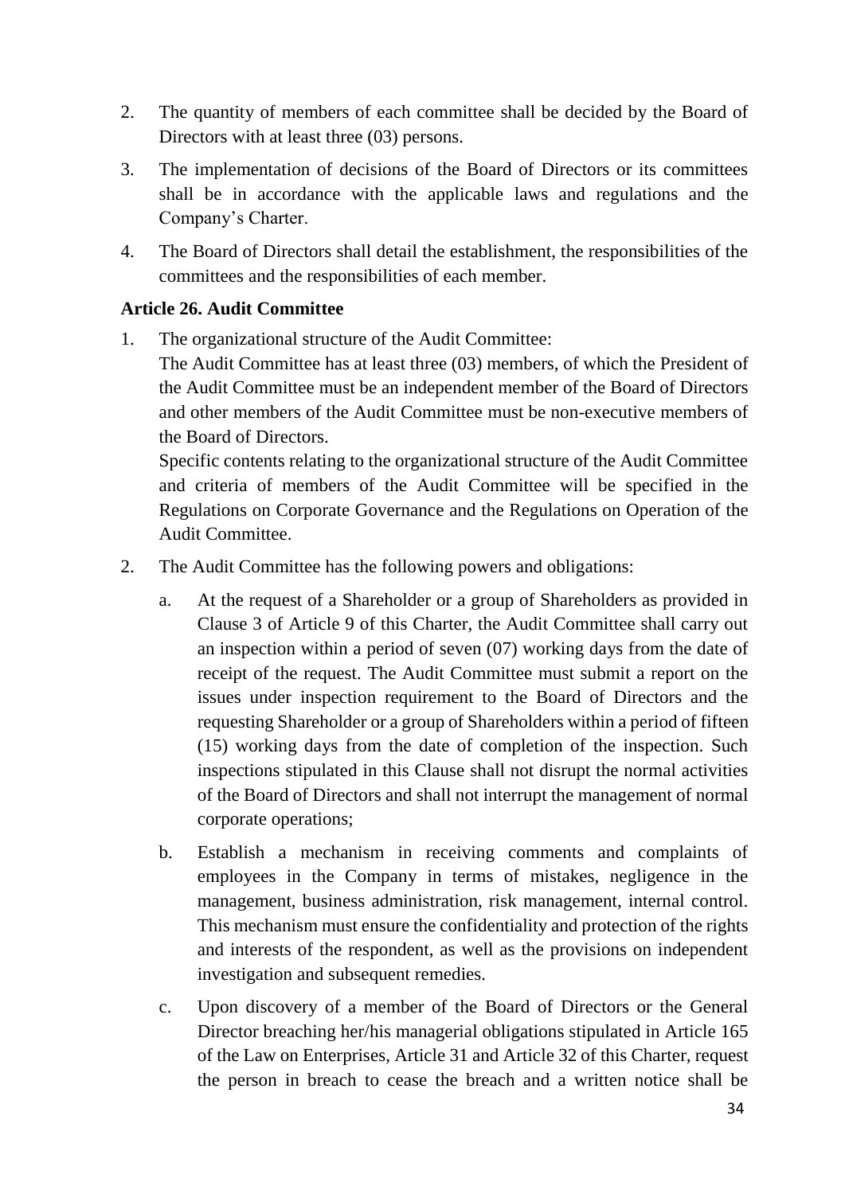2. The quantity of members of each committee shall be decided by the Board of Directors with at least three (03) persons.

3. The implementation of decisions of the Board of Directors or its committees shall be in accordance with the applicable laws and regulations and the Company's Charter.

4. The Board of Directors shall detail the establishment, the responsibilities of the committees and the responsibilities of each member.

**Article 26. Audit Committee**

1. The organizational structure of the Audit Committee:

   The Audit Committee has at least three (03) members, of which the President of the Audit Committee must be an independent member of the Board of Directors and other members of the Audit Committee must be non-executive members of the Board of Directors.

   Specific contents relating to the organizational structure of the Audit Committee and criteria of members of the Audit Committee will be specified in the Regulations on Corporate Governance and the Regulations on Operation of the Audit Committee.

2. The Audit Committee has the following powers and obligations:

   a. At the request of a Shareholder or a group of Shareholders as provided in Clause 3 of Article 9 of this Charter, the Audit Committee shall carry out an inspection within a period of seven (07) working days from the date of receipt of the request. The Audit Committee must submit a report on the issues under inspection requirement to the Board of Directors and the requesting Shareholder or a group of Shareholders within a period of fifteen (15) working days from the date of completion of the inspection. Such inspections stipulated in this Clause shall not disrupt the normal activities of the Board of Directors and shall not interrupt the management of normal corporate operations;

   b. Establish a mechanism in receiving comments and complaints of employees in the Company in terms of mistakes, negligence in the management, business administration, risk management, internal control. This mechanism must ensure the confidentiality and protection of the rights and interests of the respondent, as well as the provisions on independent investigation and subsequent remedies.

   c. Upon discovery of a member of the Board of Directors or the General Director breaching her/his managerial obligations stipulated in Article 165 of the Law on Enterprises, Article 31 and Article 32 of this Charter, request the person in breach to cease the breach and a written notice shall be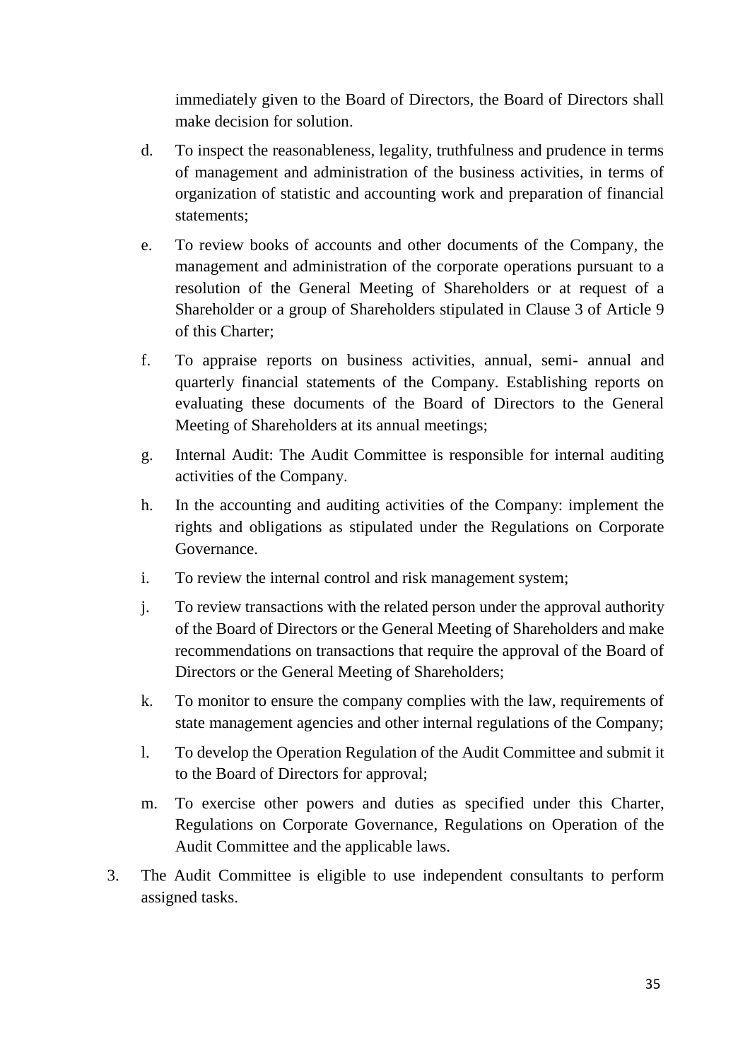immediately given to the Board of Directors, the Board of Directors shall make decision for solution.

d. To inspect the reasonableness, legality, truthfulness and prudence in terms of management and administration of the business activities, in terms of organization of statistic and accounting work and preparation of financial statements;

e. To review books of accounts and other documents of the Company, the management and administration of the corporate operations pursuant to a resolution of the General Meeting of Shareholders or at request of a Shareholder or a group of Shareholders stipulated in Clause 3 of Article 9 of this Charter;

f. To appraise reports on business activities, annual, semi- annual and quarterly financial statements of the Company. Establishing reports on evaluating these documents of the Board of Directors to the General Meeting of Shareholders at its annual meetings;

g. Internal Audit: The Audit Committee is responsible for internal auditing activities of the Company.

h. In the accounting and auditing activities of the Company: implement the rights and obligations as stipulated under the Regulations on Corporate Governance.

i. To review the internal control and risk management system;

j. To review transactions with the related person under the approval authority of the Board of Directors or the General Meeting of Shareholders and make recommendations on transactions that require the approval of the Board of Directors or the General Meeting of Shareholders;

k. To monitor to ensure the company complies with the law, requirements of state management agencies and other internal regulations of the Company;

l. To develop the Operation Regulation of the Audit Committee and submit it to the Board of Directors for approval;

m. To exercise other powers and duties as specified under this Charter, Regulations on Corporate Governance, Regulations on Operation of the Audit Committee and the applicable laws.

3. The Audit Committee is eligible to use independent consultants to perform assigned tasks.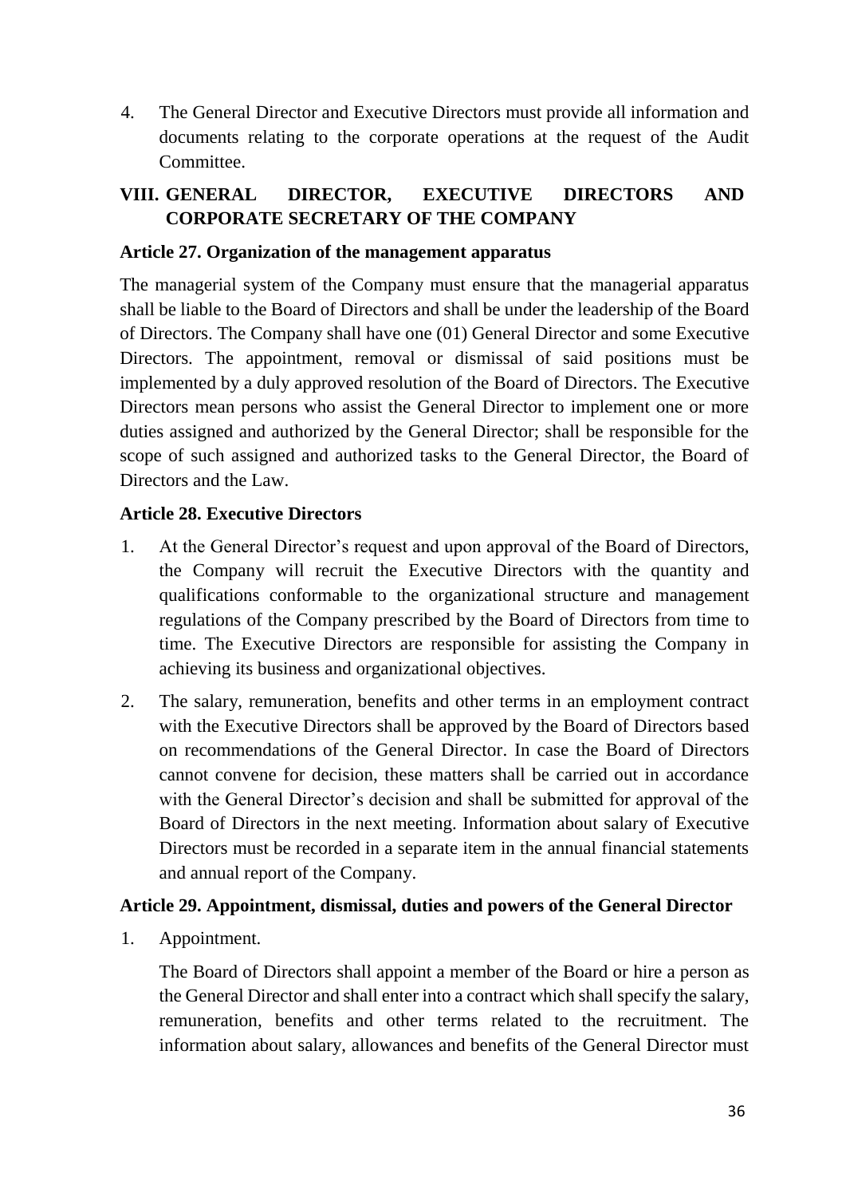4. The General Director and Executive Directors must provide all information and documents relating to the corporate operations at the request of the Audit Committee.

## VIII. GENERAL DIRECTOR, EXECUTIVE DIRECTORS AND CORPORATE SECRETARY OF THE COMPANY

### Article 27. Organization of the management apparatus

The managerial system of the Company must ensure that the managerial apparatus shall be liable to the Board of Directors and shall be under the leadership of the Board of Directors. The Company shall have one (01) General Director and some Executive Directors. The appointment, removal or dismissal of said positions must be implemented by a duly approved resolution of the Board of Directors. The Executive Directors mean persons who assist the General Director to implement one or more duties assigned and authorized by the General Director; shall be responsible for the scope of such assigned and authorized tasks to the General Director, the Board of Directors and the Law.

### Article 28. Executive Directors

1. At the General Director's request and upon approval of the Board of Directors, the Company will recruit the Executive Directors with the quantity and qualifications conformable to the organizational structure and management regulations of the Company prescribed by the Board of Directors from time to time. The Executive Directors are responsible for assisting the Company in achieving its business and organizational objectives.

2. The salary, remuneration, benefits and other terms in an employment contract with the Executive Directors shall be approved by the Board of Directors based on recommendations of the General Director. In case the Board of Directors cannot convene for decision, these matters shall be carried out in accordance with the General Director's decision and shall be submitted for approval of the Board of Directors in the next meeting. Information about salary of Executive Directors must be recorded in a separate item in the annual financial statements and annual report of the Company.

### Article 29. Appointment, dismissal, duties and powers of the General Director

1. Appointment.

   The Board of Directors shall appoint a member of the Board or hire a person as the General Director and shall enter into a contract which shall specify the salary, remuneration, benefits and other terms related to the recruitment. The information about salary, allowances and benefits of the General Director must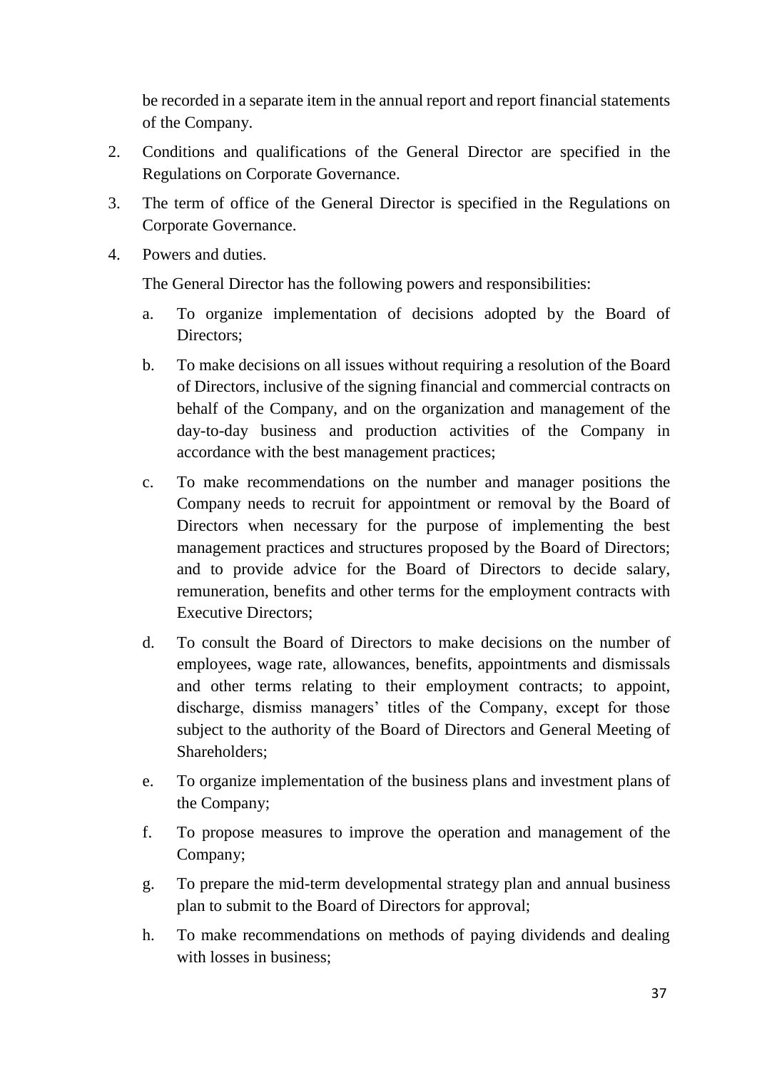be recorded in a separate item in the annual report and report financial statements of the Company.

2. Conditions and qualifications of the General Director are specified in the Regulations on Corporate Governance.

3. The term of office of the General Director is specified in the Regulations on Corporate Governance.

4. Powers and duties.

   The General Director has the following powers and responsibilities:

   a. To organize implementation of decisions adopted by the Board of Directors;

   b. To make decisions on all issues without requiring a resolution of the Board of Directors, inclusive of the signing financial and commercial contracts on behalf of the Company, and on the organization and management of the day-to-day business and production activities of the Company in accordance with the best management practices;

   c. To make recommendations on the number and manager positions the Company needs to recruit for appointment or removal by the Board of Directors when necessary for the purpose of implementing the best management practices and structures proposed by the Board of Directors; and to provide advice for the Board of Directors to decide salary, remuneration, benefits and other terms for the employment contracts with Executive Directors;

   d. To consult the Board of Directors to make decisions on the number of employees, wage rate, allowances, benefits, appointments and dismissals and other terms relating to their employment contracts; to appoint, discharge, dismiss managers' titles of the Company, except for those subject to the authority of the Board of Directors and General Meeting of Shareholders;

   e. To organize implementation of the business plans and investment plans of the Company;

   f. To propose measures to improve the operation and management of the Company;

   g. To prepare the mid-term developmental strategy plan and annual business plan to submit to the Board of Directors for approval;

   h. To make recommendations on methods of paying dividends and dealing with losses in business;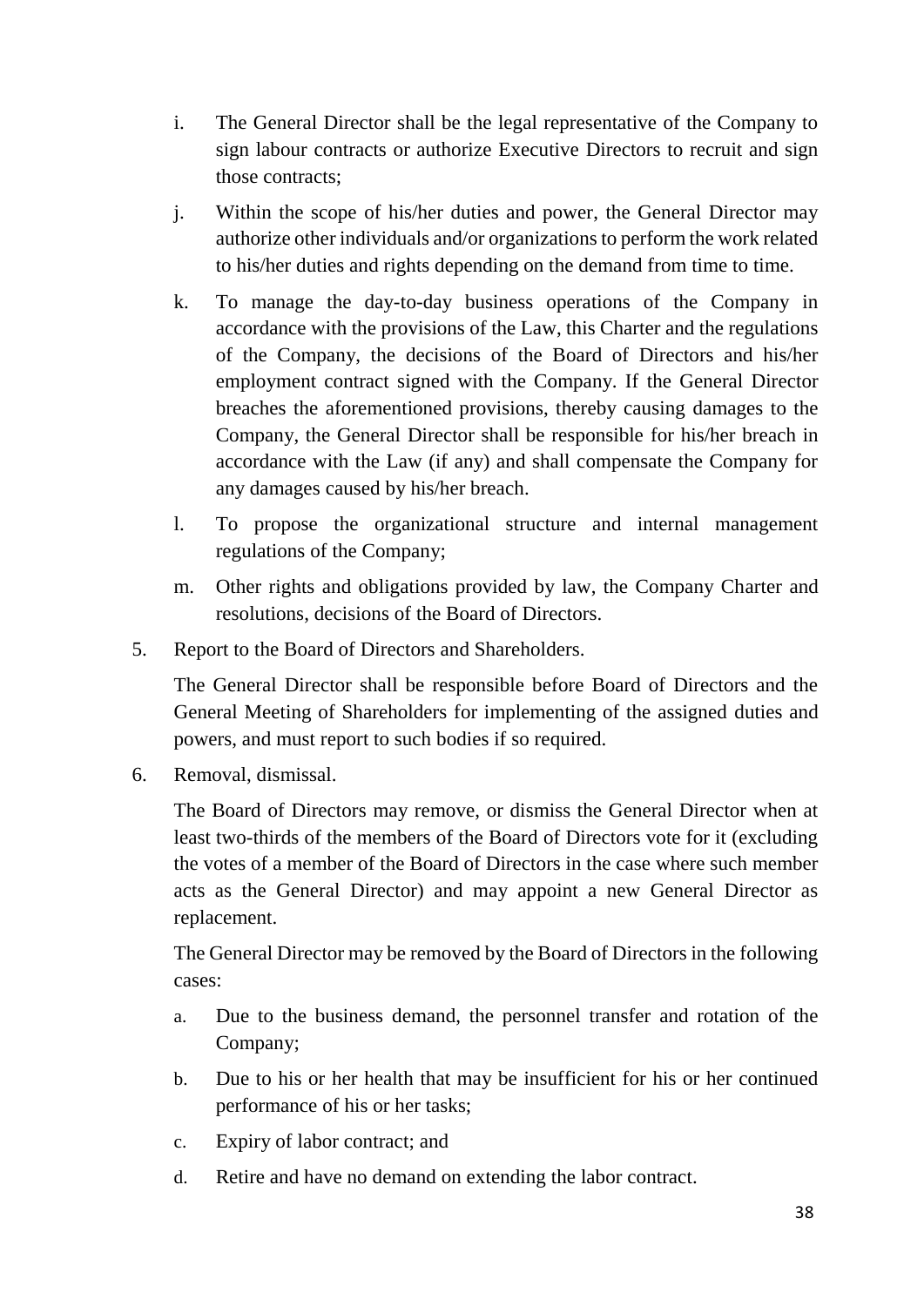i. The General Director shall be the legal representative of the Company to sign labour contracts or authorize Executive Directors to recruit and sign those contracts;

j. Within the scope of his/her duties and power, the General Director may authorize other individuals and/or organizations to perform the work related to his/her duties and rights depending on the demand from time to time.

k. To manage the day-to-day business operations of the Company in accordance with the provisions of the Law, this Charter and the regulations of the Company, the decisions of the Board of Directors and his/her employment contract signed with the Company. If the General Director breaches the aforementioned provisions, thereby causing damages to the Company, the General Director shall be responsible for his/her breach in accordance with the Law (if any) and shall compensate the Company for any damages caused by his/her breach.

l. To propose the organizational structure and internal management regulations of the Company;

m. Other rights and obligations provided by law, the Company Charter and resolutions, decisions of the Board of Directors.

5. Report to the Board of Directors and Shareholders.

   The General Director shall be responsible before Board of Directors and the General Meeting of Shareholders for implementing of the assigned duties and powers, and must report to such bodies if so required.

6. Removal, dismissal.

   The Board of Directors may remove, or dismiss the General Director when at least two-thirds of the members of the Board of Directors vote for it (excluding the votes of a member of the Board of Directors in the case where such member acts as the General Director) and may appoint a new General Director as replacement.

   The General Director may be removed by the Board of Directors in the following cases:

   a. Due to the business demand, the personnel transfer and rotation of the Company;

   b. Due to his or her health that may be insufficient for his or her continued performance of his or her tasks;

   c. Expiry of labor contract; and

   d. Retire and have no demand on extending the labor contract.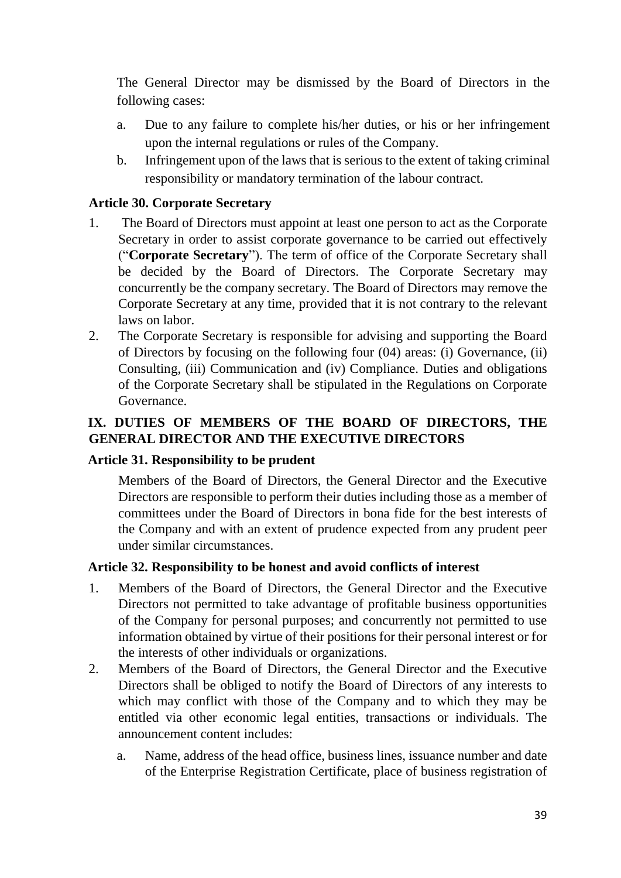The General Director may be dismissed by the Board of Directors in the following cases:

a. Due to any failure to complete his/her duties, or his or her infringement upon the internal regulations or rules of the Company.

b. Infringement upon of the laws that is serious to the extent of taking criminal responsibility or mandatory termination of the labour contract.

### Article 30. Corporate Secretary

1. The Board of Directors must appoint at least one person to act as the Corporate Secretary in order to assist corporate governance to be carried out effectively ("**Corporate Secretary**"). The term of office of the Corporate Secretary shall be decided by the Board of Directors. The Corporate Secretary may concurrently be the company secretary. The Board of Directors may remove the Corporate Secretary at any time, provided that it is not contrary to the relevant laws on labor.
2. The Corporate Secretary is responsible for advising and supporting the Board of Directors by focusing on the following four (04) areas: (i) Governance, (ii) Consulting, (iii) Communication and (iv) Compliance. Duties and obligations of the Corporate Secretary shall be stipulated in the Regulations on Corporate Governance.

## IX. DUTIES OF MEMBERS OF THE BOARD OF DIRECTORS, THE GENERAL DIRECTOR AND THE EXECUTIVE DIRECTORS

### Article 31. Responsibility to be prudent

Members of the Board of Directors, the General Director and the Executive Directors are responsible to perform their duties including those as a member of committees under the Board of Directors in bona fide for the best interests of the Company and with an extent of prudence expected from any prudent peer under similar circumstances.

### Article 32. Responsibility to be honest and avoid conflicts of interest

1. Members of the Board of Directors, the General Director and the Executive Directors not permitted to take advantage of profitable business opportunities of the Company for personal purposes; and concurrently not permitted to use information obtained by virtue of their positions for their personal interest or for the interests of other individuals or organizations.
2. Members of the Board of Directors, the General Director and the Executive Directors shall be obliged to notify the Board of Directors of any interests to which may conflict with those of the Company and to which they may be entitled via other economic legal entities, transactions or individuals. The announcement content includes:

   a. Name, address of the head office, business lines, issuance number and date of the Enterprise Registration Certificate, place of business registration of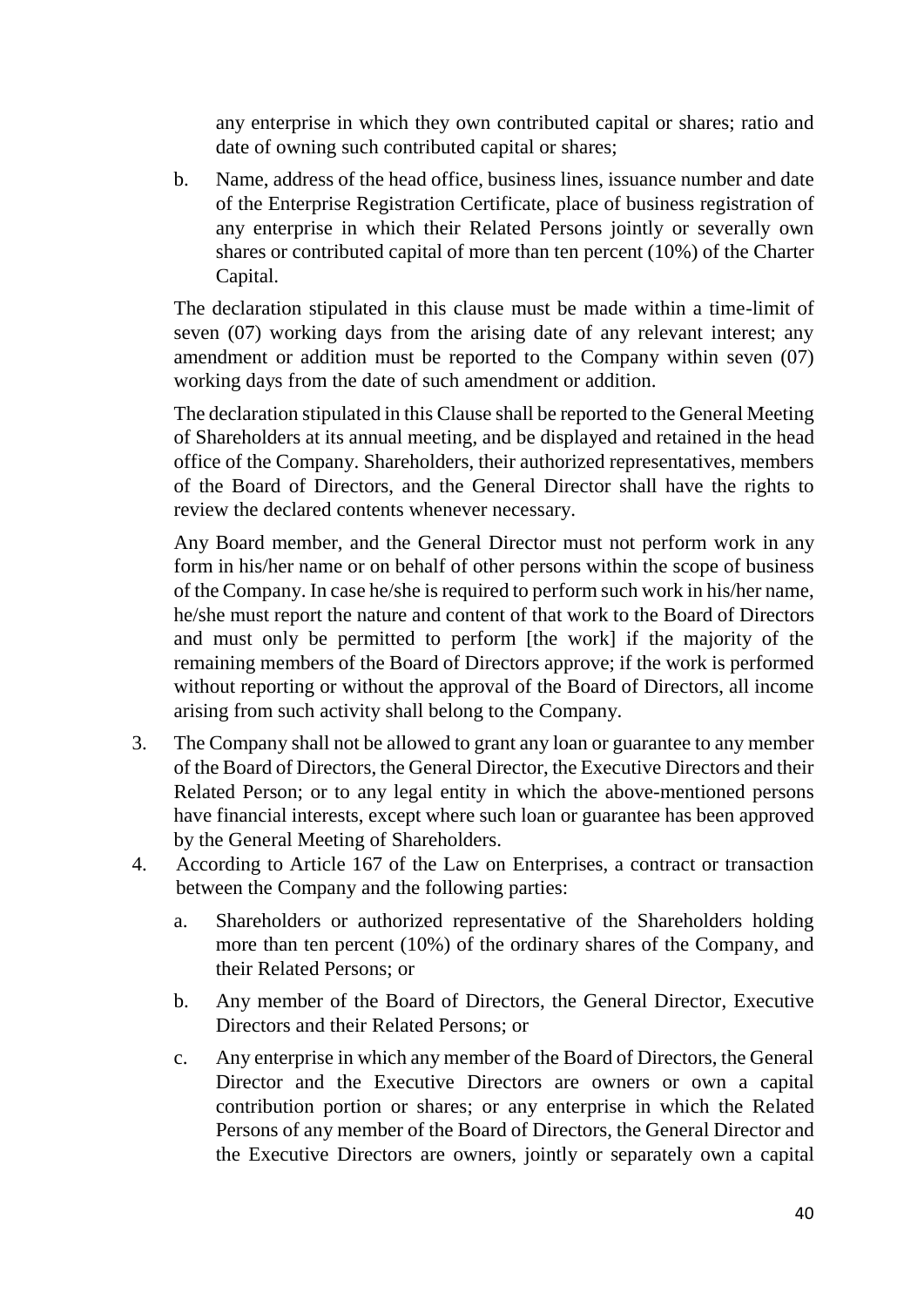any enterprise in which they own contributed capital or shares; ratio and date of owning such contributed capital or shares;

b. Name, address of the head office, business lines, issuance number and date of the Enterprise Registration Certificate, place of business registration of any enterprise in which their Related Persons jointly or severally own shares or contributed capital of more than ten percent (10%) of the Charter Capital.

The declaration stipulated in this clause must be made within a time-limit of seven (07) working days from the arising date of any relevant interest; any amendment or addition must be reported to the Company within seven (07) working days from the date of such amendment or addition.

The declaration stipulated in this Clause shall be reported to the General Meeting of Shareholders at its annual meeting, and be displayed and retained in the head office of the Company. Shareholders, their authorized representatives, members of the Board of Directors, and the General Director shall have the rights to review the declared contents whenever necessary.

Any Board member, and the General Director must not perform work in any form in his/her name or on behalf of other persons within the scope of business of the Company. In case he/she is required to perform such work in his/her name, he/she must report the nature and content of that work to the Board of Directors and must only be permitted to perform [the work] if the majority of the remaining members of the Board of Directors approve; if the work is performed without reporting or without the approval of the Board of Directors, all income arising from such activity shall belong to the Company.

3. The Company shall not be allowed to grant any loan or guarantee to any member of the Board of Directors, the General Director, the Executive Directors and their Related Person; or to any legal entity in which the above-mentioned persons have financial interests, except where such loan or guarantee has been approved by the General Meeting of Shareholders.

4. According to Article 167 of the Law on Enterprises, a contract or transaction between the Company and the following parties:

   a. Shareholders or authorized representative of the Shareholders holding more than ten percent (10%) of the ordinary shares of the Company, and their Related Persons; or

   b. Any member of the Board of Directors, the General Director, Executive Directors and their Related Persons; or

   c. Any enterprise in which any member of the Board of Directors, the General Director and the Executive Directors are owners or own a capital contribution portion or shares; or any enterprise in which the Related Persons of any member of the Board of Directors, the General Director and the Executive Directors are owners, jointly or separately own a capital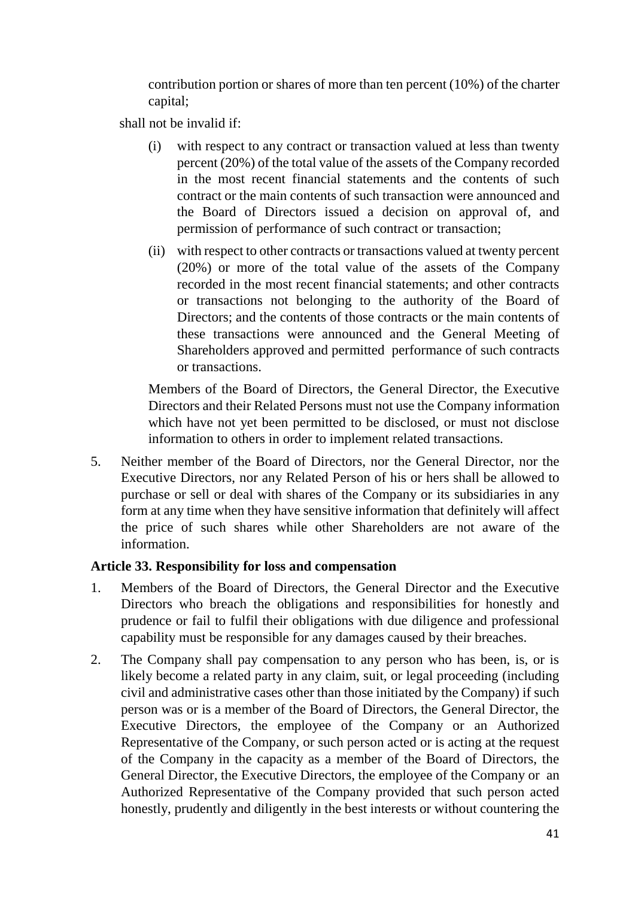contribution portion or shares of more than ten percent (10%) of the charter capital;

shall not be invalid if:

(i) with respect to any contract or transaction valued at less than twenty percent (20%) of the total value of the assets of the Company recorded in the most recent financial statements and the contents of such contract or the main contents of such transaction were announced and the Board of Directors issued a decision on approval of, and permission of performance of such contract or transaction;

(ii) with respect to other contracts or transactions valued at twenty percent (20%) or more of the total value of the assets of the Company recorded in the most recent financial statements; and other contracts or transactions not belonging to the authority of the Board of Directors; and the contents of those contracts or the main contents of these transactions were announced and the General Meeting of Shareholders approved and permitted performance of such contracts or transactions.

Members of the Board of Directors, the General Director, the Executive Directors and their Related Persons must not use the Company information which have not yet been permitted to be disclosed, or must not disclose information to others in order to implement related transactions.

5. Neither member of the Board of Directors, nor the General Director, nor the Executive Directors, nor any Related Person of his or hers shall be allowed to purchase or sell or deal with shares of the Company or its subsidiaries in any form at any time when they have sensitive information that definitely will affect the price of such shares while other Shareholders are not aware of the information.

**Article 33. Responsibility for loss and compensation**

1. Members of the Board of Directors, the General Director and the Executive Directors who breach the obligations and responsibilities for honestly and prudence or fail to fulfil their obligations with due diligence and professional capability must be responsible for any damages caused by their breaches.

2. The Company shall pay compensation to any person who has been, is, or is likely become a related party in any claim, suit, or legal proceeding (including civil and administrative cases other than those initiated by the Company) if such person was or is a member of the Board of Directors, the General Director, the Executive Directors, the employee of the Company or an Authorized Representative of the Company, or such person acted or is acting at the request of the Company in the capacity as a member of the Board of Directors, the General Director, the Executive Directors, the employee of the Company or an Authorized Representative of the Company provided that such person acted honestly, prudently and diligently in the best interests or without countering the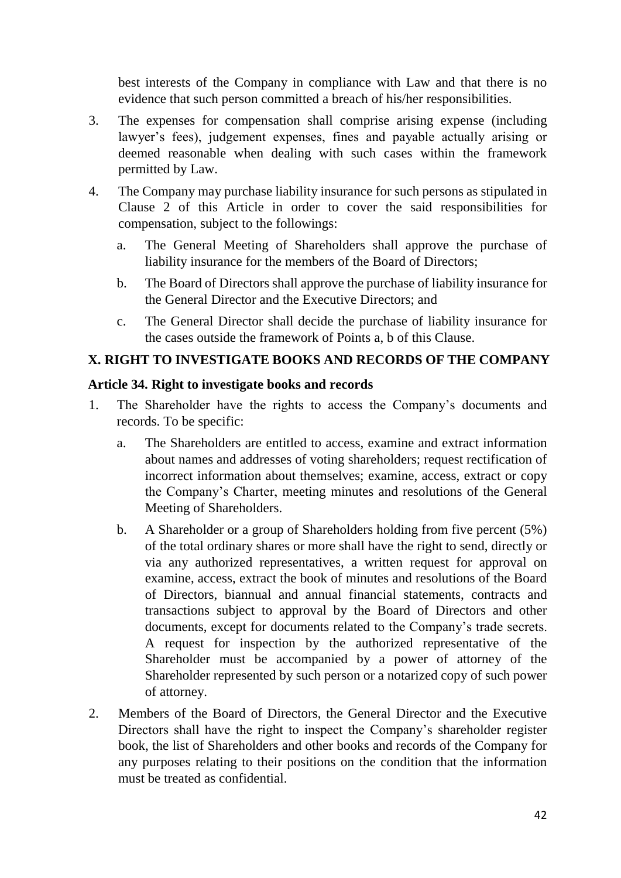best interests of the Company in compliance with Law and that there is no evidence that such person committed a breach of his/her responsibilities.

3. The expenses for compensation shall comprise arising expense (including lawyer's fees), judgement expenses, fines and payable actually arising or deemed reasonable when dealing with such cases within the framework permitted by Law.

4. The Company may purchase liability insurance for such persons as stipulated in Clause 2 of this Article in order to cover the said responsibilities for compensation, subject to the followings:

   a. The General Meeting of Shareholders shall approve the purchase of liability insurance for the members of the Board of Directors;

   b. The Board of Directors shall approve the purchase of liability insurance for the General Director and the Executive Directors; and

   c. The General Director shall decide the purchase of liability insurance for the cases outside the framework of Points a, b of this Clause.

## X. RIGHT TO INVESTIGATE BOOKS AND RECORDS OF THE COMPANY

### Article 34. Right to investigate books and records

1. The Shareholder have the rights to access the Company's documents and records. To be specific:

   a. The Shareholders are entitled to access, examine and extract information about names and addresses of voting shareholders; request rectification of incorrect information about themselves; examine, access, extract or copy the Company's Charter, meeting minutes and resolutions of the General Meeting of Shareholders.

   b. A Shareholder or a group of Shareholders holding from five percent (5%) of the total ordinary shares or more shall have the right to send, directly or via any authorized representatives, a written request for approval on examine, access, extract the book of minutes and resolutions of the Board of Directors, biannual and annual financial statements, contracts and transactions subject to approval by the Board of Directors and other documents, except for documents related to the Company's trade secrets. A request for inspection by the authorized representative of the Shareholder must be accompanied by a power of attorney of the Shareholder represented by such person or a notarized copy of such power of attorney.

2. Members of the Board of Directors, the General Director and the Executive Directors shall have the right to inspect the Company's shareholder register book, the list of Shareholders and other books and records of the Company for any purposes relating to their positions on the condition that the information must be treated as confidential.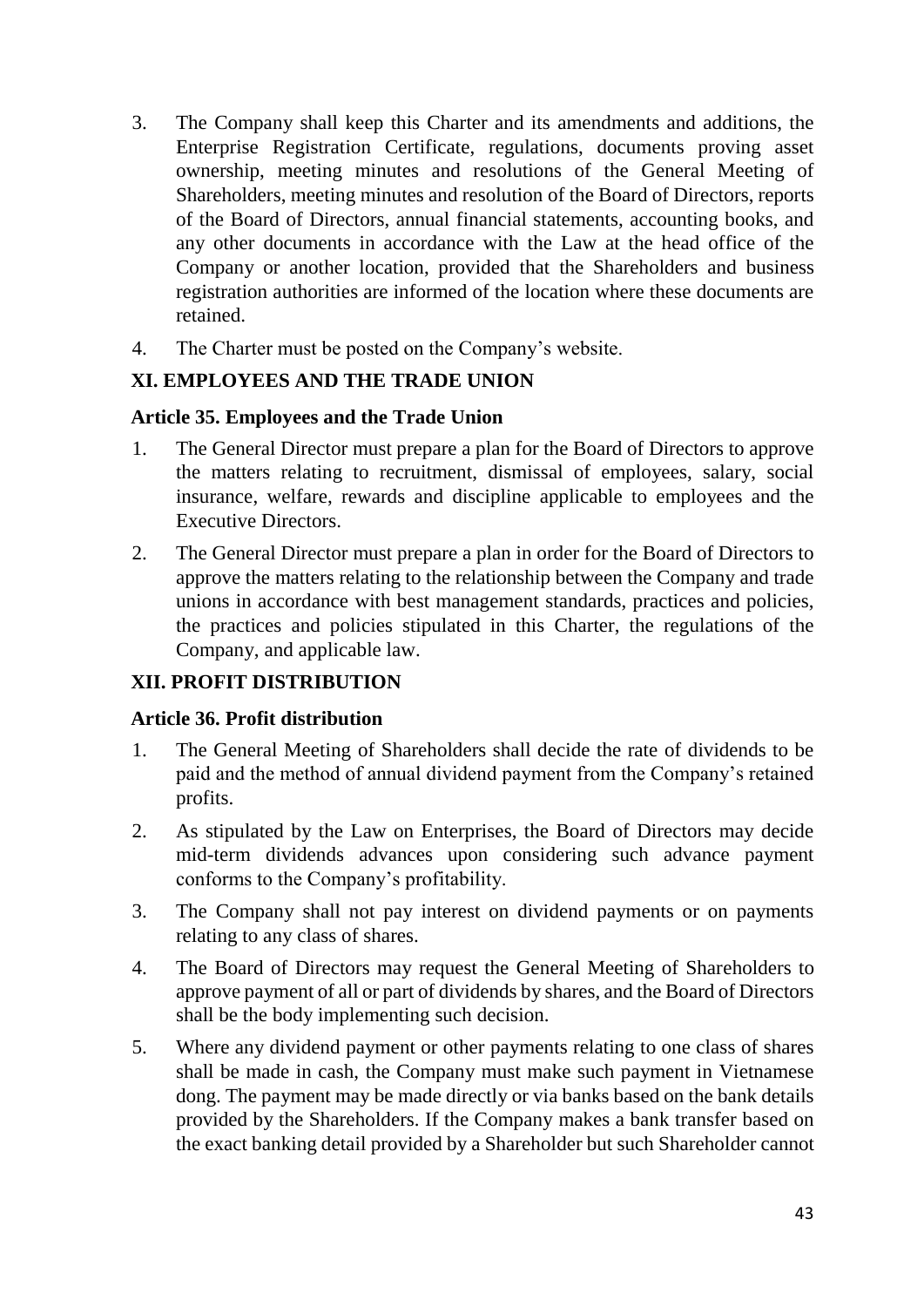3. The Company shall keep this Charter and its amendments and additions, the Enterprise Registration Certificate, regulations, documents proving asset ownership, meeting minutes and resolutions of the General Meeting of Shareholders, meeting minutes and resolution of the Board of Directors, reports of the Board of Directors, annual financial statements, accounting books, and any other documents in accordance with the Law at the head office of the Company or another location, provided that the Shareholders and business registration authorities are informed of the location where these documents are retained.

4. The Charter must be posted on the Company's website.

## XI. EMPLOYEES AND THE TRADE UNION

### Article 35. Employees and the Trade Union

1. The General Director must prepare a plan for the Board of Directors to approve the matters relating to recruitment, dismissal of employees, salary, social insurance, welfare, rewards and discipline applicable to employees and the Executive Directors.

2. The General Director must prepare a plan in order for the Board of Directors to approve the matters relating to the relationship between the Company and trade unions in accordance with best management standards, practices and policies, the practices and policies stipulated in this Charter, the regulations of the Company, and applicable law.

## XII. PROFIT DISTRIBUTION

### Article 36. Profit distribution

1. The General Meeting of Shareholders shall decide the rate of dividends to be paid and the method of annual dividend payment from the Company's retained profits.

2. As stipulated by the Law on Enterprises, the Board of Directors may decide mid-term dividends advances upon considering such advance payment conforms to the Company's profitability.

3. The Company shall not pay interest on dividend payments or on payments relating to any class of shares.

4. The Board of Directors may request the General Meeting of Shareholders to approve payment of all or part of dividends by shares, and the Board of Directors shall be the body implementing such decision.

5. Where any dividend payment or other payments relating to one class of shares shall be made in cash, the Company must make such payment in Vietnamese dong. The payment may be made directly or via banks based on the bank details provided by the Shareholders. If the Company makes a bank transfer based on the exact banking detail provided by a Shareholder but such Shareholder cannot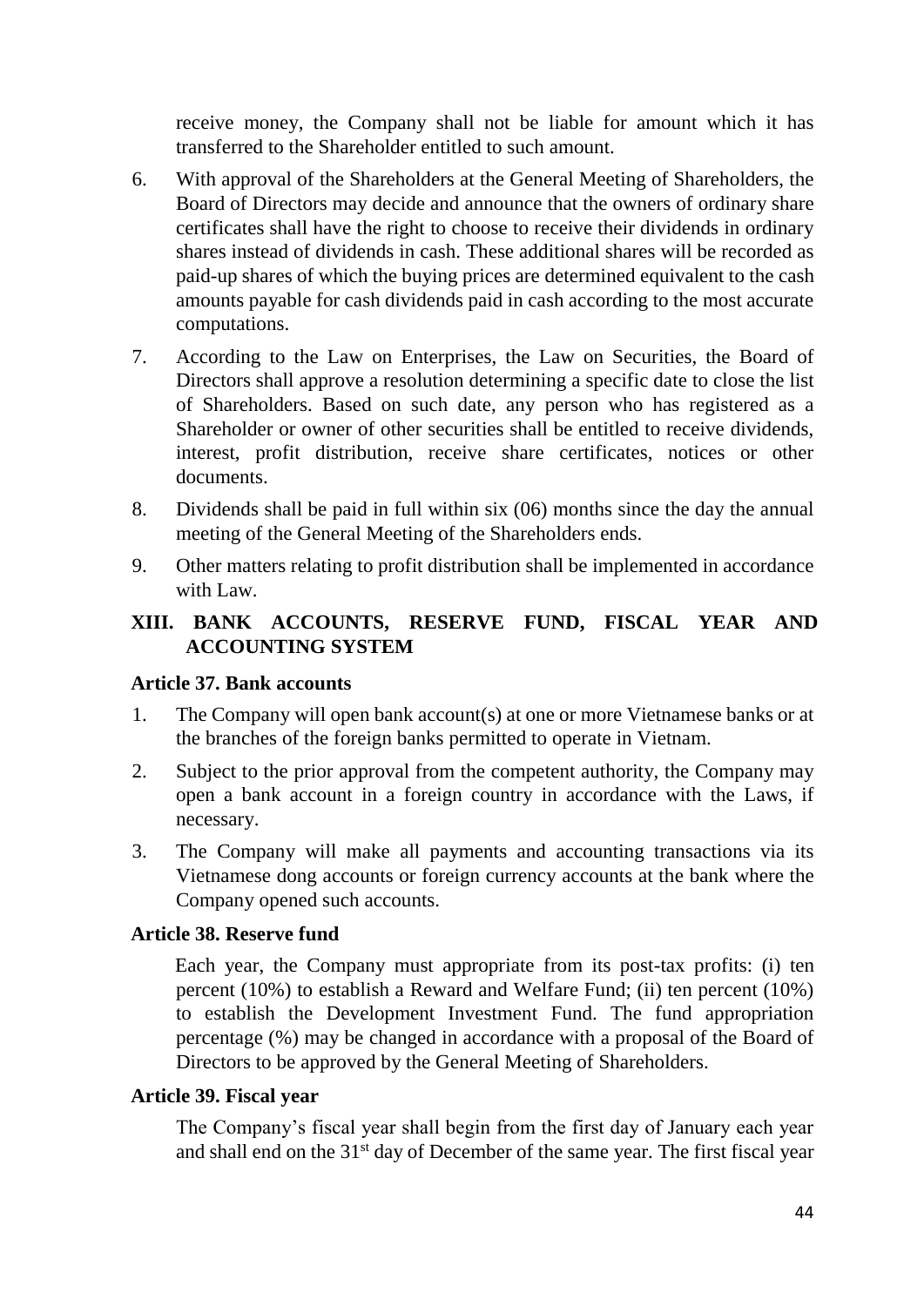receive money, the Company shall not be liable for amount which it has transferred to the Shareholder entitled to such amount.

6. With approval of the Shareholders at the General Meeting of Shareholders, the Board of Directors may decide and announce that the owners of ordinary share certificates shall have the right to choose to receive their dividends in ordinary shares instead of dividends in cash. These additional shares will be recorded as paid-up shares of which the buying prices are determined equivalent to the cash amounts payable for cash dividends paid in cash according to the most accurate computations.

7. According to the Law on Enterprises, the Law on Securities, the Board of Directors shall approve a resolution determining a specific date to close the list of Shareholders. Based on such date, any person who has registered as a Shareholder or owner of other securities shall be entitled to receive dividends, interest, profit distribution, receive share certificates, notices or other documents.

8. Dividends shall be paid in full within six (06) months since the day the annual meeting of the General Meeting of the Shareholders ends.

9. Other matters relating to profit distribution shall be implemented in accordance with Law.

## XIII. BANK ACCOUNTS, RESERVE FUND, FISCAL YEAR AND ACCOUNTING SYSTEM

### Article 37. Bank accounts

1. The Company will open bank account(s) at one or more Vietnamese banks or at the branches of the foreign banks permitted to operate in Vietnam.

2. Subject to the prior approval from the competent authority, the Company may open a bank account in a foreign country in accordance with the Laws, if necessary.

3. The Company will make all payments and accounting transactions via its Vietnamese dong accounts or foreign currency accounts at the bank where the Company opened such accounts.

### Article 38. Reserve fund

Each year, the Company must appropriate from its post-tax profits: (i) ten percent (10%) to establish a Reward and Welfare Fund; (ii) ten percent (10%) to establish the Development Investment Fund. The fund appropriation percentage (%) may be changed in accordance with a proposal of the Board of Directors to be approved by the General Meeting of Shareholders.

### Article 39. Fiscal year

The Company's fiscal year shall begin from the first day of January each year and shall end on the 31st day of December of the same year. The first fiscal year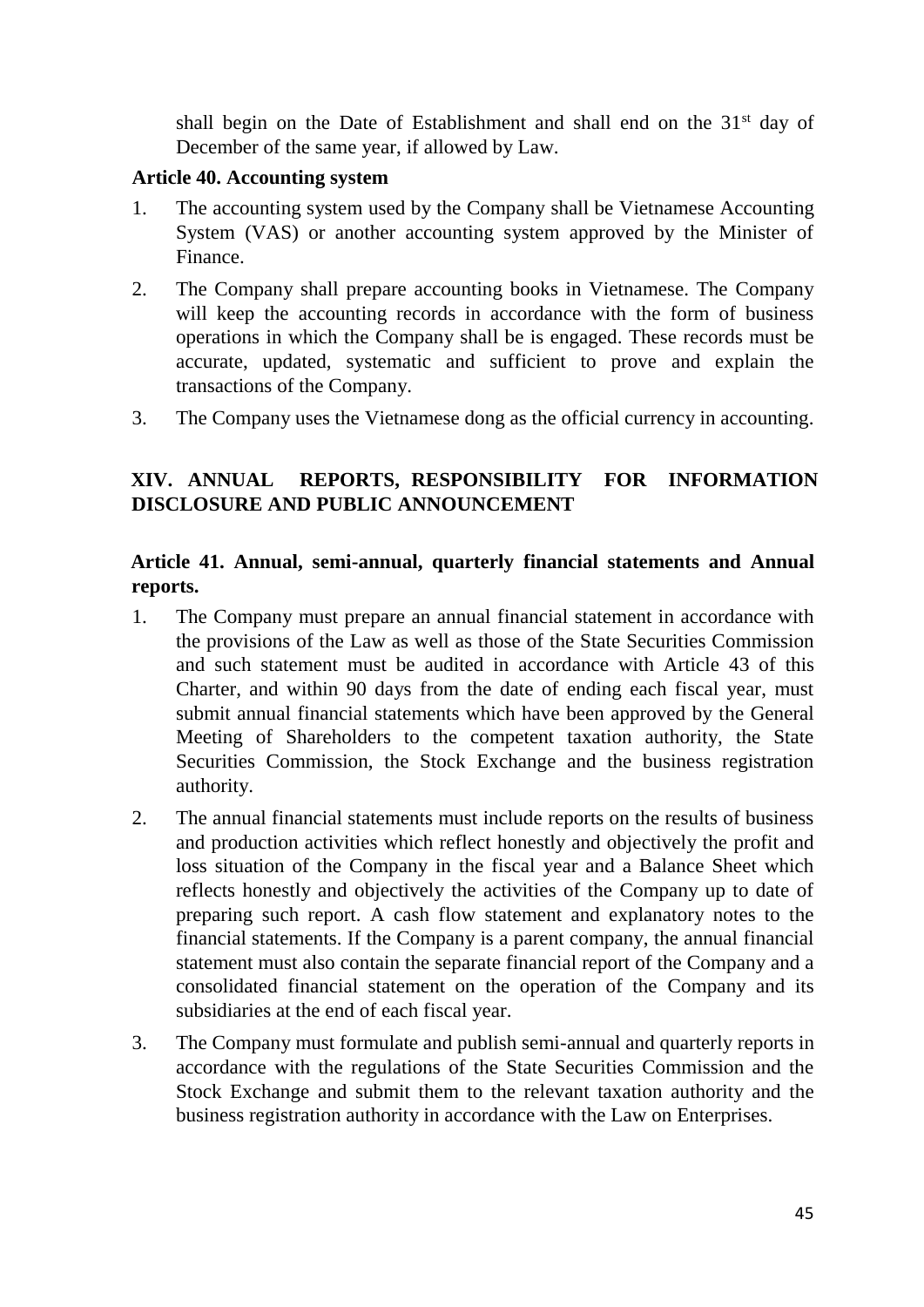shall begin on the Date of Establishment and shall end on the 31st day of December of the same year, if allowed by Law.

**Article 40. Accounting system**

1. The accounting system used by the Company shall be Vietnamese Accounting System (VAS) or another accounting system approved by the Minister of Finance.
2. The Company shall prepare accounting books in Vietnamese. The Company will keep the accounting records in accordance with the form of business operations in which the Company shall be is engaged. These records must be accurate, updated, systematic and sufficient to prove and explain the transactions of the Company.
3. The Company uses the Vietnamese dong as the official currency in accounting.

## XIV. ANNUAL REPORTS, RESPONSIBILITY FOR INFORMATION DISCLOSURE AND PUBLIC ANNOUNCEMENT

**Article 41. Annual, semi-annual, quarterly financial statements and Annual reports.**

1. The Company must prepare an annual financial statement in accordance with the provisions of the Law as well as those of the State Securities Commission and such statement must be audited in accordance with Article 43 of this Charter, and within 90 days from the date of ending each fiscal year, must submit annual financial statements which have been approved by the General Meeting of Shareholders to the competent taxation authority, the State Securities Commission, the Stock Exchange and the business registration authority.
2. The annual financial statements must include reports on the results of business and production activities which reflect honestly and objectively the profit and loss situation of the Company in the fiscal year and a Balance Sheet which reflects honestly and objectively the activities of the Company up to date of preparing such report. A cash flow statement and explanatory notes to the financial statements. If the Company is a parent company, the annual financial statement must also contain the separate financial report of the Company and a consolidated financial statement on the operation of the Company and its subsidiaries at the end of each fiscal year.
3. The Company must formulate and publish semi-annual and quarterly reports in accordance with the regulations of the State Securities Commission and the Stock Exchange and submit them to the relevant taxation authority and the business registration authority in accordance with the Law on Enterprises.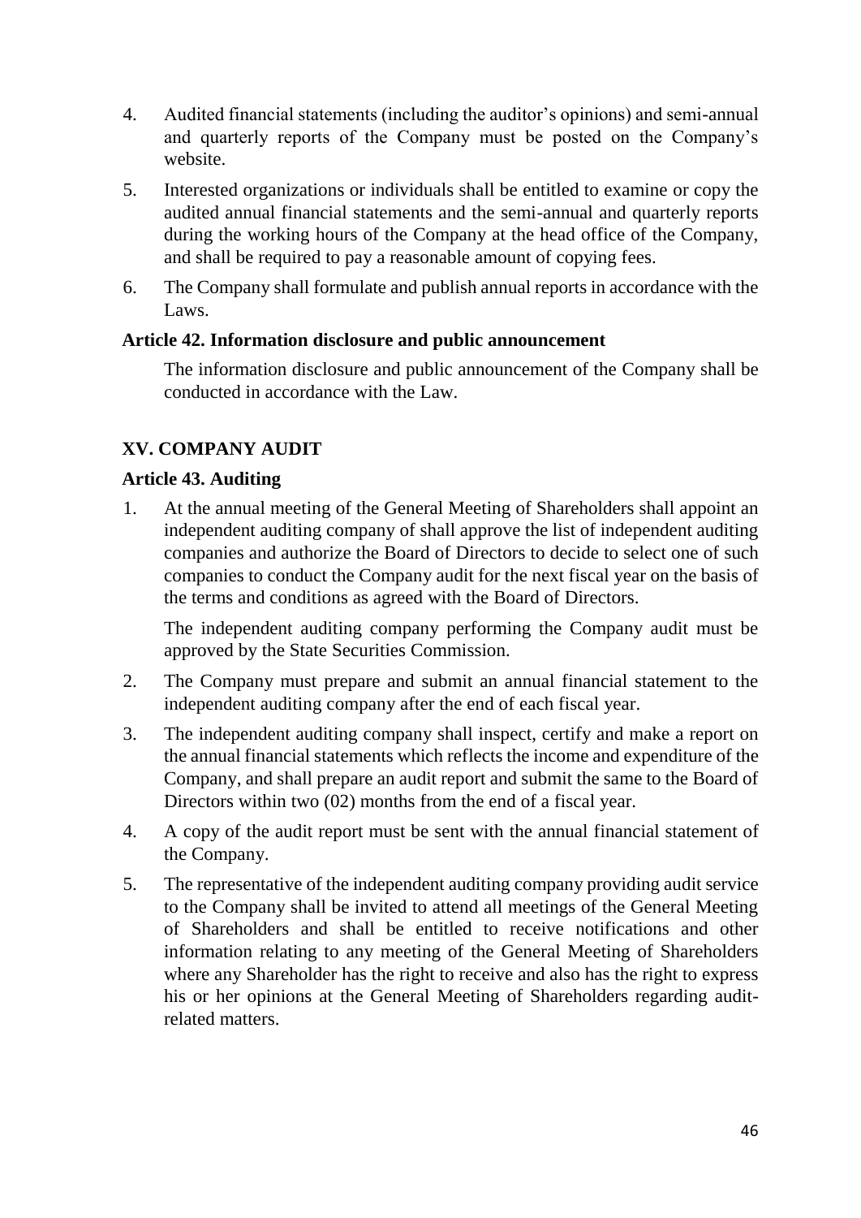4. Audited financial statements (including the auditor's opinions) and semi-annual and quarterly reports of the Company must be posted on the Company's website.

5. Interested organizations or individuals shall be entitled to examine or copy the audited annual financial statements and the semi-annual and quarterly reports during the working hours of the Company at the head office of the Company, and shall be required to pay a reasonable amount of copying fees.

6. The Company shall formulate and publish annual reports in accordance with the Laws.

### Article 42. Information disclosure and public announcement

The information disclosure and public announcement of the Company shall be conducted in accordance with the Law.

## XV. COMPANY AUDIT

### Article 43. Auditing

1. At the annual meeting of the General Meeting of Shareholders shall appoint an independent auditing company of shall approve the list of independent auditing companies and authorize the Board of Directors to decide to select one of such companies to conduct the Company audit for the next fiscal year on the basis of the terms and conditions as agreed with the Board of Directors.

   The independent auditing company performing the Company audit must be approved by the State Securities Commission.

2. The Company must prepare and submit an annual financial statement to the independent auditing company after the end of each fiscal year.

3. The independent auditing company shall inspect, certify and make a report on the annual financial statements which reflects the income and expenditure of the Company, and shall prepare an audit report and submit the same to the Board of Directors within two (02) months from the end of a fiscal year.

4. A copy of the audit report must be sent with the annual financial statement of the Company.

5. The representative of the independent auditing company providing audit service to the Company shall be invited to attend all meetings of the General Meeting of Shareholders and shall be entitled to receive notifications and other information relating to any meeting of the General Meeting of Shareholders where any Shareholder has the right to receive and also has the right to express his or her opinions at the General Meeting of Shareholders regarding audit-related matters.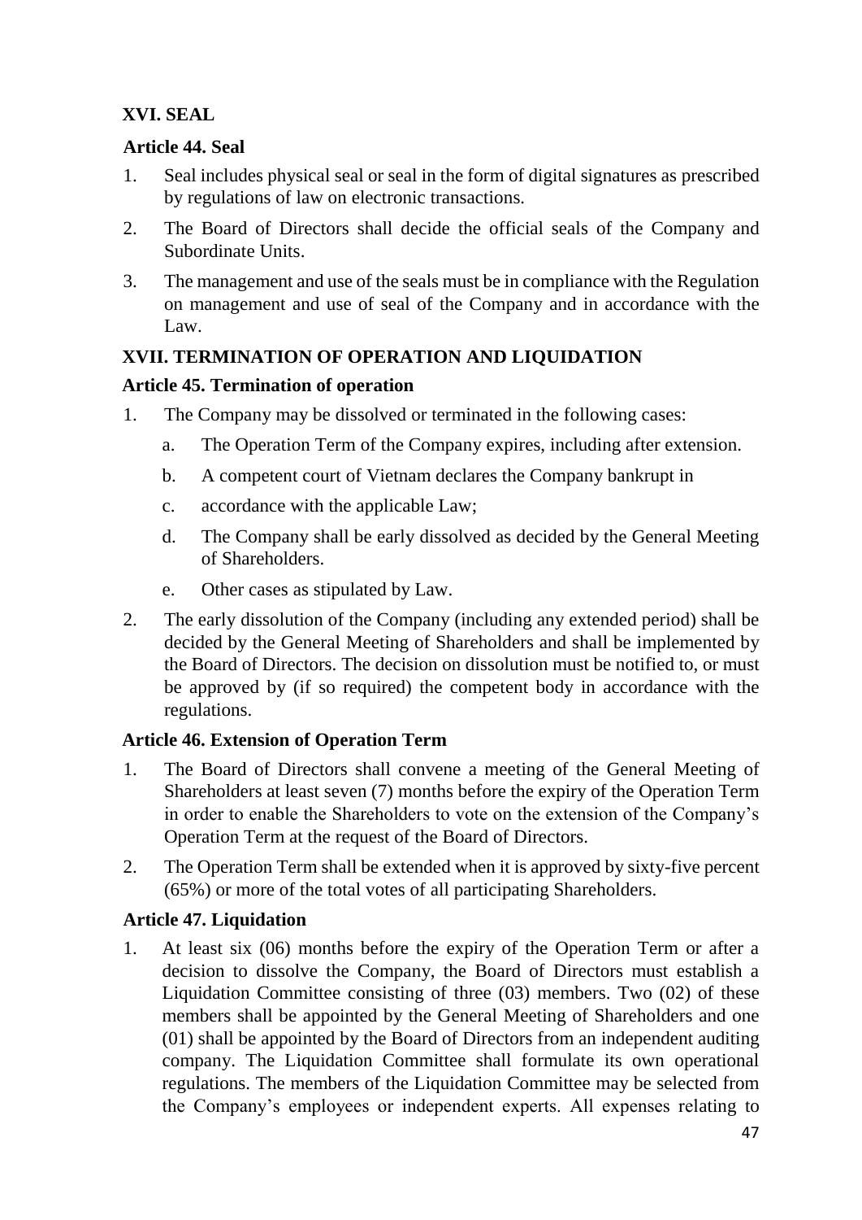## XVI. SEAL

### Article 44. Seal

1. Seal includes physical seal or seal in the form of digital signatures as prescribed by regulations of law on electronic transactions.
2. The Board of Directors shall decide the official seals of the Company and Subordinate Units.
3. The management and use of the seals must be in compliance with the Regulation on management and use of seal of the Company and in accordance with the Law.

## XVII. TERMINATION OF OPERATION AND LIQUIDATION

### Article 45. Termination of operation

1. The Company may be dissolved or terminated in the following cases:
   a. The Operation Term of the Company expires, including after extension.
   b. A competent court of Vietnam declares the Company bankrupt in
   c. accordance with the applicable Law;
   d. The Company shall be early dissolved as decided by the General Meeting of Shareholders.
   e. Other cases as stipulated by Law.
2. The early dissolution of the Company (including any extended period) shall be decided by the General Meeting of Shareholders and shall be implemented by the Board of Directors. The decision on dissolution must be notified to, or must be approved by (if so required) the competent body in accordance with the regulations.

### Article 46. Extension of Operation Term

1. The Board of Directors shall convene a meeting of the General Meeting of Shareholders at least seven (7) months before the expiry of the Operation Term in order to enable the Shareholders to vote on the extension of the Company's Operation Term at the request of the Board of Directors.
2. The Operation Term shall be extended when it is approved by sixty-five percent (65%) or more of the total votes of all participating Shareholders.

### Article 47. Liquidation

1. At least six (06) months before the expiry of the Operation Term or after a decision to dissolve the Company, the Board of Directors must establish a Liquidation Committee consisting of three (03) members. Two (02) of these members shall be appointed by the General Meeting of Shareholders and one (01) shall be appointed by the Board of Directors from an independent auditing company. The Liquidation Committee shall formulate its own operational regulations. The members of the Liquidation Committee may be selected from the Company's employees or independent experts. All expenses relating to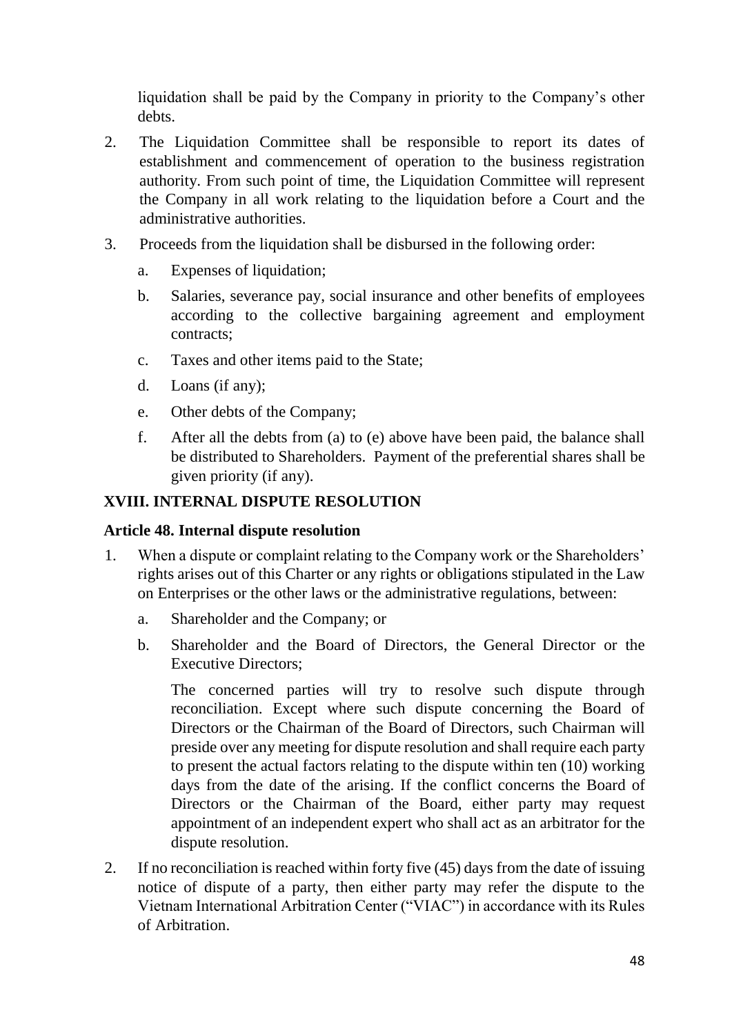liquidation shall be paid by the Company in priority to the Company's other debts.

2. The Liquidation Committee shall be responsible to report its dates of establishment and commencement of operation to the business registration authority. From such point of time, the Liquidation Committee will represent the Company in all work relating to the liquidation before a Court and the administrative authorities.

3. Proceeds from the liquidation shall be disbursed in the following order:

   a. Expenses of liquidation;

   b. Salaries, severance pay, social insurance and other benefits of employees according to the collective bargaining agreement and employment contracts;

   c. Taxes and other items paid to the State;

   d. Loans (if any);

   e. Other debts of the Company;

   f. After all the debts from (a) to (e) above have been paid, the balance shall be distributed to Shareholders. Payment of the preferential shares shall be given priority (if any).

## XVIII. INTERNAL DISPUTE RESOLUTION

### Article 48. Internal dispute resolution

1. When a dispute or complaint relating to the Company work or the Shareholders' rights arises out of this Charter or any rights or obligations stipulated in the Law on Enterprises or the other laws or the administrative regulations, between:

   a. Shareholder and the Company; or

   b. Shareholder and the Board of Directors, the General Director or the Executive Directors;

   The concerned parties will try to resolve such dispute through reconciliation. Except where such dispute concerning the Board of Directors or the Chairman of the Board of Directors, such Chairman will preside over any meeting for dispute resolution and shall require each party to present the actual factors relating to the dispute within ten (10) working days from the date of the arising. If the conflict concerns the Board of Directors or the Chairman of the Board, either party may request appointment of an independent expert who shall act as an arbitrator for the dispute resolution.

2. If no reconciliation is reached within forty five (45) days from the date of issuing notice of dispute of a party, then either party may refer the dispute to the Vietnam International Arbitration Center ("VIAC") in accordance with its Rules of Arbitration.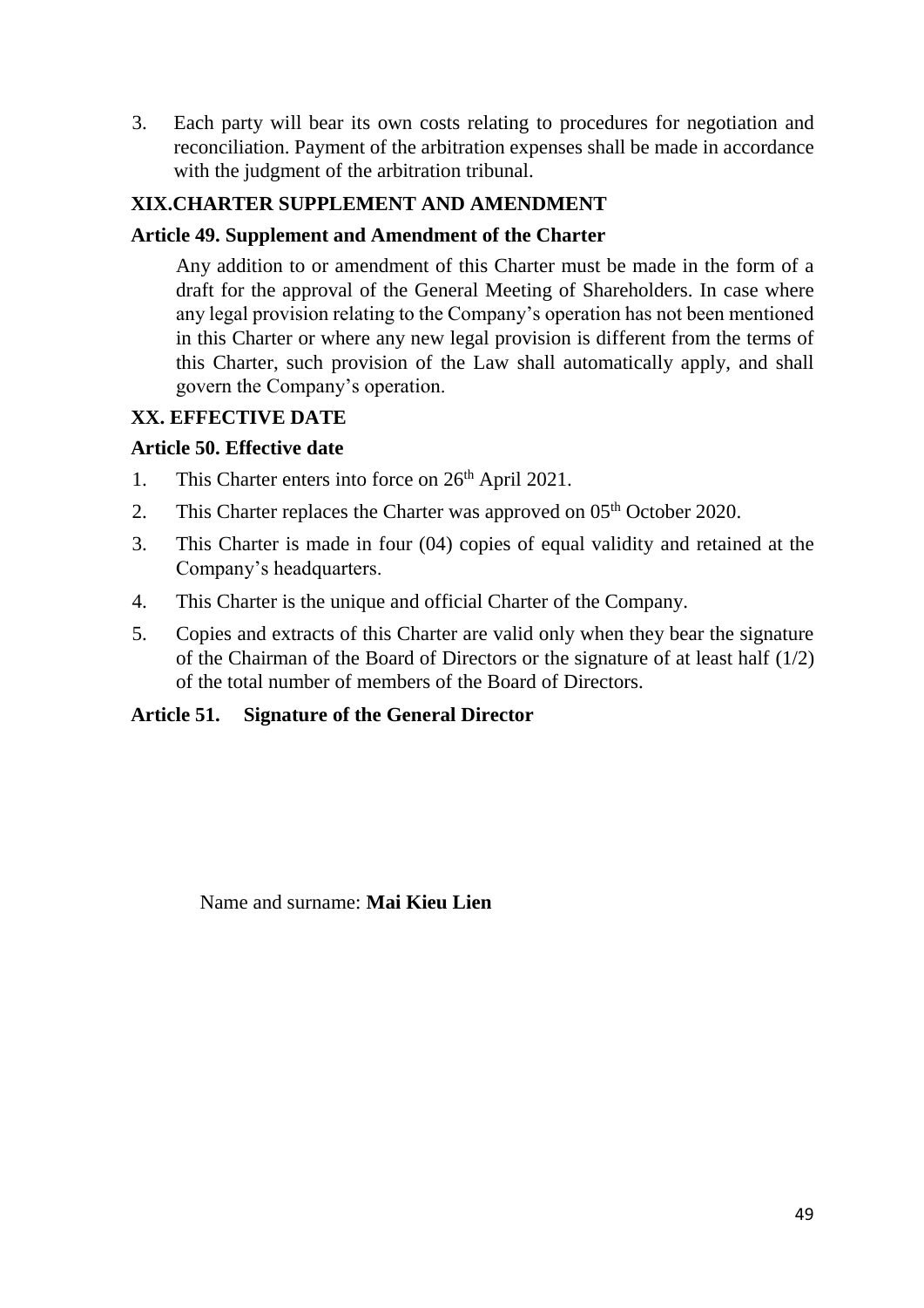3. Each party will bear its own costs relating to procedures for negotiation and reconciliation. Payment of the arbitration expenses shall be made in accordance with the judgment of the arbitration tribunal.

## XIX.CHARTER SUPPLEMENT AND AMENDMENT

### Article 49. Supplement and Amendment of the Charter

Any addition to or amendment of this Charter must be made in the form of a draft for the approval of the General Meeting of Shareholders. In case where any legal provision relating to the Company's operation has not been mentioned in this Charter or where any new legal provision is different from the terms of this Charter, such provision of the Law shall automatically apply, and shall govern the Company's operation.

## XX. EFFECTIVE DATE

### Article 50. Effective date

1. This Charter enters into force on 26th April 2021.
2. This Charter replaces the Charter was approved on 05th October 2020.
3. This Charter is made in four (04) copies of equal validity and retained at the Company's headquarters.
4. This Charter is the unique and official Charter of the Company.
5. Copies and extracts of this Charter are valid only when they bear the signature of the Chairman of the Board of Directors or the signature of at least half (1/2) of the total number of members of the Board of Directors.

### Article 51. Signature of the General Director

Name and surname: **Mai Kieu Lien**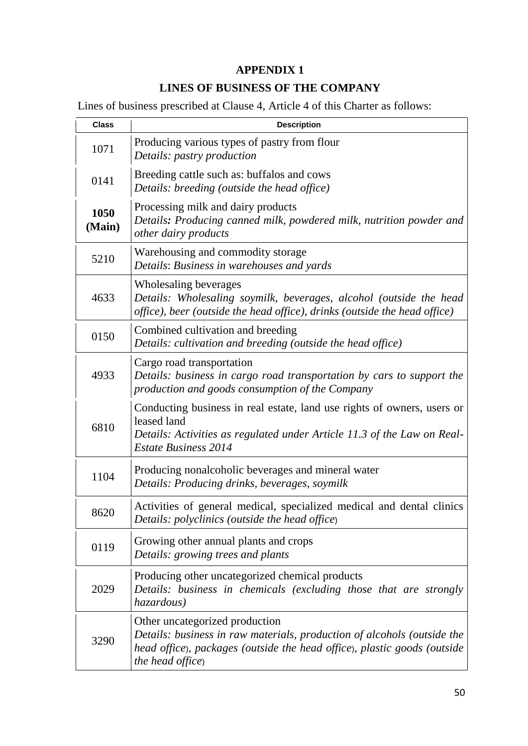# APPENDIX 1

## LINES OF BUSINESS OF THE COMPANY

Lines of business prescribed at Clause 4, Article 4 of this Charter as follows:

| Class | Description |
|---|---|
| 1071 | Producing various types of pastry from flour<br>*Details: pastry production* |
| 0141 | Breeding cattle such as: buffalos and cows<br>*Details: breeding (outside the head office)* |
| **1050 (Main)** | Processing milk and dairy products<br>*Details**:** Producing canned milk, powdered milk, nutrition powder and other dairy products* |
| 5210 | Warehousing and commodity storage<br>*Details: Business in warehouses and yards* |
| 4633 | Wholesaling beverages<br>*Details: Wholesaling soymilk, beverages, alcohol (outside the head office), beer (outside the head office), drinks (outside the head office)* |
| 0150 | Combined cultivation and breeding<br>*Details: cultivation and breeding (outside the head office)* |
| 4933 | Cargo road transportation<br>*Details: business in cargo road transportation by cars to support the production and goods consumption of the Company* |
| 6810 | Conducting business in real estate, land use rights of owners, users or leased land<br>*Details: Activities as regulated under Article 11.3 of the Law on Real-Estate Business 2014* |
| 1104 | Producing nonalcoholic beverages and mineral water<br>*Details: Producing drinks, beverages, soymilk* |
| 8620 | Activities of general medical, specialized medical and dental clinics<br>*Details: polyclinics (outside the head office)* |
| 0119 | Growing other annual plants and crops<br>*Details: growing trees and plants* |
| 2029 | Producing other uncategorized chemical products<br>*Details: business in chemicals (excluding those that are strongly hazardous)* |
| 3290 | Other uncategorized production<br>*Details: business in raw materials, production of alcohols (outside the head office), packages (outside the head office), plastic goods (outside the head office)* |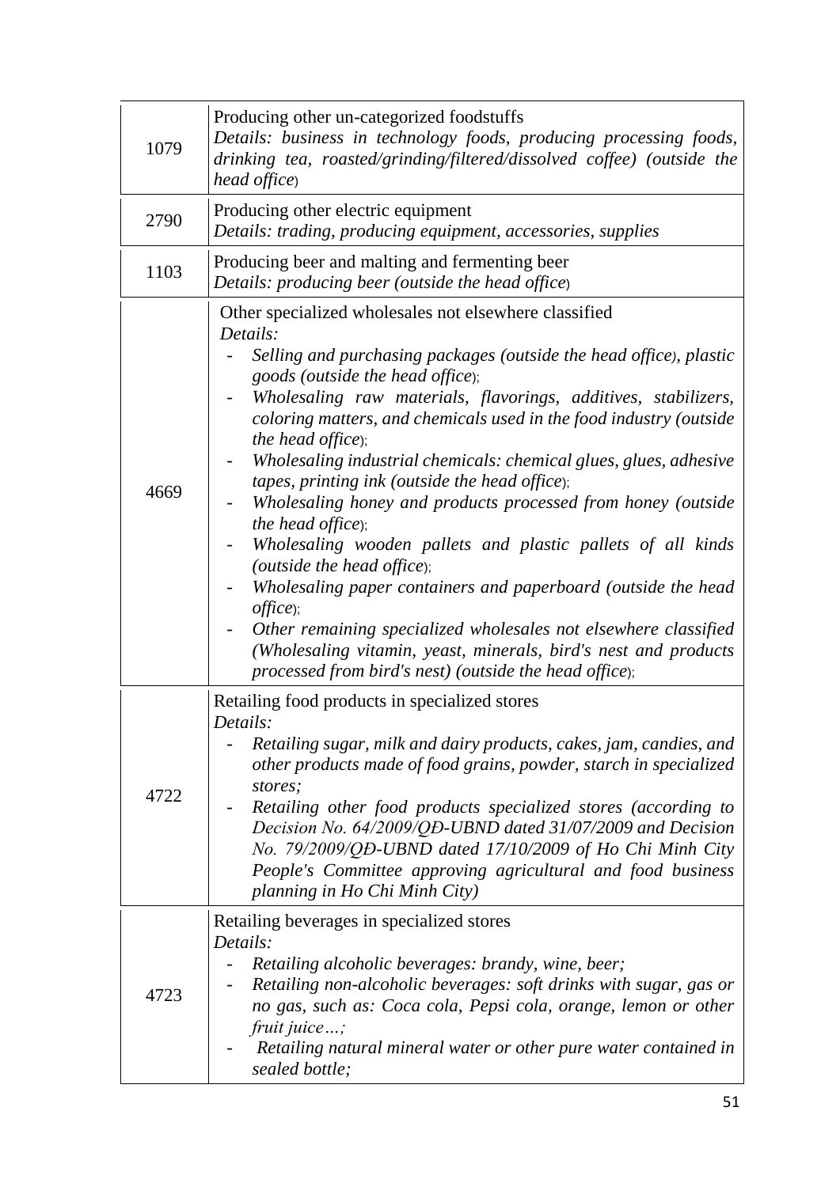| | |
|---|---|
| 1079 | Producing other un-categorized foodstuffs<br>*Details: business in technology foods, producing processing foods, drinking tea, roasted/grinding/filtered/dissolved coffee) (outside the head office)* |
| 2790 | Producing other electric equipment<br>*Details: trading, producing equipment, accessories, supplies* |
| 1103 | Producing beer and malting and fermenting beer<br>*Details: producing beer (outside the head office)* |
| 4669 | Other specialized wholesales not elsewhere classified<br>*Details:*<br>- *Selling and purchasing packages (outside the head office), plastic goods (outside the head office);*<br>- *Wholesaling raw materials, flavorings, additives, stabilizers, coloring matters, and chemicals used in the food industry (outside the head office);*<br>- *Wholesaling industrial chemicals: chemical glues, glues, adhesive tapes, printing ink (outside the head office);*<br>- *Wholesaling honey and products processed from honey (outside the head office);*<br>- *Wholesaling wooden pallets and plastic pallets of all kinds (outside the head office);*<br>- *Wholesaling paper containers and paperboard (outside the head office);*<br>- *Other remaining specialized wholesales not elsewhere classified (Wholesaling vitamin, yeast, minerals, bird's nest and products processed from bird's nest) (outside the head office);* |
| 4722 | Retailing food products in specialized stores<br>*Details:*<br>- *Retailing sugar, milk and dairy products, cakes, jam, candies, and other products made of food grains, powder, starch in specialized stores;*<br>- *Retailing other food products specialized stores (according to Decision No. 64/2009/QĐ-UBND dated 31/07/2009 and Decision No. 79/2009/QĐ-UBND dated 17/10/2009 of Ho Chi Minh City People's Committee approving agricultural and food business planning in Ho Chi Minh City)* |
| 4723 | Retailing beverages in specialized stores<br>*Details:*<br>- *Retailing alcoholic beverages: brandy, wine, beer;*<br>- *Retailing non-alcoholic beverages: soft drinks with sugar, gas or no gas, such as: Coca cola, Pepsi cola, orange, lemon or other fruit juice…;*<br>- *Retailing natural mineral water or other pure water contained in sealed bottle;* |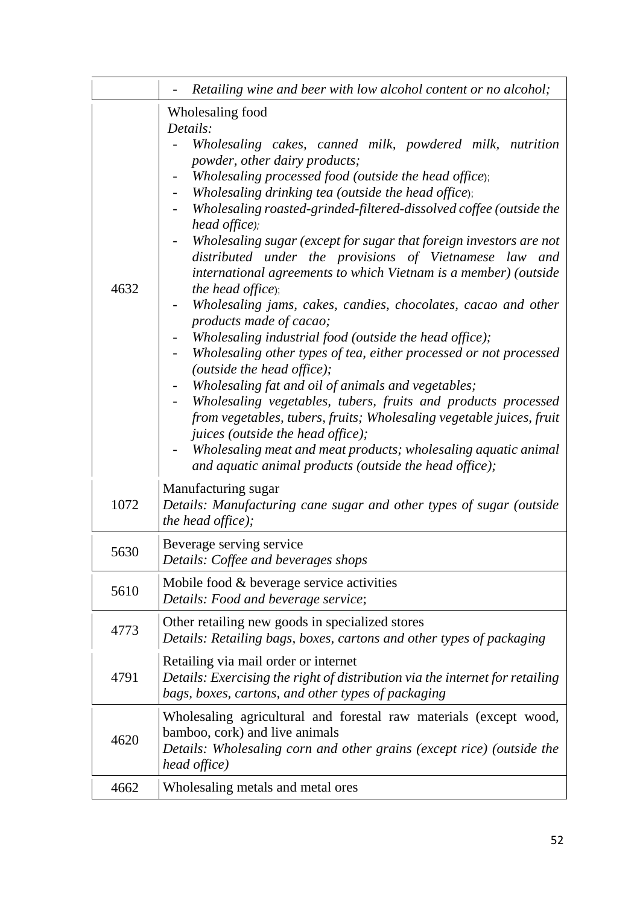| | |
|---|---|
| | - *Retailing wine and beer with low alcohol content or no alcohol;* |
| 4632 | Wholesaling food<br>*Details:*<br>- *Wholesaling cakes, canned milk, powdered milk, nutrition powder, other dairy products;*<br>- *Wholesaling processed food (outside the head office);*<br>- *Wholesaling drinking tea (outside the head office);*<br>- *Wholesaling roasted-grinded-filtered-dissolved coffee (outside the head office);*<br>- *Wholesaling sugar (except for sugar that foreign investors are not distributed under the provisions of Vietnamese law and international agreements to which Vietnam is a member) (outside the head office);*<br>- *Wholesaling jams, cakes, candies, chocolates, cacao and other products made of cacao;*<br>- *Wholesaling industrial food (outside the head office);*<br>- *Wholesaling other types of tea, either processed or not processed (outside the head office);*<br>- *Wholesaling fat and oil of animals and vegetables;*<br>- *Wholesaling vegetables, tubers, fruits and products processed from vegetables, tubers, fruits; Wholesaling vegetable juices, fruit juices (outside the head office);*<br>- *Wholesaling meat and meat products; wholesaling aquatic animal and aquatic animal products (outside the head office);* |
| 1072 | Manufacturing sugar<br>*Details: Manufacturing cane sugar and other types of sugar (outside the head office);* |
| 5630 | Beverage serving service<br>*Details: Coffee and beverages shops* |
| 5610 | Mobile food & beverage service activities<br>*Details: Food and beverage service*; |
| 4773 | Other retailing new goods in specialized stores<br>*Details: Retailing bags, boxes, cartons and other types of packaging* |
| 4791 | Retailing via mail order or internet<br>*Details: Exercising the right of distribution via the internet for retailing bags, boxes, cartons, and other types of packaging* |
| 4620 | Wholesaling agricultural and forestal raw materials (except wood, bamboo, cork) and live animals<br>*Details: Wholesaling corn and other grains (except rice) (outside the head office)* |
| 4662 | Wholesaling metals and metal ores |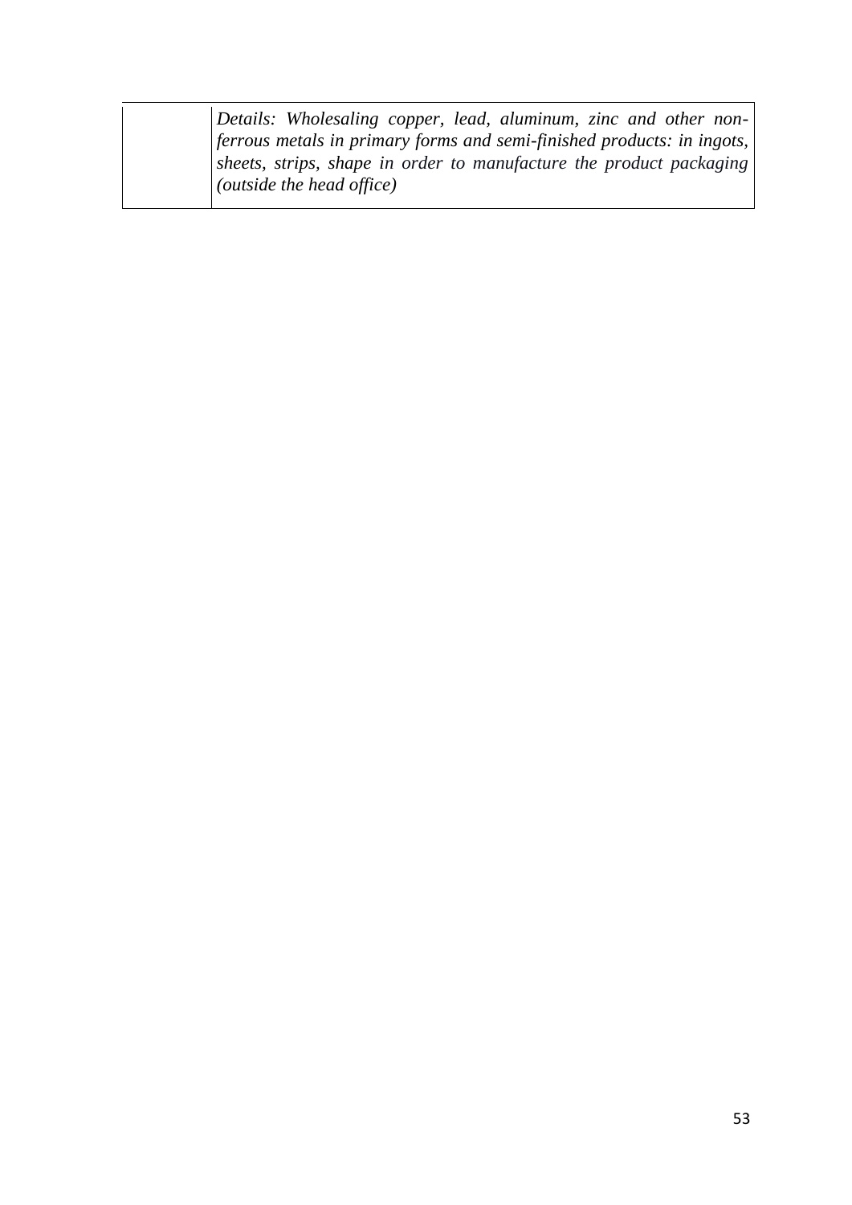| | |
|---|---|
| | *Details: Wholesaling copper, lead, aluminum, zinc and other non-ferrous metals in primary forms and semi-finished products: in ingots, sheets, strips, shape in order to manufacture the product packaging (outside the head office)* |